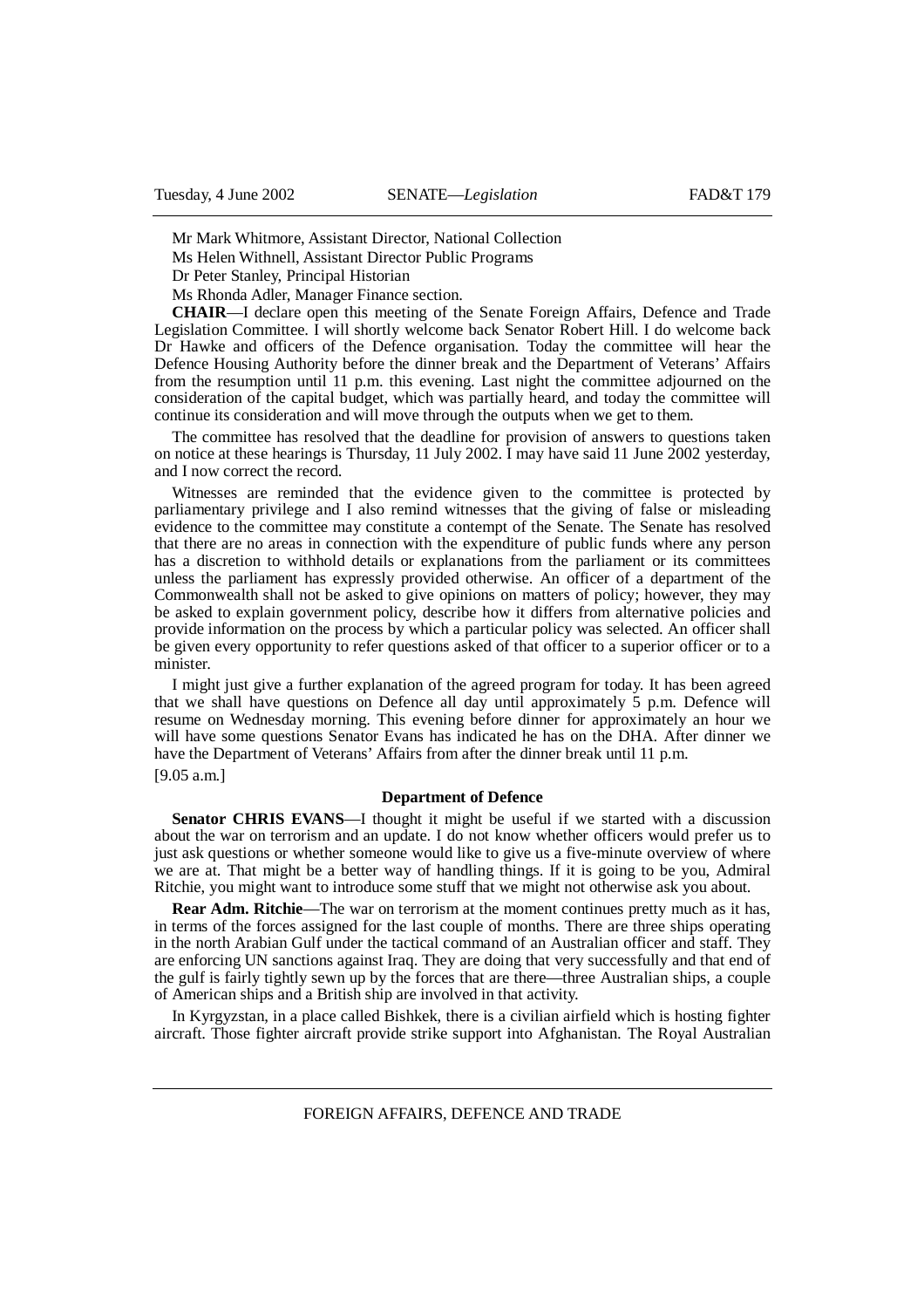Mr Mark Whitmore, Assistant Director, National Collection

Ms Helen Withnell, Assistant Director Public Programs

Dr Peter Stanley, Principal Historian

Ms Rhonda Adler, Manager Finance section.

**CHAIR**—I declare open this meeting of the Senate Foreign Affairs, Defence and Trade Legislation Committee. I will shortly welcome back Senator Robert Hill. I do welcome back Dr Hawke and officers of the Defence organisation. Today the committee will hear the Defence Housing Authority before the dinner break and the Department of Veterans' Affairs from the resumption until 11 p.m. this evening. Last night the committee adjourned on the consideration of the capital budget, which was partially heard, and today the committee will continue its consideration and will move through the outputs when we get to them.

The committee has resolved that the deadline for provision of answers to questions taken on notice at these hearings is Thursday, 11 July 2002. I may have said 11 June 2002 yesterday, and I now correct the record.

Witnesses are reminded that the evidence given to the committee is protected by parliamentary privilege and I also remind witnesses that the giving of false or misleading evidence to the committee may constitute a contempt of the Senate. The Senate has resolved that there are no areas in connection with the expenditure of public funds where any person has a discretion to withhold details or explanations from the parliament or its committees unless the parliament has expressly provided otherwise. An officer of a department of the Commonwealth shall not be asked to give opinions on matters of policy; however, they may be asked to explain government policy, describe how it differs from alternative policies and provide information on the process by which a particular policy was selected. An officer shall be given every opportunity to refer questions asked of that officer to a superior officer or to a minister.

I might just give a further explanation of the agreed program for today. It has been agreed that we shall have questions on Defence all day until approximately 5 p.m. Defence will resume on Wednesday morning. This evening before dinner for approximately an hour we will have some questions Senator Evans has indicated he has on the DHA. After dinner we have the Department of Veterans' Affairs from after the dinner break until 11 p.m.

[9.05 a.m.]

### Department of Defence

**Senator CHRIS EVANS**—I thought it might be useful if we started with a discussion about the war on terrorism and an update. I do not know whether officers would prefer us to just ask questions or whether someone would like to give us a five-minute overview of where we are at. That might be a better way of handling things. If it is going to be you, Admiral Ritchie, you might want to introduce some stuff that we might not otherwise ask you about.

**Rear Adm. Ritchie**—The war on terrorism at the moment continues pretty much as it has, in terms of the forces assigned for the last couple of months. There are three ships operating in the north Arabian Gulf under the tactical command of an Australian officer and staff. They are enforcing UN sanctions against Iraq. They are doing that very successfully and that end of the gulf is fairly tightly sewn up by the forces that are there—three Australian ships, a couple of American ships and a British ship are involved in that activity.

In Kyrgyzstan, in a place called Bishkek, there is a civilian airfield which is hosting fighter aircraft. Those fighter aircraft provide strike support into Afghanistan. The Royal Australian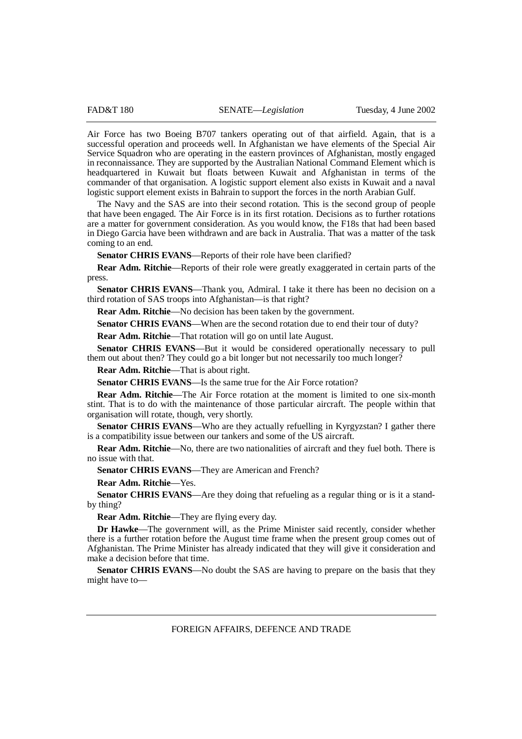Air Force has two Boeing B707 tankers operating out of that airfield. Again, that is a successful operation and proceeds well. In Afghanistan we have elements of the Special Air Service Squadron who are operating in the eastern provinces of Afghanistan, mostly engaged in reconnaissance. They are supported by the Australian National Command Element which is headquartered in Kuwait but floats between Kuwait and Afghanistan in terms of the commander of that organisation. A logistic support element also exists in Kuwait and a naval logistic support element exists in Bahrain to support the forces in the north Arabian Gulf.

The Navy and the SAS are into their second rotation. This is the second group of people that have been engaged. The Air Force is in its first rotation. Decisions as to further rotations are a matter for government consideration. As you would know, the F18s that had been based in Diego Garcia have been withdrawn and are back in Australia. That was a matter of the task coming to an end.

**Senator CHRIS EVANS**—Reports of their role have been clarified?

**Rear Adm. Ritchie**—Reports of their role were greatly exaggerated in certain parts of the press.

**Senator CHRIS EVANS**—Thank you, Admiral. I take it there has been no decision on a third rotation of SAS troops into Afghanistan—is that right?

**Rear Adm. Ritchie**—No decision has been taken by the government.

**Senator CHRIS EVANS**—When are the second rotation due to end their tour of duty?

**Rear Adm. Ritchie**—That rotation will go on until late August.

**Senator CHRIS EVANS**—But it would be considered operationally necessary to pull them out about then? They could go a bit longer but not necessarily too much longer?

**Rear Adm. Ritchie**—That is about right.

**Senator CHRIS EVANS**—Is the same true for the Air Force rotation?

**Rear Adm. Ritchie**—The Air Force rotation at the moment is limited to one six-month stint. That is to do with the maintenance of those particular aircraft. The people within that organisation will rotate, though, very shortly.

**Senator CHRIS EVANS**—Who are they actually refuelling in Kyrgyzstan? I gather there is a compatibility issue between our tankers and some of the US aircraft.

**Rear Adm. Ritchie**—No, there are two nationalities of aircraft and they fuel both. There is no issue with that.

**Senator CHRIS EVANS**—They are American and French?

**Rear Adm. Ritchie**—Yes.

**Senator CHRIS EVANS**—Are they doing that refueling as a regular thing or is it a stand-by thing?

**Rear Adm. Ritchie**—They are flying every day.

**Dr Hawke**—The government will, as the Prime Minister said recently, consider whether there is a further rotation before the August time frame when the present group comes out of Afghanistan. The Prime Minister has already indicated that they will give it consideration and make a decision before that time.

**Senator CHRIS EVANS**—No doubt the SAS are having to prepare on the basis that they might have to—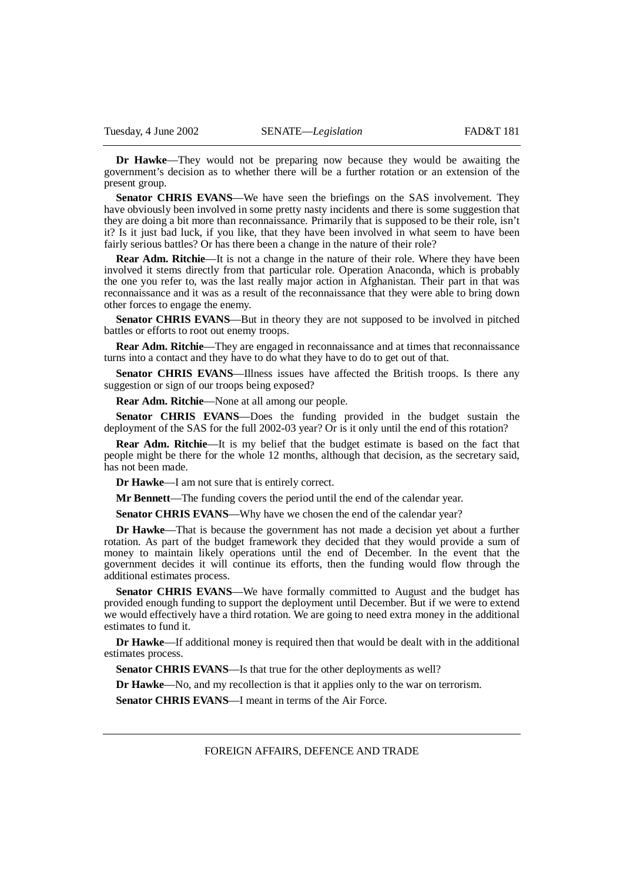**Dr Hawke**—They would not be preparing now because they would be awaiting the government's decision as to whether there will be a further rotation or an extension of the present group.

**Senator CHRIS EVANS**—We have seen the briefings on the SAS involvement. They have obviously been involved in some pretty nasty incidents and there is some suggestion that they are doing a bit more than reconnaissance. Primarily that is supposed to be their role, isn't it? Is it just bad luck, if you like, that they have been involved in what seem to have been fairly serious battles? Or has there been a change in the nature of their role?

**Rear Adm. Ritchie**—It is not a change in the nature of their role. Where they have been involved it stems directly from that particular role. Operation Anaconda, which is probably the one you refer to, was the last really major action in Afghanistan. Their part in that was reconnaissance and it was as a result of the reconnaissance that they were able to bring down other forces to engage the enemy.

**Senator CHRIS EVANS**—But in theory they are not supposed to be involved in pitched battles or efforts to root out enemy troops.

**Rear Adm. Ritchie**—They are engaged in reconnaissance and at times that reconnaissance turns into a contact and they have to do what they have to do to get out of that.

**Senator CHRIS EVANS**—Illness issues have affected the British troops. Is there any suggestion or sign of our troops being exposed?

**Rear Adm. Ritchie**—None at all among our people.

**Senator CHRIS EVANS**—Does the funding provided in the budget sustain the deployment of the SAS for the full 2002-03 year? Or is it only until the end of this rotation?

**Rear Adm. Ritchie**—It is my belief that the budget estimate is based on the fact that people might be there for the whole 12 months, although that decision, as the secretary said, has not been made.

**Dr Hawke**—I am not sure that is entirely correct.

**Mr Bennett**—The funding covers the period until the end of the calendar year.

**Senator CHRIS EVANS**—Why have we chosen the end of the calendar year?

**Dr Hawke**—That is because the government has not made a decision yet about a further rotation. As part of the budget framework they decided that they would provide a sum of money to maintain likely operations until the end of December. In the event that the government decides it will continue its efforts, then the funding would flow through the additional estimates process.

**Senator CHRIS EVANS**—We have formally committed to August and the budget has provided enough funding to support the deployment until December. But if we were to extend we would effectively have a third rotation. We are going to need extra money in the additional estimates to fund it.

**Dr Hawke**—If additional money is required then that would be dealt with in the additional estimates process.

**Senator CHRIS EVANS**—Is that true for the other deployments as well?

**Dr Hawke**—No, and my recollection is that it applies only to the war on terrorism.

**Senator CHRIS EVANS**—I meant in terms of the Air Force.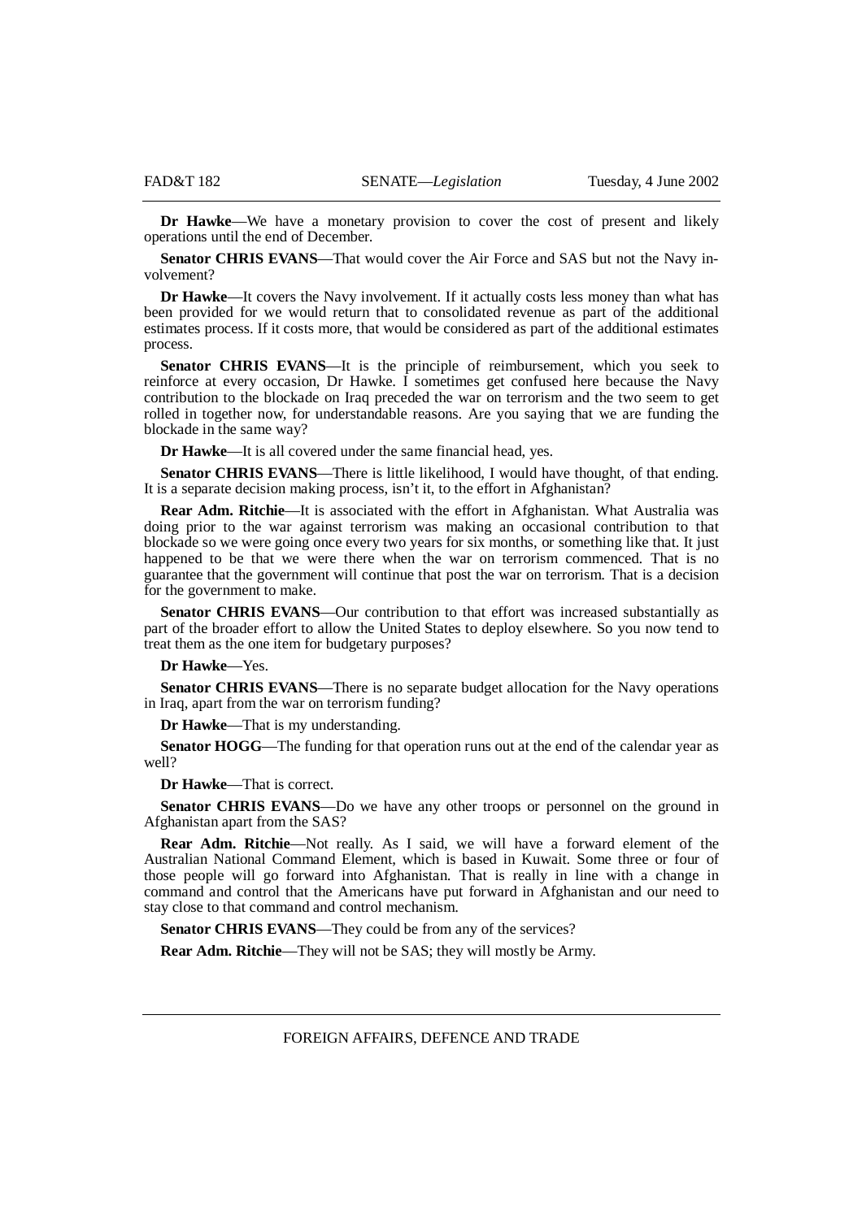**Dr Hawke**—We have a monetary provision to cover the cost of present and likely operations until the end of December.

**Senator CHRIS EVANS**—That would cover the Air Force and SAS but not the Navy involvement?

**Dr Hawke**—It covers the Navy involvement. If it actually costs less money than what has been provided for we would return that to consolidated revenue as part of the additional estimates process. If it costs more, that would be considered as part of the additional estimates process.

**Senator CHRIS EVANS**—It is the principle of reimbursement, which you seek to reinforce at every occasion, Dr Hawke. I sometimes get confused here because the Navy contribution to the blockade on Iraq preceded the war on terrorism and the two seem to get rolled in together now, for understandable reasons. Are you saying that we are funding the blockade in the same way?

**Dr Hawke**—It is all covered under the same financial head, yes.

**Senator CHRIS EVANS**—There is little likelihood, I would have thought, of that ending. It is a separate decision making process, isn't it, to the effort in Afghanistan?

**Rear Adm. Ritchie**—It is associated with the effort in Afghanistan. What Australia was doing prior to the war against terrorism was making an occasional contribution to that blockade so we were going once every two years for six months, or something like that. It just happened to be that we were there when the war on terrorism commenced. That is no guarantee that the government will continue that post the war on terrorism. That is a decision for the government to make.

**Senator CHRIS EVANS**—Our contribution to that effort was increased substantially as part of the broader effort to allow the United States to deploy elsewhere. So you now tend to treat them as the one item for budgetary purposes?

**Dr Hawke**—Yes.

**Senator CHRIS EVANS**—There is no separate budget allocation for the Navy operations in Iraq, apart from the war on terrorism funding?

**Dr Hawke**—That is my understanding.

**Senator HOGG**—The funding for that operation runs out at the end of the calendar year as well?

**Dr Hawke**—That is correct.

**Senator CHRIS EVANS**—Do we have any other troops or personnel on the ground in Afghanistan apart from the SAS?

**Rear Adm. Ritchie**—Not really. As I said, we will have a forward element of the Australian National Command Element, which is based in Kuwait. Some three or four of those people will go forward into Afghanistan. That is really in line with a change in command and control that the Americans have put forward in Afghanistan and our need to stay close to that command and control mechanism.

**Senator CHRIS EVANS**—They could be from any of the services?

**Rear Adm. Ritchie**—They will not be SAS; they will mostly be Army.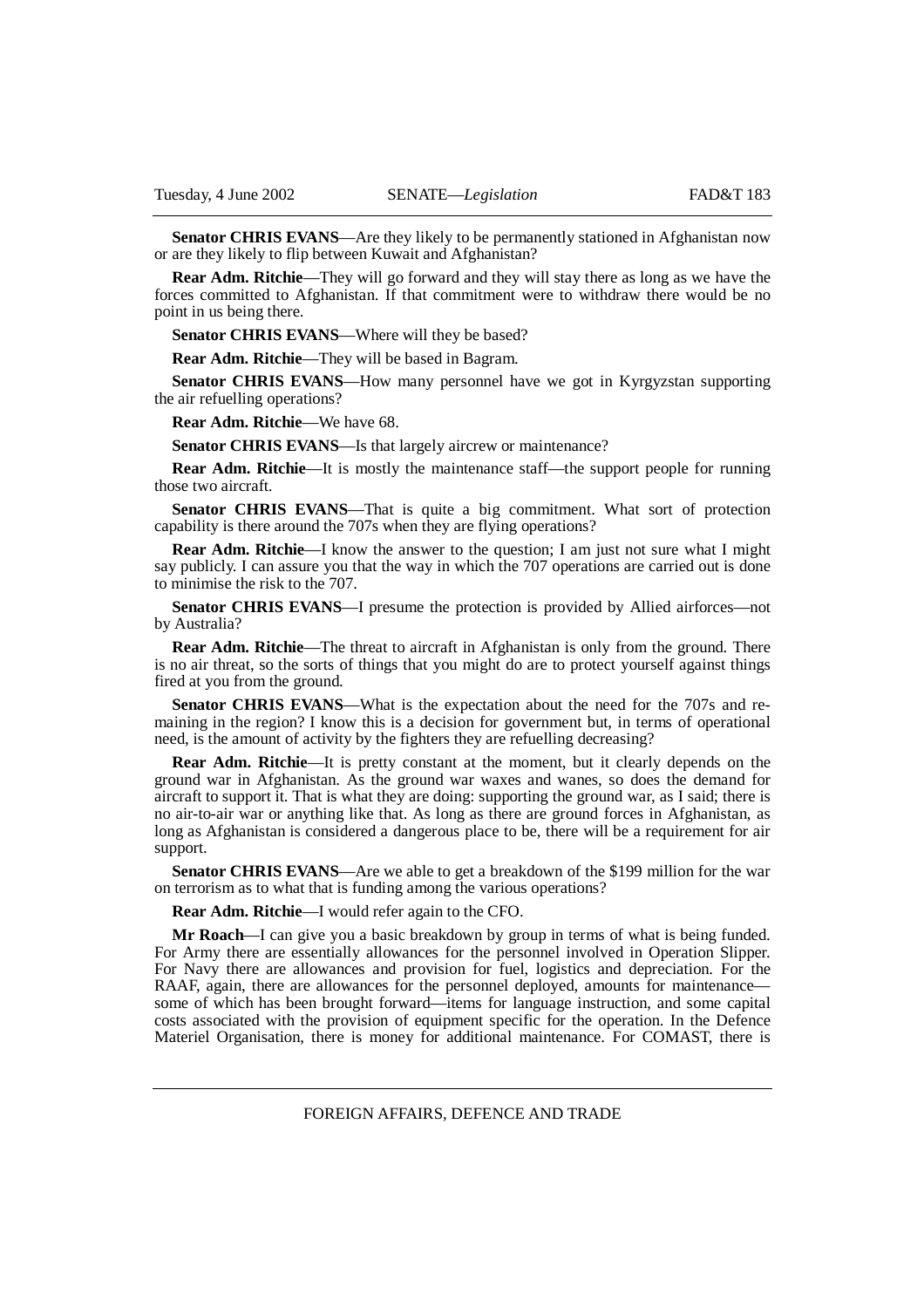**Senator CHRIS EVANS**—Are they likely to be permanently stationed in Afghanistan now or are they likely to flip between Kuwait and Afghanistan?

**Rear Adm. Ritchie**—They will go forward and they will stay there as long as we have the forces committed to Afghanistan. If that commitment were to withdraw there would be no point in us being there.

**Senator CHRIS EVANS**—Where will they be based?

**Rear Adm. Ritchie**—They will be based in Bagram.

**Senator CHRIS EVANS**—How many personnel have we got in Kyrgyzstan supporting the air refuelling operations?

**Rear Adm. Ritchie**—We have 68.

**Senator CHRIS EVANS**—Is that largely aircrew or maintenance?

**Rear Adm. Ritchie**—It is mostly the maintenance staff—the support people for running those two aircraft.

**Senator CHRIS EVANS**—That is quite a big commitment. What sort of protection capability is there around the 707s when they are flying operations?

**Rear Adm. Ritchie**—I know the answer to the question; I am just not sure what I might say publicly. I can assure you that the way in which the 707 operations are carried out is done to minimise the risk to the 707.

**Senator CHRIS EVANS**—I presume the protection is provided by Allied airforces—not by Australia?

**Rear Adm. Ritchie**—The threat to aircraft in Afghanistan is only from the ground. There is no air threat, so the sorts of things that you might do are to protect yourself against things fired at you from the ground.

**Senator CHRIS EVANS**—What is the expectation about the need for the 707s and remaining in the region? I know this is a decision for government but, in terms of operational need, is the amount of activity by the fighters they are refuelling decreasing?

**Rear Adm. Ritchie**—It is pretty constant at the moment, but it clearly depends on the ground war in Afghanistan. As the ground war waxes and wanes, so does the demand for aircraft to support it. That is what they are doing: supporting the ground war, as I said; there is no air-to-air war or anything like that. As long as there are ground forces in Afghanistan, as long as Afghanistan is considered a dangerous place to be, there will be a requirement for air support.

**Senator CHRIS EVANS**—Are we able to get a breakdown of the $199 million for the war on terrorism as to what that is funding among the various operations?

**Rear Adm. Ritchie**—I would refer again to the CFO.

**Mr Roach**—I can give you a basic breakdown by group in terms of what is being funded. For Army there are essentially allowances for the personnel involved in Operation Slipper. For Navy there are allowances and provision for fuel, logistics and depreciation. For the RAAF, again, there are allowances for the personnel deployed, amounts for maintenance—some of which has been brought forward—items for language instruction, and some capital costs associated with the provision of equipment specific for the operation. In the Defence Materiel Organisation, there is money for additional maintenance. For COMAST, there is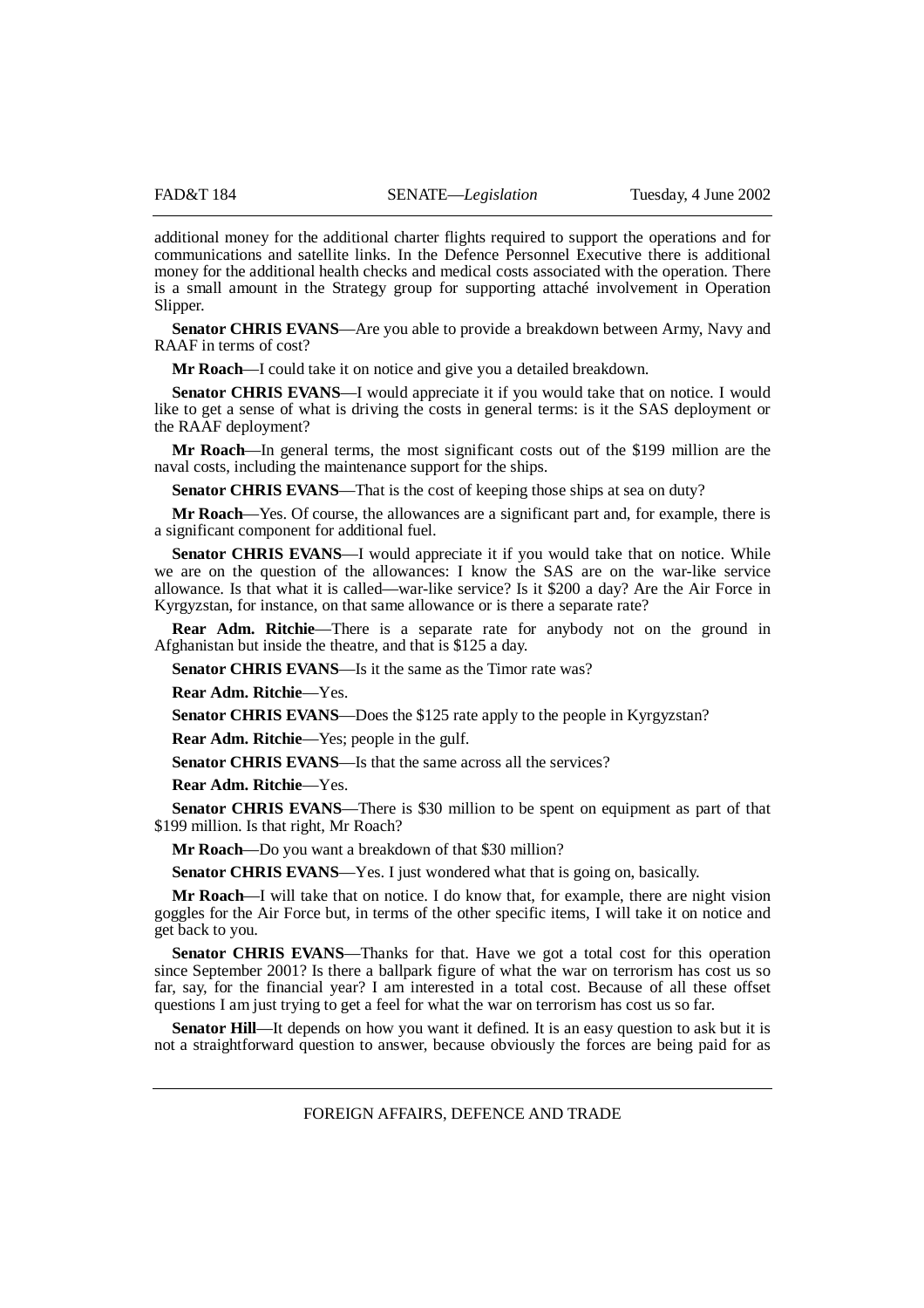additional money for the additional charter flights required to support the operations and for communications and satellite links. In the Defence Personnel Executive there is additional money for the additional health checks and medical costs associated with the operation. There is a small amount in the Strategy group for supporting attaché involvement in Operation Slipper.

**Senator CHRIS EVANS**—Are you able to provide a breakdown between Army, Navy and RAAF in terms of cost?

**Mr Roach**—I could take it on notice and give you a detailed breakdown.

**Senator CHRIS EVANS**—I would appreciate it if you would take that on notice. I would like to get a sense of what is driving the costs in general terms: is it the SAS deployment or the RAAF deployment?

**Mr Roach**—In general terms, the most significant costs out of the $199 million are the naval costs, including the maintenance support for the ships.

**Senator CHRIS EVANS**—That is the cost of keeping those ships at sea on duty?

**Mr Roach**—Yes. Of course, the allowances are a significant part and, for example, there is a significant component for additional fuel.

**Senator CHRIS EVANS**—I would appreciate it if you would take that on notice. While we are on the question of the allowances: I know the SAS are on the war-like service allowance. Is that what it is called—war-like service? Is it $200 a day? Are the Air Force in Kyrgyzstan, for instance, on that same allowance or is there a separate rate?

**Rear Adm. Ritchie**—There is a separate rate for anybody not on the ground in Afghanistan but inside the theatre, and that is $125 a day.

**Senator CHRIS EVANS**—Is it the same as the Timor rate was?

**Rear Adm. Ritchie**—Yes.

**Senator CHRIS EVANS**—Does the $125 rate apply to the people in Kyrgyzstan?

**Rear Adm. Ritchie**—Yes; people in the gulf.

**Senator CHRIS EVANS**—Is that the same across all the services?

**Rear Adm. Ritchie**—Yes.

**Senator CHRIS EVANS**—There is $30 million to be spent on equipment as part of that $199 million. Is that right, Mr Roach?

**Mr Roach**—Do you want a breakdown of that $30 million?

**Senator CHRIS EVANS**—Yes. I just wondered what that is going on, basically.

**Mr Roach**—I will take that on notice. I do know that, for example, there are night vision goggles for the Air Force but, in terms of the other specific items, I will take it on notice and get back to you.

**Senator CHRIS EVANS**—Thanks for that. Have we got a total cost for this operation since September 2001? Is there a ballpark figure of what the war on terrorism has cost us so far, say, for the financial year? I am interested in a total cost. Because of all these offset questions I am just trying to get a feel for what the war on terrorism has cost us so far.

**Senator Hill**—It depends on how you want it defined. It is an easy question to ask but it is not a straightforward question to answer, because obviously the forces are being paid for as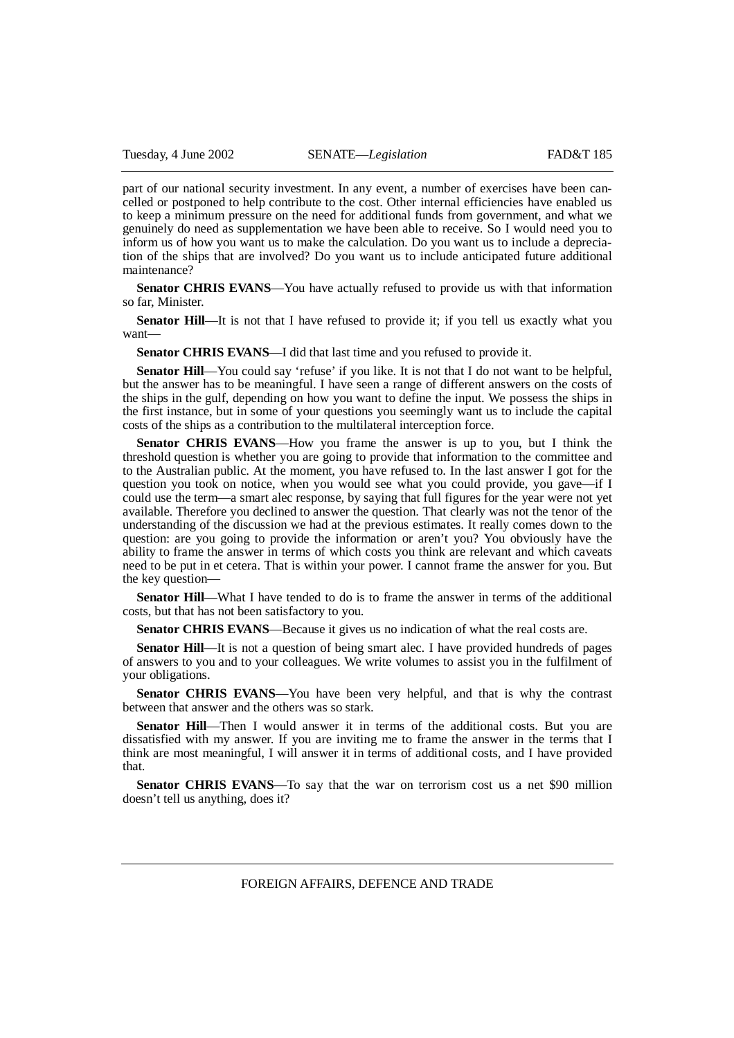part of our national security investment. In any event, a number of exercises have been cancelled or postponed to help contribute to the cost. Other internal efficiencies have enabled us to keep a minimum pressure on the need for additional funds from government, and what we genuinely do need as supplementation we have been able to receive. So I would need you to inform us of how you want us to make the calculation. Do you want us to include a depreciation of the ships that are involved? Do you want us to include anticipated future additional maintenance?

**Senator CHRIS EVANS**—You have actually refused to provide us with that information so far, Minister.

**Senator Hill**—It is not that I have refused to provide it; if you tell us exactly what you want—

**Senator CHRIS EVANS**—I did that last time and you refused to provide it.

**Senator Hill**—You could say 'refuse' if you like. It is not that I do not want to be helpful, but the answer has to be meaningful. I have seen a range of different answers on the costs of the ships in the gulf, depending on how you want to define the input. We possess the ships in the first instance, but in some of your questions you seemingly want us to include the capital costs of the ships as a contribution to the multilateral interception force.

**Senator CHRIS EVANS**—How you frame the answer is up to you, but I think the threshold question is whether you are going to provide that information to the committee and to the Australian public. At the moment, you have refused to. In the last answer I got for the question you took on notice, when you would see what you could provide, you gave—if I could use the term—a smart alec response, by saying that full figures for the year were not yet available. Therefore you declined to answer the question. That clearly was not the tenor of the understanding of the discussion we had at the previous estimates. It really comes down to the question: are you going to provide the information or aren't you? You obviously have the ability to frame the answer in terms of which costs you think are relevant and which caveats need to be put in et cetera. That is within your power. I cannot frame the answer for you. But the key question—

**Senator Hill**—What I have tended to do is to frame the answer in terms of the additional costs, but that has not been satisfactory to you.

**Senator CHRIS EVANS**—Because it gives us no indication of what the real costs are.

**Senator Hill**—It is not a question of being smart alec. I have provided hundreds of pages of answers to you and to your colleagues. We write volumes to assist you in the fulfilment of your obligations.

**Senator CHRIS EVANS**—You have been very helpful, and that is why the contrast between that answer and the others was so stark.

**Senator Hill**—Then I would answer it in terms of the additional costs. But you are dissatisfied with my answer. If you are inviting me to frame the answer in the terms that I think are most meaningful, I will answer it in terms of additional costs, and I have provided that.

**Senator CHRIS EVANS**—To say that the war on terrorism cost us a net $90 million doesn't tell us anything, does it?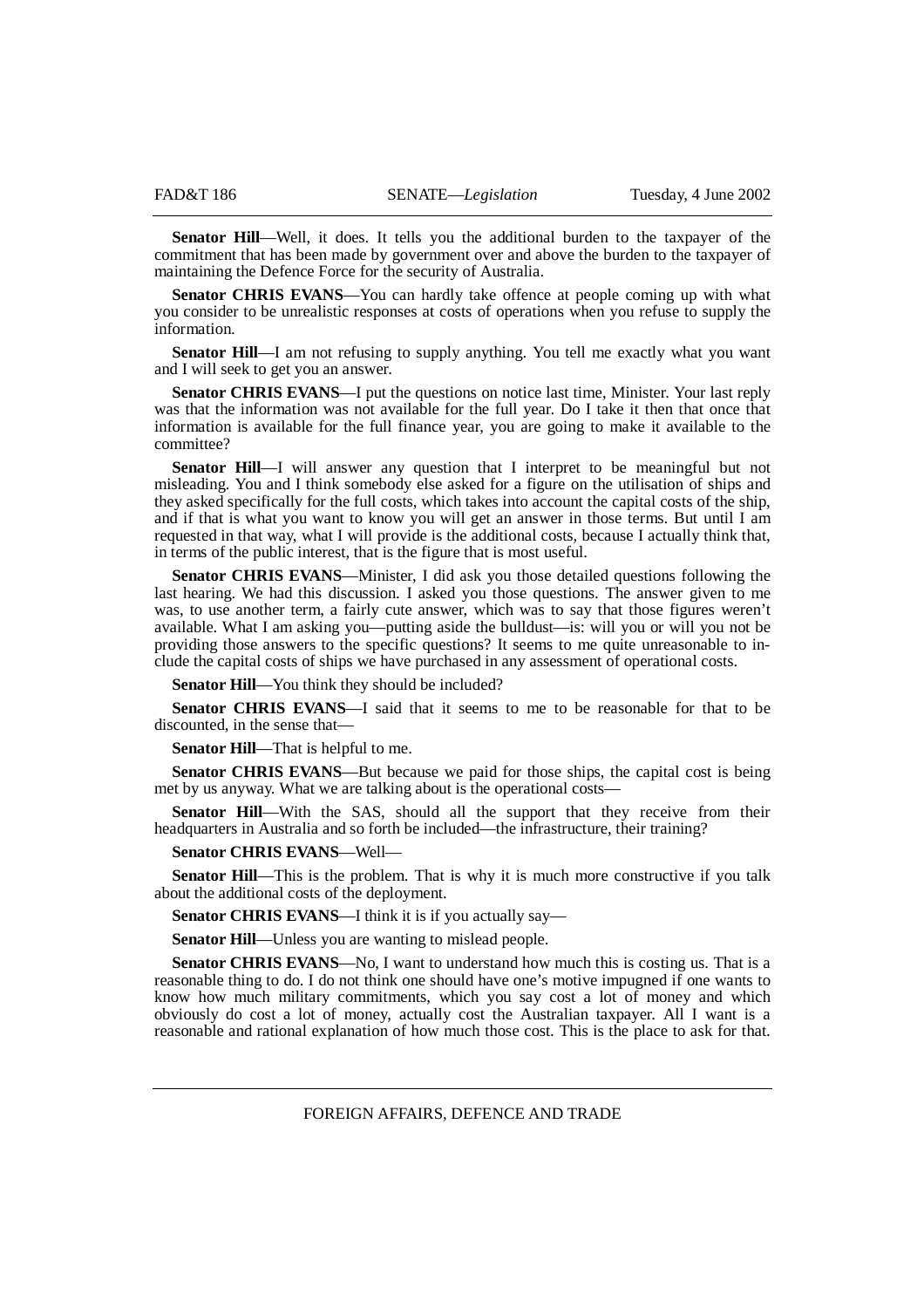**Senator Hill**—Well, it does. It tells you the additional burden to the taxpayer of the commitment that has been made by government over and above the burden to the taxpayer of maintaining the Defence Force for the security of Australia.

**Senator CHRIS EVANS**—You can hardly take offence at people coming up with what you consider to be unrealistic responses at costs of operations when you refuse to supply the information.

**Senator Hill**—I am not refusing to supply anything. You tell me exactly what you want and I will seek to get you an answer.

**Senator CHRIS EVANS**—I put the questions on notice last time, Minister. Your last reply was that the information was not available for the full year. Do I take it then that once that information is available for the full finance year, you are going to make it available to the committee?

**Senator Hill**—I will answer any question that I interpret to be meaningful but not misleading. You and I think somebody else asked for a figure on the utilisation of ships and they asked specifically for the full costs, which takes into account the capital costs of the ship, and if that is what you want to know you will get an answer in those terms. But until I am requested in that way, what I will provide is the additional costs, because I actually think that, in terms of the public interest, that is the figure that is most useful.

**Senator CHRIS EVANS**—Minister, I did ask you those detailed questions following the last hearing. We had this discussion. I asked you those questions. The answer given to me was, to use another term, a fairly cute answer, which was to say that those figures weren't available. What I am asking you—putting aside the bulldust—is: will you or will you not be providing those answers to the specific questions? It seems to me quite unreasonable to include the capital costs of ships we have purchased in any assessment of operational costs.

**Senator Hill**—You think they should be included?

**Senator CHRIS EVANS**—I said that it seems to me to be reasonable for that to be discounted, in the sense that—

**Senator Hill**—That is helpful to me.

**Senator CHRIS EVANS**—But because we paid for those ships, the capital cost is being met by us anyway. What we are talking about is the operational costs—

**Senator Hill**—With the SAS, should all the support that they receive from their headquarters in Australia and so forth be included—the infrastructure, their training?

**Senator CHRIS EVANS**—Well—

**Senator Hill**—This is the problem. That is why it is much more constructive if you talk about the additional costs of the deployment.

**Senator CHRIS EVANS**—I think it is if you actually say—

**Senator Hill**—Unless you are wanting to mislead people.

**Senator CHRIS EVANS**—No, I want to understand how much this is costing us. That is a reasonable thing to do. I do not think one should have one's motive impugned if one wants to know how much military commitments, which you say cost a lot of money and which obviously do cost a lot of money, actually cost the Australian taxpayer. All I want is a reasonable and rational explanation of how much those cost. This is the place to ask for that.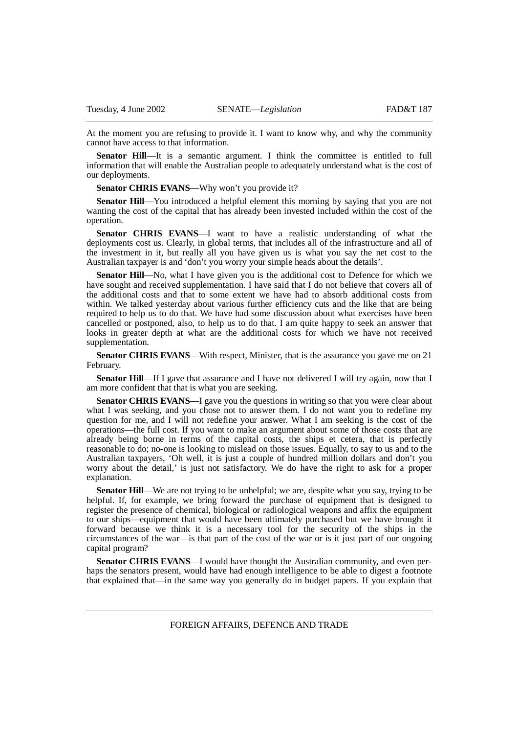At the moment you are refusing to provide it. I want to know why, and why the community cannot have access to that information.

**Senator Hill**—It is a semantic argument. I think the committee is entitled to full information that will enable the Australian people to adequately understand what is the cost of our deployments.

**Senator CHRIS EVANS**—Why won't you provide it?

**Senator Hill**—You introduced a helpful element this morning by saying that you are not wanting the cost of the capital that has already been invested included within the cost of the operation.

**Senator CHRIS EVANS**—I want to have a realistic understanding of what the deployments cost us. Clearly, in global terms, that includes all of the infrastructure and all of the investment in it, but really all you have given us is what you say the net cost to the Australian taxpayer is and 'don't you worry your simple heads about the details'.

**Senator Hill**—No, what I have given you is the additional cost to Defence for which we have sought and received supplementation. I have said that I do not believe that covers all of the additional costs and that to some extent we have had to absorb additional costs from within. We talked yesterday about various further efficiency cuts and the like that are being required to help us to do that. We have had some discussion about what exercises have been cancelled or postponed, also, to help us to do that. I am quite happy to seek an answer that looks in greater depth at what are the additional costs for which we have not received supplementation.

**Senator CHRIS EVANS**—With respect, Minister, that is the assurance you gave me on 21 February.

**Senator Hill**—If I gave that assurance and I have not delivered I will try again, now that I am more confident that that is what you are seeking.

**Senator CHRIS EVANS**—I gave you the questions in writing so that you were clear about what I was seeking, and you chose not to answer them. I do not want you to redefine my question for me, and I will not redefine your answer. What I am seeking is the cost of the operations—the full cost. If you want to make an argument about some of those costs that are already being borne in terms of the capital costs, the ships et cetera, that is perfectly reasonable to do; no-one is looking to mislead on those issues. Equally, to say to us and to the Australian taxpayers, 'Oh well, it is just a couple of hundred million dollars and don't you worry about the detail,' is just not satisfactory. We do have the right to ask for a proper explanation.

**Senator Hill**—We are not trying to be unhelpful; we are, despite what you say, trying to be helpful. If, for example, we bring forward the purchase of equipment that is designed to register the presence of chemical, biological or radiological weapons and affix the equipment to our ships—equipment that would have been ultimately purchased but we have brought it forward because we think it is a necessary tool for the security of the ships in the circumstances of the war—is that part of the cost of the war or is it just part of our ongoing capital program?

**Senator CHRIS EVANS**—I would have thought the Australian community, and even perhaps the senators present, would have had enough intelligence to be able to digest a footnote that explained that—in the same way you generally do in budget papers. If you explain that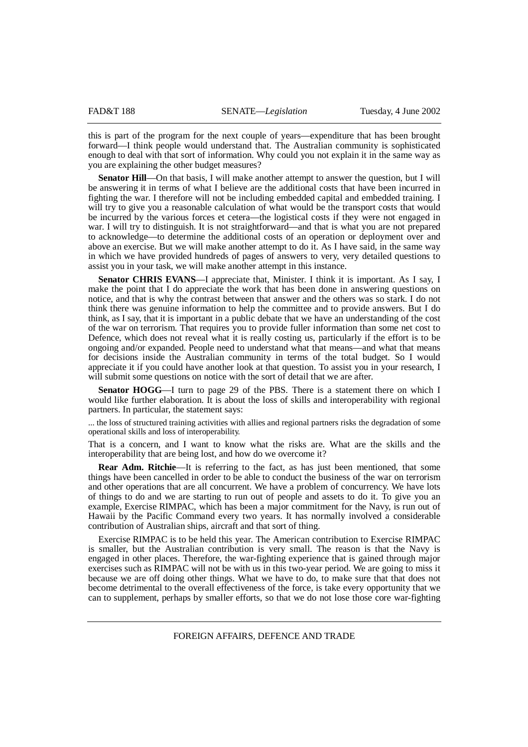this is part of the program for the next couple of years—expenditure that has been brought forward—I think people would understand that. The Australian community is sophisticated enough to deal with that sort of information. Why could you not explain it in the same way as you are explaining the other budget measures?

**Senator Hill**—On that basis, I will make another attempt to answer the question, but I will be answering it in terms of what I believe are the additional costs that have been incurred in fighting the war. I therefore will not be including embedded capital and embedded training. I will try to give you a reasonable calculation of what would be the transport costs that would be incurred by the various forces et cetera—the logistical costs if they were not engaged in war. I will try to distinguish. It is not straightforward—and that is what you are not prepared to acknowledge—to determine the additional costs of an operation or deployment over and above an exercise. But we will make another attempt to do it. As I have said, in the same way in which we have provided hundreds of pages of answers to very, very detailed questions to assist you in your task, we will make another attempt in this instance.

**Senator CHRIS EVANS**—I appreciate that, Minister. I think it is important. As I say, I make the point that I do appreciate the work that has been done in answering questions on notice, and that is why the contrast between that answer and the others was so stark. I do not think there was genuine information to help the committee and to provide answers. But I do think, as I say, that it is important in a public debate that we have an understanding of the cost of the war on terrorism. That requires you to provide fuller information than some net cost to Defence, which does not reveal what it is really costing us, particularly if the effort is to be ongoing and/or expanded. People need to understand what that means—and what that means for decisions inside the Australian community in terms of the total budget. So I would appreciate it if you could have another look at that question. To assist you in your research, I will submit some questions on notice with the sort of detail that we are after.

**Senator HOGG**—I turn to page 29 of the PBS. There is a statement there on which I would like further elaboration. It is about the loss of skills and interoperability with regional partners. In particular, the statement says:

> ... the loss of structured training activities with allies and regional partners risks the degradation of some operational skills and loss of interoperability.

That is a concern, and I want to know what the risks are. What are the skills and the interoperability that are being lost, and how do we overcome it?

**Rear Adm. Ritchie**—It is referring to the fact, as has just been mentioned, that some things have been cancelled in order to be able to conduct the business of the war on terrorism and other operations that are all concurrent. We have a problem of concurrency. We have lots of things to do and we are starting to run out of people and assets to do it. To give you an example, Exercise RIMPAC, which has been a major commitment for the Navy, is run out of Hawaii by the Pacific Command every two years. It has normally involved a considerable contribution of Australian ships, aircraft and that sort of thing.

Exercise RIMPAC is to be held this year. The American contribution to Exercise RIMPAC is smaller, but the Australian contribution is very small. The reason is that the Navy is engaged in other places. Therefore, the war-fighting experience that is gained through major exercises such as RIMPAC will not be with us in this two-year period. We are going to miss it because we are off doing other things. What we have to do, to make sure that that does not become detrimental to the overall effectiveness of the force, is take every opportunity that we can to supplement, perhaps by smaller efforts, so that we do not lose those core war-fighting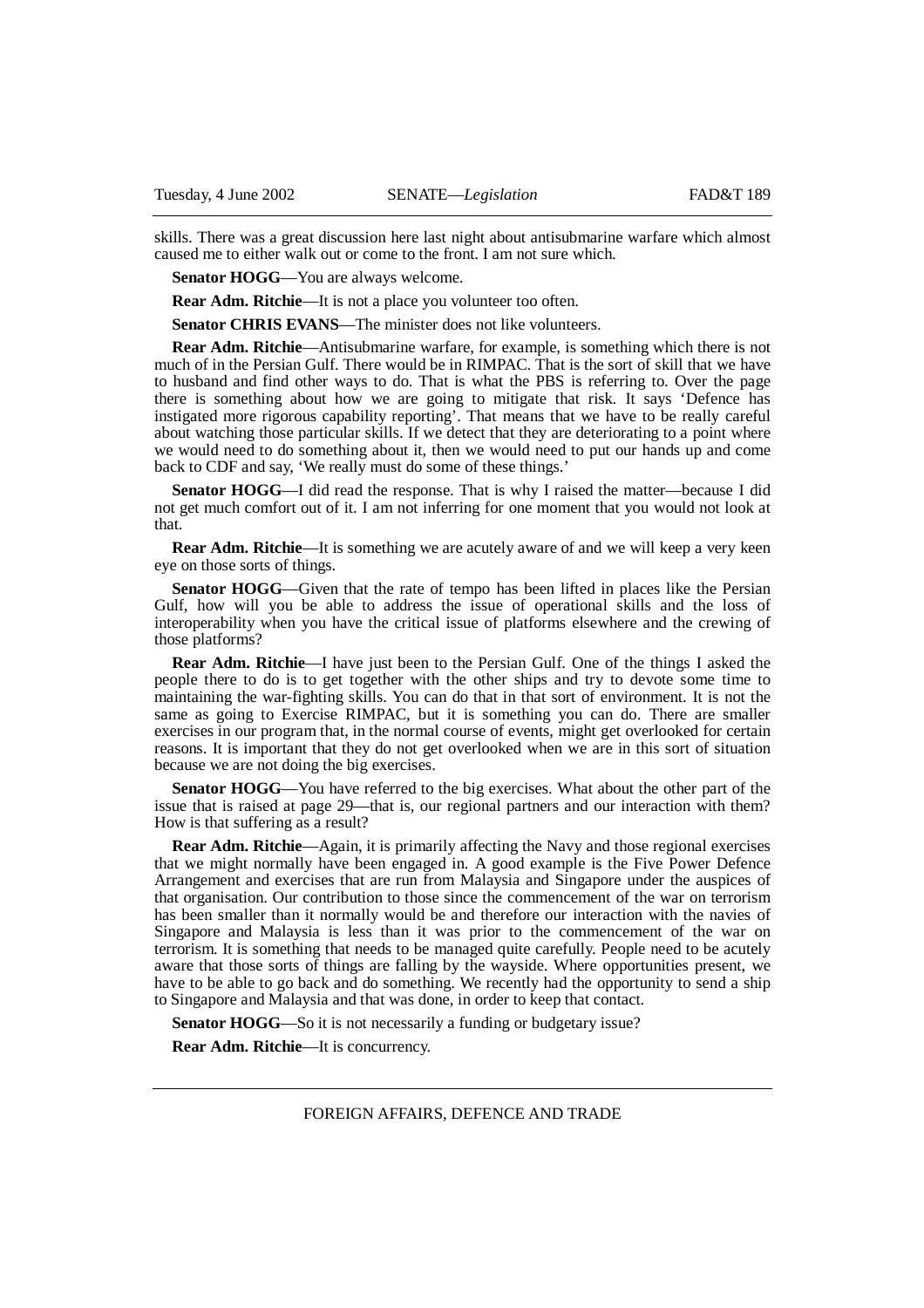skills. There was a great discussion here last night about antisubmarine warfare which almost caused me to either walk out or come to the front. I am not sure which.

**Senator HOGG**—You are always welcome.

**Rear Adm. Ritchie**—It is not a place you volunteer too often.

**Senator CHRIS EVANS**—The minister does not like volunteers.

**Rear Adm. Ritchie**—Antisubmarine warfare, for example, is something which there is not much of in the Persian Gulf. There would be in RIMPAC. That is the sort of skill that we have to husband and find other ways to do. That is what the PBS is referring to. Over the page there is something about how we are going to mitigate that risk. It says 'Defence has instigated more rigorous capability reporting'. That means that we have to be really careful about watching those particular skills. If we detect that they are deteriorating to a point where we would need to do something about it, then we would need to put our hands up and come back to CDF and say, 'We really must do some of these things.'

**Senator HOGG**—I did read the response. That is why I raised the matter—because I did not get much comfort out of it. I am not inferring for one moment that you would not look at that.

**Rear Adm. Ritchie**—It is something we are acutely aware of and we will keep a very keen eye on those sorts of things.

**Senator HOGG**—Given that the rate of tempo has been lifted in places like the Persian Gulf, how will you be able to address the issue of operational skills and the loss of interoperability when you have the critical issue of platforms elsewhere and the crewing of those platforms?

**Rear Adm. Ritchie**—I have just been to the Persian Gulf. One of the things I asked the people there to do is to get together with the other ships and try to devote some time to maintaining the war-fighting skills. You can do that in that sort of environment. It is not the same as going to Exercise RIMPAC, but it is something you can do. There are smaller exercises in our program that, in the normal course of events, might get overlooked for certain reasons. It is important that they do not get overlooked when we are in this sort of situation because we are not doing the big exercises.

**Senator HOGG**—You have referred to the big exercises. What about the other part of the issue that is raised at page 29—that is, our regional partners and our interaction with them? How is that suffering as a result?

**Rear Adm. Ritchie**—Again, it is primarily affecting the Navy and those regional exercises that we might normally have been engaged in. A good example is the Five Power Defence Arrangement and exercises that are run from Malaysia and Singapore under the auspices of that organisation. Our contribution to those since the commencement of the war on terrorism has been smaller than it normally would be and therefore our interaction with the navies of Singapore and Malaysia is less than it was prior to the commencement of the war on terrorism. It is something that needs to be managed quite carefully. People need to be acutely aware that those sorts of things are falling by the wayside. Where opportunities present, we have to be able to go back and do something. We recently had the opportunity to send a ship to Singapore and Malaysia and that was done, in order to keep that contact.

**Senator HOGG**—So it is not necessarily a funding or budgetary issue?

**Rear Adm. Ritchie**—It is concurrency.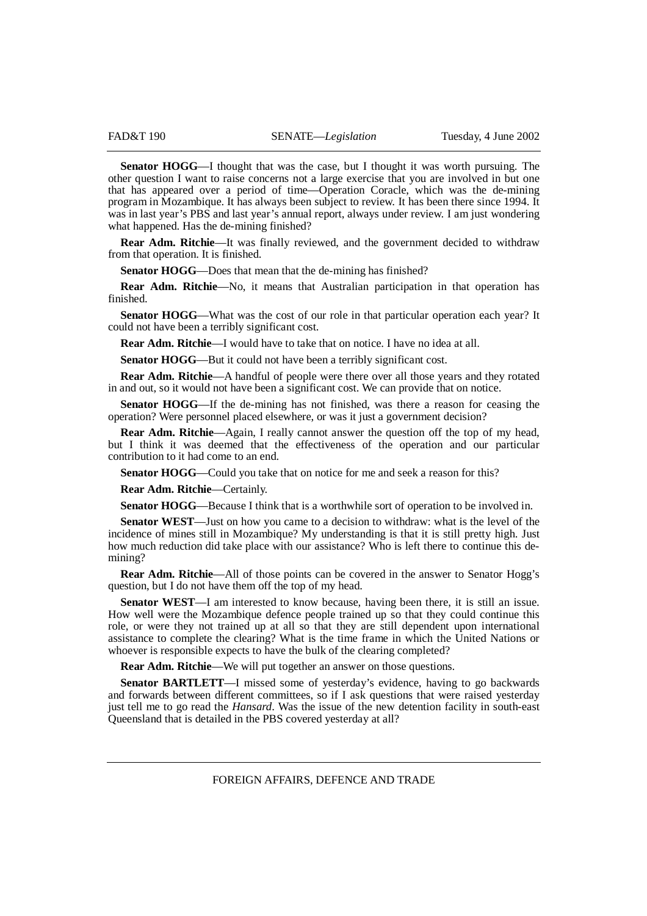**Senator HOGG**—I thought that was the case, but I thought it was worth pursuing. The other question I want to raise concerns not a large exercise that you are involved in but one that has appeared over a period of time—Operation Coracle, which was the de-mining program in Mozambique. It has always been subject to review. It has been there since 1994. It was in last year's PBS and last year's annual report, always under review. I am just wondering what happened. Has the de-mining finished?

**Rear Adm. Ritchie**—It was finally reviewed, and the government decided to withdraw from that operation. It is finished.

**Senator HOGG**—Does that mean that the de-mining has finished?

**Rear Adm. Ritchie**—No, it means that Australian participation in that operation has finished.

**Senator HOGG**—What was the cost of our role in that particular operation each year? It could not have been a terribly significant cost.

**Rear Adm. Ritchie**—I would have to take that on notice. I have no idea at all.

**Senator HOGG**—But it could not have been a terribly significant cost.

**Rear Adm. Ritchie**—A handful of people were there over all those years and they rotated in and out, so it would not have been a significant cost. We can provide that on notice.

**Senator HOGG**—If the de-mining has not finished, was there a reason for ceasing the operation? Were personnel placed elsewhere, or was it just a government decision?

**Rear Adm. Ritchie**—Again, I really cannot answer the question off the top of my head, but I think it was deemed that the effectiveness of the operation and our particular contribution to it had come to an end.

**Senator HOGG**—Could you take that on notice for me and seek a reason for this?

**Rear Adm. Ritchie**—Certainly.

**Senator HOGG**—Because I think that is a worthwhile sort of operation to be involved in.

**Senator WEST**—Just on how you came to a decision to withdraw: what is the level of the incidence of mines still in Mozambique? My understanding is that it is still pretty high. Just how much reduction did take place with our assistance? Who is left there to continue this de-mining?

**Rear Adm. Ritchie**—All of those points can be covered in the answer to Senator Hogg's question, but I do not have them off the top of my head.

**Senator WEST**—I am interested to know because, having been there, it is still an issue. How well were the Mozambique defence people trained up so that they could continue this role, or were they not trained up at all so that they are still dependent upon international assistance to complete the clearing? What is the time frame in which the United Nations or whoever is responsible expects to have the bulk of the clearing completed?

**Rear Adm. Ritchie**—We will put together an answer on those questions.

**Senator BARTLETT**—I missed some of yesterday's evidence, having to go backwards and forwards between different committees, so if I ask questions that were raised yesterday just tell me to go read the *Hansard*. Was the issue of the new detention facility in south-east Queensland that is detailed in the PBS covered yesterday at all?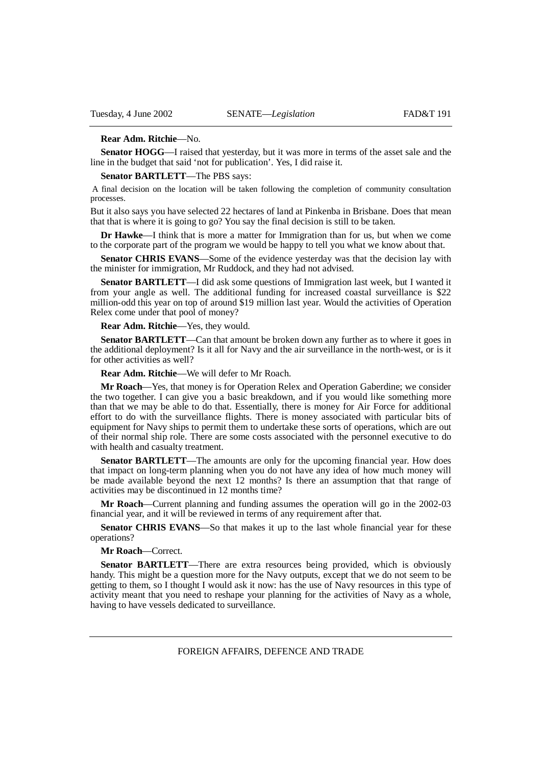**Rear Adm. Ritchie**—No.

**Senator HOGG**—I raised that yesterday, but it was more in terms of the asset sale and the line in the budget that said 'not for publication'. Yes, I did raise it.

**Senator BARTLETT**—The PBS says:

> A final decision on the location will be taken following the completion of community consultation processes.

But it also says you have selected 22 hectares of land at Pinkenba in Brisbane. Does that mean that that is where it is going to go? You say the final decision is still to be taken.

**Dr Hawke**—I think that is more a matter for Immigration than for us, but when we come to the corporate part of the program we would be happy to tell you what we know about that.

**Senator CHRIS EVANS**—Some of the evidence yesterday was that the decision lay with the minister for immigration, Mr Ruddock, and they had not advised.

**Senator BARTLETT**—I did ask some questions of Immigration last week, but I wanted it from your angle as well. The additional funding for increased coastal surveillance is $22 million-odd this year on top of around $19 million last year. Would the activities of Operation Relex come under that pool of money?

**Rear Adm. Ritchie**—Yes, they would.

**Senator BARTLETT**—Can that amount be broken down any further as to where it goes in the additional deployment? Is it all for Navy and the air surveillance in the north-west, or is it for other activities as well?

**Rear Adm. Ritchie**—We will defer to Mr Roach.

**Mr Roach**—Yes, that money is for Operation Relex and Operation Gaberdine; we consider the two together. I can give you a basic breakdown, and if you would like something more than that we may be able to do that. Essentially, there is money for Air Force for additional effort to do with the surveillance flights. There is money associated with particular bits of equipment for Navy ships to permit them to undertake these sorts of operations, which are out of their normal ship role. There are some costs associated with the personnel executive to do with health and casualty treatment.

**Senator BARTLETT**—The amounts are only for the upcoming financial year. How does that impact on long-term planning when you do not have any idea of how much money will be made available beyond the next 12 months? Is there an assumption that that range of activities may be discontinued in 12 months time?

**Mr Roach**—Current planning and funding assumes the operation will go in the 2002-03 financial year, and it will be reviewed in terms of any requirement after that.

**Senator CHRIS EVANS**—So that makes it up to the last whole financial year for these operations?

**Mr Roach**—Correct.

**Senator BARTLETT**—There are extra resources being provided, which is obviously handy. This might be a question more for the Navy outputs, except that we do not seem to be getting to them, so I thought I would ask it now: has the use of Navy resources in this type of activity meant that you need to reshape your planning for the activities of Navy as a whole, having to have vessels dedicated to surveillance.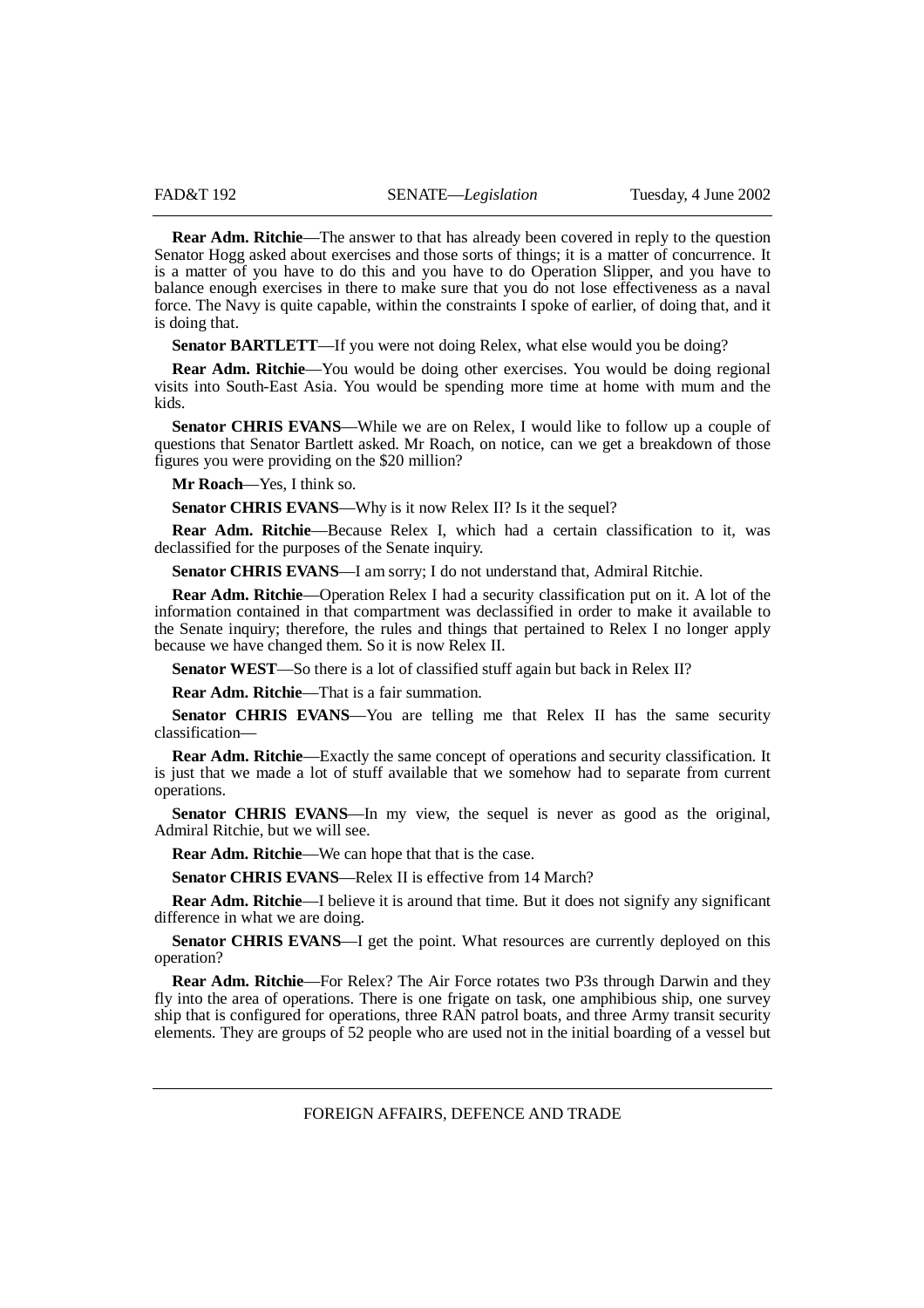**Rear Adm. Ritchie**—The answer to that has already been covered in reply to the question Senator Hogg asked about exercises and those sorts of things; it is a matter of concurrence. It is a matter of you have to do this and you have to do Operation Slipper, and you have to balance enough exercises in there to make sure that you do not lose effectiveness as a naval force. The Navy is quite capable, within the constraints I spoke of earlier, of doing that, and it is doing that.

**Senator BARTLETT**—If you were not doing Relex, what else would you be doing?

**Rear Adm. Ritchie**—You would be doing other exercises. You would be doing regional visits into South-East Asia. You would be spending more time at home with mum and the kids.

**Senator CHRIS EVANS**—While we are on Relex, I would like to follow up a couple of questions that Senator Bartlett asked. Mr Roach, on notice, can we get a breakdown of those figures you were providing on the $20 million?

**Mr Roach**—Yes, I think so.

**Senator CHRIS EVANS**—Why is it now Relex II? Is it the sequel?

**Rear Adm. Ritchie**—Because Relex I, which had a certain classification to it, was declassified for the purposes of the Senate inquiry.

**Senator CHRIS EVANS**—I am sorry; I do not understand that, Admiral Ritchie.

**Rear Adm. Ritchie**—Operation Relex I had a security classification put on it. A lot of the information contained in that compartment was declassified in order to make it available to the Senate inquiry; therefore, the rules and things that pertained to Relex I no longer apply because we have changed them. So it is now Relex II.

**Senator WEST**—So there is a lot of classified stuff again but back in Relex II?

**Rear Adm. Ritchie**—That is a fair summation.

**Senator CHRIS EVANS**—You are telling me that Relex II has the same security classification—

**Rear Adm. Ritchie**—Exactly the same concept of operations and security classification. It is just that we made a lot of stuff available that we somehow had to separate from current operations.

**Senator CHRIS EVANS**—In my view, the sequel is never as good as the original, Admiral Ritchie, but we will see.

**Rear Adm. Ritchie**—We can hope that that is the case.

**Senator CHRIS EVANS**—Relex II is effective from 14 March?

**Rear Adm. Ritchie**—I believe it is around that time. But it does not signify any significant difference in what we are doing.

**Senator CHRIS EVANS**—I get the point. What resources are currently deployed on this operation?

**Rear Adm. Ritchie**—For Relex? The Air Force rotates two P3s through Darwin and they fly into the area of operations. There is one frigate on task, one amphibious ship, one survey ship that is configured for operations, three RAN patrol boats, and three Army transit security elements. They are groups of 52 people who are used not in the initial boarding of a vessel but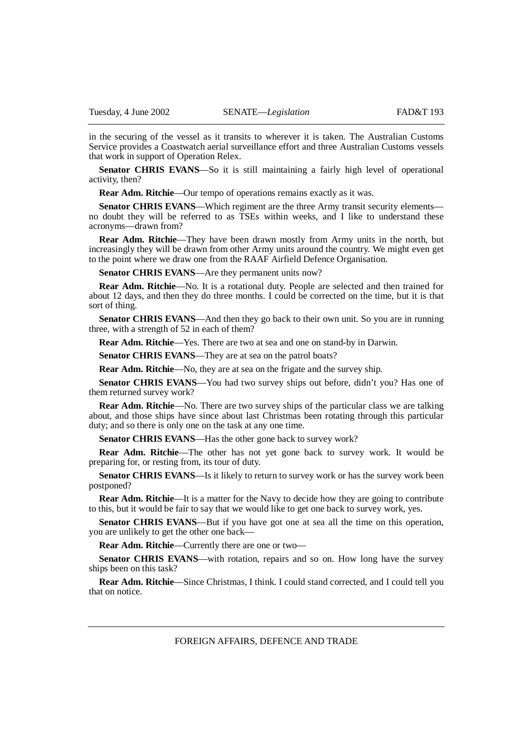in the securing of the vessel as it transits to wherever it is taken. The Australian Customs Service provides a Coastwatch aerial surveillance effort and three Australian Customs vessels that work in support of Operation Relex.

**Senator CHRIS EVANS**—So it is still maintaining a fairly high level of operational activity, then?

**Rear Adm. Ritchie**—Our tempo of operations remains exactly as it was.

**Senator CHRIS EVANS**—Which regiment are the three Army transit security elements—no doubt they will be referred to as TSEs within weeks, and I like to understand these acronyms—drawn from?

**Rear Adm. Ritchie**—They have been drawn mostly from Army units in the north, but increasingly they will be drawn from other Army units around the country. We might even get to the point where we draw one from the RAAF Airfield Defence Organisation.

**Senator CHRIS EVANS**—Are they permanent units now?

**Rear Adm. Ritchie**—No. It is a rotational duty. People are selected and then trained for about 12 days, and then they do three months. I could be corrected on the time, but it is that sort of thing.

**Senator CHRIS EVANS**—And then they go back to their own unit. So you are in running three, with a strength of 52 in each of them?

**Rear Adm. Ritchie**—Yes. There are two at sea and one on stand-by in Darwin.

**Senator CHRIS EVANS**—They are at sea on the patrol boats?

**Rear Adm. Ritchie**—No, they are at sea on the frigate and the survey ship.

**Senator CHRIS EVANS**—You had two survey ships out before, didn't you? Has one of them returned survey work?

**Rear Adm. Ritchie**—No. There are two survey ships of the particular class we are talking about, and those ships have since about last Christmas been rotating through this particular duty; and so there is only one on the task at any one time.

**Senator CHRIS EVANS**—Has the other gone back to survey work?

**Rear Adm. Ritchie**—The other has not yet gone back to survey work. It would be preparing for, or resting from, its tour of duty.

**Senator CHRIS EVANS**—Is it likely to return to survey work or has the survey work been postponed?

**Rear Adm. Ritchie**—It is a matter for the Navy to decide how they are going to contribute to this, but it would be fair to say that we would like to get one back to survey work, yes.

**Senator CHRIS EVANS**—But if you have got one at sea all the time on this operation, you are unlikely to get the other one back—

**Rear Adm. Ritchie**—Currently there are one or two—

**Senator CHRIS EVANS**—with rotation, repairs and so on. How long have the survey ships been on this task?

**Rear Adm. Ritchie**—Since Christmas, I think. I could stand corrected, and I could tell you that on notice.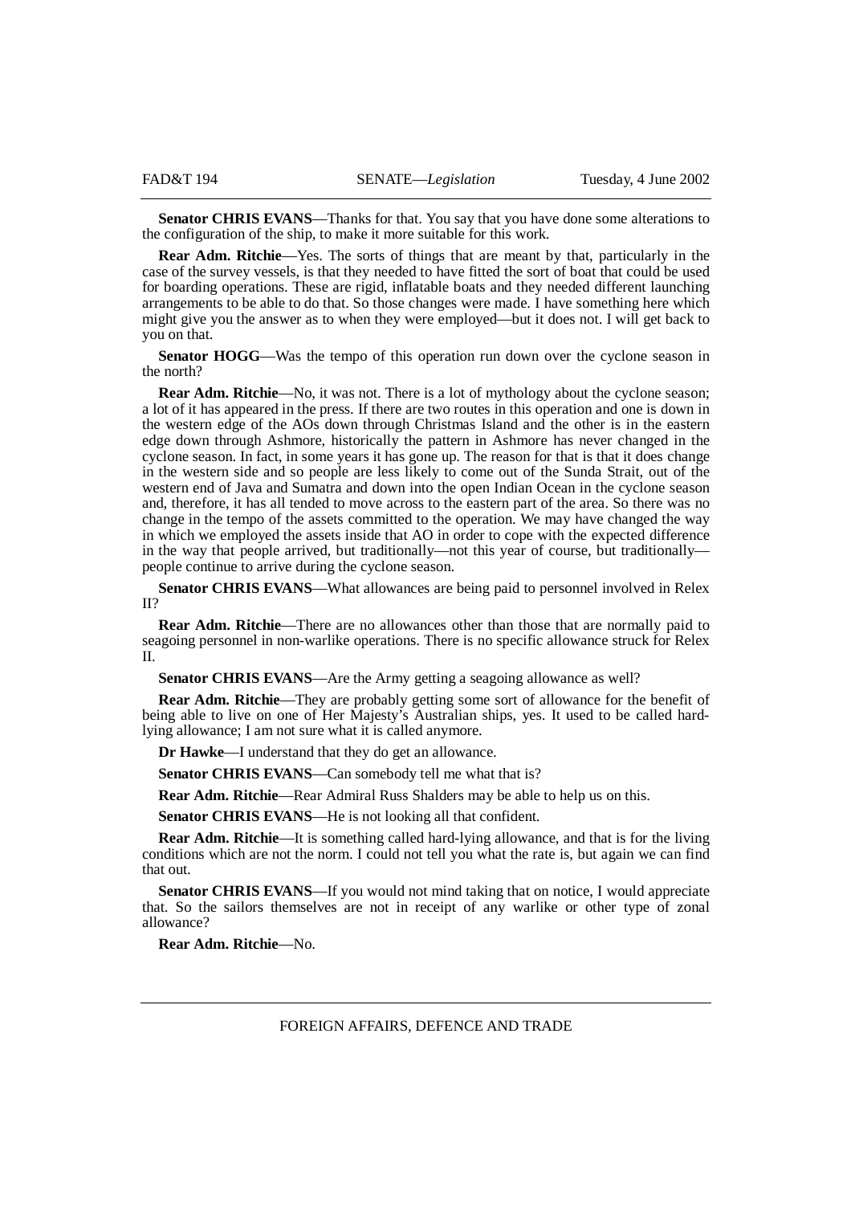**Senator CHRIS EVANS**—Thanks for that. You say that you have done some alterations to the configuration of the ship, to make it more suitable for this work.

**Rear Adm. Ritchie**—Yes. The sorts of things that are meant by that, particularly in the case of the survey vessels, is that they needed to have fitted the sort of boat that could be used for boarding operations. These are rigid, inflatable boats and they needed different launching arrangements to be able to do that. So those changes were made. I have something here which might give you the answer as to when they were employed—but it does not. I will get back to you on that.

**Senator HOGG**—Was the tempo of this operation run down over the cyclone season in the north?

**Rear Adm. Ritchie**—No, it was not. There is a lot of mythology about the cyclone season; a lot of it has appeared in the press. If there are two routes in this operation and one is down in the western edge of the AOs down through Christmas Island and the other is in the eastern edge down through Ashmore, historically the pattern in Ashmore has never changed in the cyclone season. In fact, in some years it has gone up. The reason for that is that it does change in the western side and so people are less likely to come out of the Sunda Strait, out of the western end of Java and Sumatra and down into the open Indian Ocean in the cyclone season and, therefore, it has all tended to move across to the eastern part of the area. So there was no change in the tempo of the assets committed to the operation. We may have changed the way in which we employed the assets inside that AO in order to cope with the expected difference in the way that people arrived, but traditionally—not this year of course, but traditionally—people continue to arrive during the cyclone season.

**Senator CHRIS EVANS**—What allowances are being paid to personnel involved in Relex II?

**Rear Adm. Ritchie**—There are no allowances other than those that are normally paid to seagoing personnel in non-warlike operations. There is no specific allowance struck for Relex II.

**Senator CHRIS EVANS**—Are the Army getting a seagoing allowance as well?

**Rear Adm. Ritchie**—They are probably getting some sort of allowance for the benefit of being able to live on one of Her Majesty's Australian ships, yes. It used to be called hard-lying allowance; I am not sure what it is called anymore.

**Dr Hawke**—I understand that they do get an allowance.

**Senator CHRIS EVANS**—Can somebody tell me what that is?

**Rear Adm. Ritchie**—Rear Admiral Russ Shalders may be able to help us on this.

**Senator CHRIS EVANS**—He is not looking all that confident.

**Rear Adm. Ritchie**—It is something called hard-lying allowance, and that is for the living conditions which are not the norm. I could not tell you what the rate is, but again we can find that out.

**Senator CHRIS EVANS**—If you would not mind taking that on notice, I would appreciate that. So the sailors themselves are not in receipt of any warlike or other type of zonal allowance?

**Rear Adm. Ritchie**—No.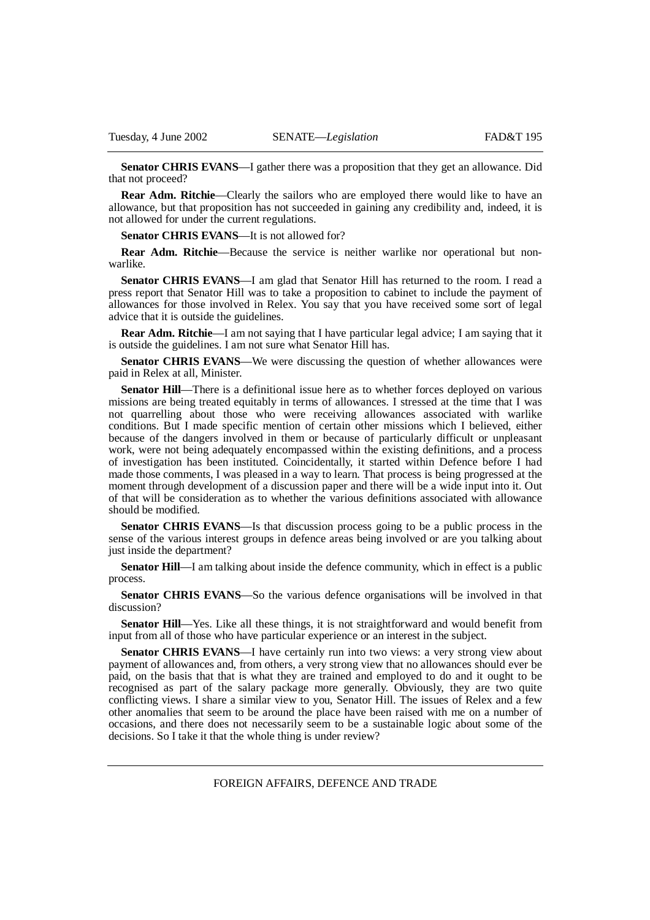**Senator CHRIS EVANS**—I gather there was a proposition that they get an allowance. Did that not proceed?

**Rear Adm. Ritchie**—Clearly the sailors who are employed there would like to have an allowance, but that proposition has not succeeded in gaining any credibility and, indeed, it is not allowed for under the current regulations.

**Senator CHRIS EVANS**—It is not allowed for?

**Rear Adm. Ritchie**—Because the service is neither warlike nor operational but non-warlike.

**Senator CHRIS EVANS**—I am glad that Senator Hill has returned to the room. I read a press report that Senator Hill was to take a proposition to cabinet to include the payment of allowances for those involved in Relex. You say that you have received some sort of legal advice that it is outside the guidelines.

**Rear Adm. Ritchie**—I am not saying that I have particular legal advice; I am saying that it is outside the guidelines. I am not sure what Senator Hill has.

**Senator CHRIS EVANS**—We were discussing the question of whether allowances were paid in Relex at all, Minister.

**Senator Hill**—There is a definitional issue here as to whether forces deployed on various missions are being treated equitably in terms of allowances. I stressed at the time that I was not quarrelling about those who were receiving allowances associated with warlike conditions. But I made specific mention of certain other missions which I believed, either because of the dangers involved in them or because of particularly difficult or unpleasant work, were not being adequately encompassed within the existing definitions, and a process of investigation has been instituted. Coincidentally, it started within Defence before I had made those comments, I was pleased in a way to learn. That process is being progressed at the moment through development of a discussion paper and there will be a wide input into it. Out of that will be consideration as to whether the various definitions associated with allowance should be modified.

**Senator CHRIS EVANS**—Is that discussion process going to be a public process in the sense of the various interest groups in defence areas being involved or are you talking about just inside the department?

**Senator Hill**—I am talking about inside the defence community, which in effect is a public process.

**Senator CHRIS EVANS**—So the various defence organisations will be involved in that discussion?

**Senator Hill**—Yes. Like all these things, it is not straightforward and would benefit from input from all of those who have particular experience or an interest in the subject.

**Senator CHRIS EVANS**—I have certainly run into two views: a very strong view about payment of allowances and, from others, a very strong view that no allowances should ever be paid, on the basis that that is what they are trained and employed to do and it ought to be recognised as part of the salary package more generally. Obviously, they are two quite conflicting views. I share a similar view to you, Senator Hill. The issues of Relex and a few other anomalies that seem to be around the place have been raised with me on a number of occasions, and there does not necessarily seem to be a sustainable logic about some of the decisions. So I take it that the whole thing is under review?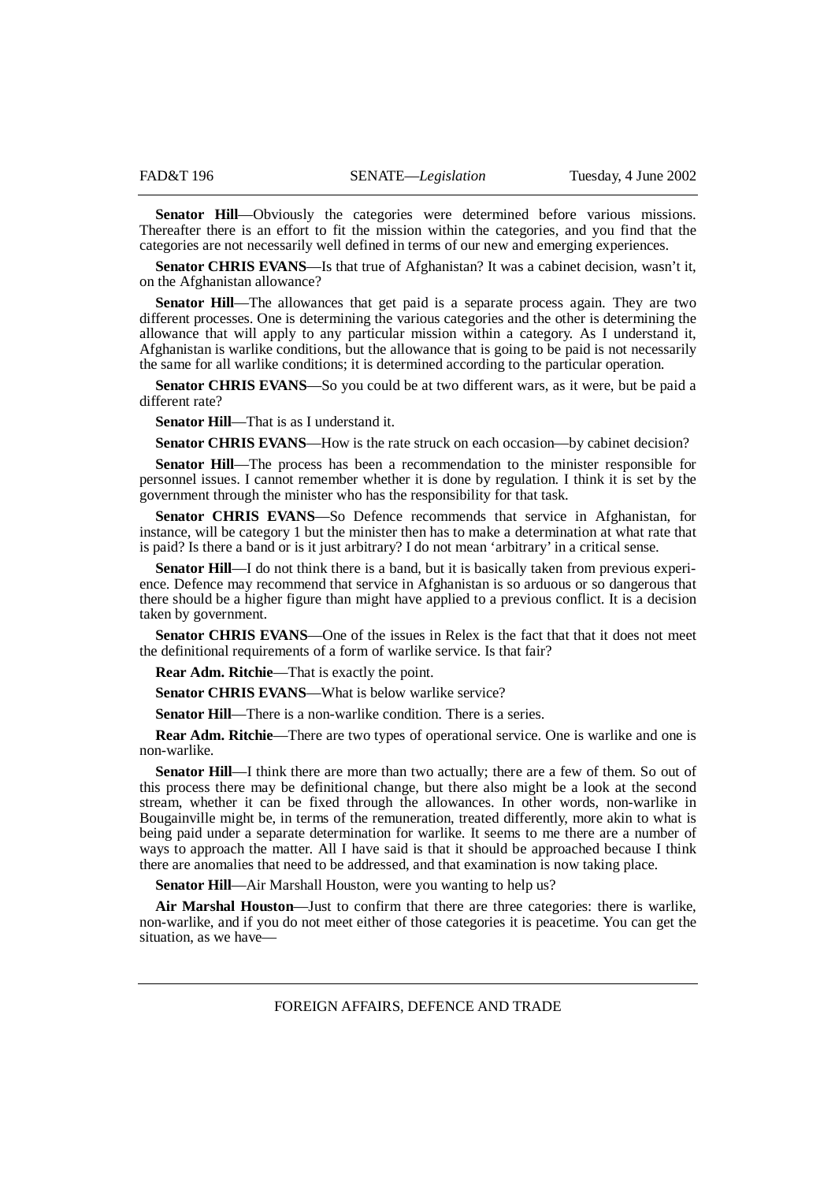**Senator Hill**—Obviously the categories were determined before various missions. Thereafter there is an effort to fit the mission within the categories, and you find that the categories are not necessarily well defined in terms of our new and emerging experiences.

**Senator CHRIS EVANS**—Is that true of Afghanistan? It was a cabinet decision, wasn't it, on the Afghanistan allowance?

**Senator Hill**—The allowances that get paid is a separate process again. They are two different processes. One is determining the various categories and the other is determining the allowance that will apply to any particular mission within a category. As I understand it, Afghanistan is warlike conditions, but the allowance that is going to be paid is not necessarily the same for all warlike conditions; it is determined according to the particular operation.

**Senator CHRIS EVANS**—So you could be at two different wars, as it were, but be paid a different rate?

**Senator Hill**—That is as I understand it.

**Senator CHRIS EVANS**—How is the rate struck on each occasion—by cabinet decision?

**Senator Hill**—The process has been a recommendation to the minister responsible for personnel issues. I cannot remember whether it is done by regulation. I think it is set by the government through the minister who has the responsibility for that task.

**Senator CHRIS EVANS**—So Defence recommends that service in Afghanistan, for instance, will be category 1 but the minister then has to make a determination at what rate that is paid? Is there a band or is it just arbitrary? I do not mean 'arbitrary' in a critical sense.

**Senator Hill**—I do not think there is a band, but it is basically taken from previous experience. Defence may recommend that service in Afghanistan is so arduous or so dangerous that there should be a higher figure than might have applied to a previous conflict. It is a decision taken by government.

**Senator CHRIS EVANS**—One of the issues in Relex is the fact that that it does not meet the definitional requirements of a form of warlike service. Is that fair?

**Rear Adm. Ritchie**—That is exactly the point.

**Senator CHRIS EVANS**—What is below warlike service?

**Senator Hill**—There is a non-warlike condition. There is a series.

**Rear Adm. Ritchie**—There are two types of operational service. One is warlike and one is non-warlike.

**Senator Hill**—I think there are more than two actually; there are a few of them. So out of this process there may be definitional change, but there also might be a look at the second stream, whether it can be fixed through the allowances. In other words, non-warlike in Bougainville might be, in terms of the remuneration, treated differently, more akin to what is being paid under a separate determination for warlike. It seems to me there are a number of ways to approach the matter. All I have said is that it should be approached because I think there are anomalies that need to be addressed, and that examination is now taking place.

**Senator Hill**—Air Marshall Houston, were you wanting to help us?

**Air Marshal Houston**—Just to confirm that there are three categories: there is warlike, non-warlike, and if you do not meet either of those categories it is peacetime. You can get the situation, as we have—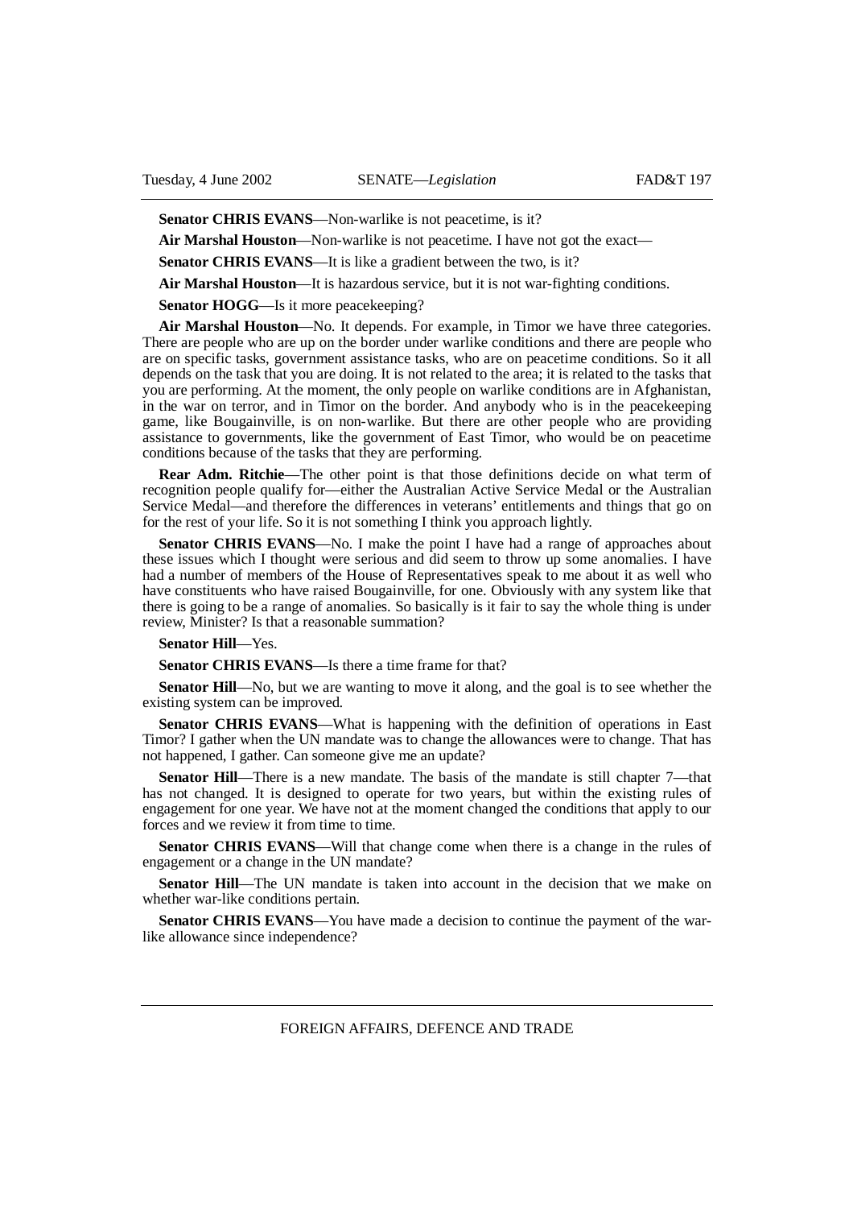**Senator CHRIS EVANS**—Non-warlike is not peacetime, is it?

**Air Marshal Houston**—Non-warlike is not peacetime. I have not got the exact—

**Senator CHRIS EVANS**—It is like a gradient between the two, is it?

**Air Marshal Houston**—It is hazardous service, but it is not war-fighting conditions.

**Senator HOGG**—Is it more peacekeeping?

**Air Marshal Houston**—No. It depends. For example, in Timor we have three categories. There are people who are up on the border under warlike conditions and there are people who are on specific tasks, government assistance tasks, who are on peacetime conditions. So it all depends on the task that you are doing. It is not related to the area; it is related to the tasks that you are performing. At the moment, the only people on warlike conditions are in Afghanistan, in the war on terror, and in Timor on the border. And anybody who is in the peacekeeping game, like Bougainville, is on non-warlike. But there are other people who are providing assistance to governments, like the government of East Timor, who would be on peacetime conditions because of the tasks that they are performing.

**Rear Adm. Ritchie**—The other point is that those definitions decide on what term of recognition people qualify for—either the Australian Active Service Medal or the Australian Service Medal—and therefore the differences in veterans' entitlements and things that go on for the rest of your life. So it is not something I think you approach lightly.

**Senator CHRIS EVANS**—No. I make the point I have had a range of approaches about these issues which I thought were serious and did seem to throw up some anomalies. I have had a number of members of the House of Representatives speak to me about it as well who have constituents who have raised Bougainville, for one. Obviously with any system like that there is going to be a range of anomalies. So basically is it fair to say the whole thing is under review, Minister? Is that a reasonable summation?

**Senator Hill**—Yes.

**Senator CHRIS EVANS**—Is there a time frame for that?

**Senator Hill**—No, but we are wanting to move it along, and the goal is to see whether the existing system can be improved.

**Senator CHRIS EVANS**—What is happening with the definition of operations in East Timor? I gather when the UN mandate was to change the allowances were to change. That has not happened, I gather. Can someone give me an update?

**Senator Hill**—There is a new mandate. The basis of the mandate is still chapter 7—that has not changed. It is designed to operate for two years, but within the existing rules of engagement for one year. We have not at the moment changed the conditions that apply to our forces and we review it from time to time.

**Senator CHRIS EVANS**—Will that change come when there is a change in the rules of engagement or a change in the UN mandate?

**Senator Hill**—The UN mandate is taken into account in the decision that we make on whether war-like conditions pertain.

**Senator CHRIS EVANS**—You have made a decision to continue the payment of the war-like allowance since independence?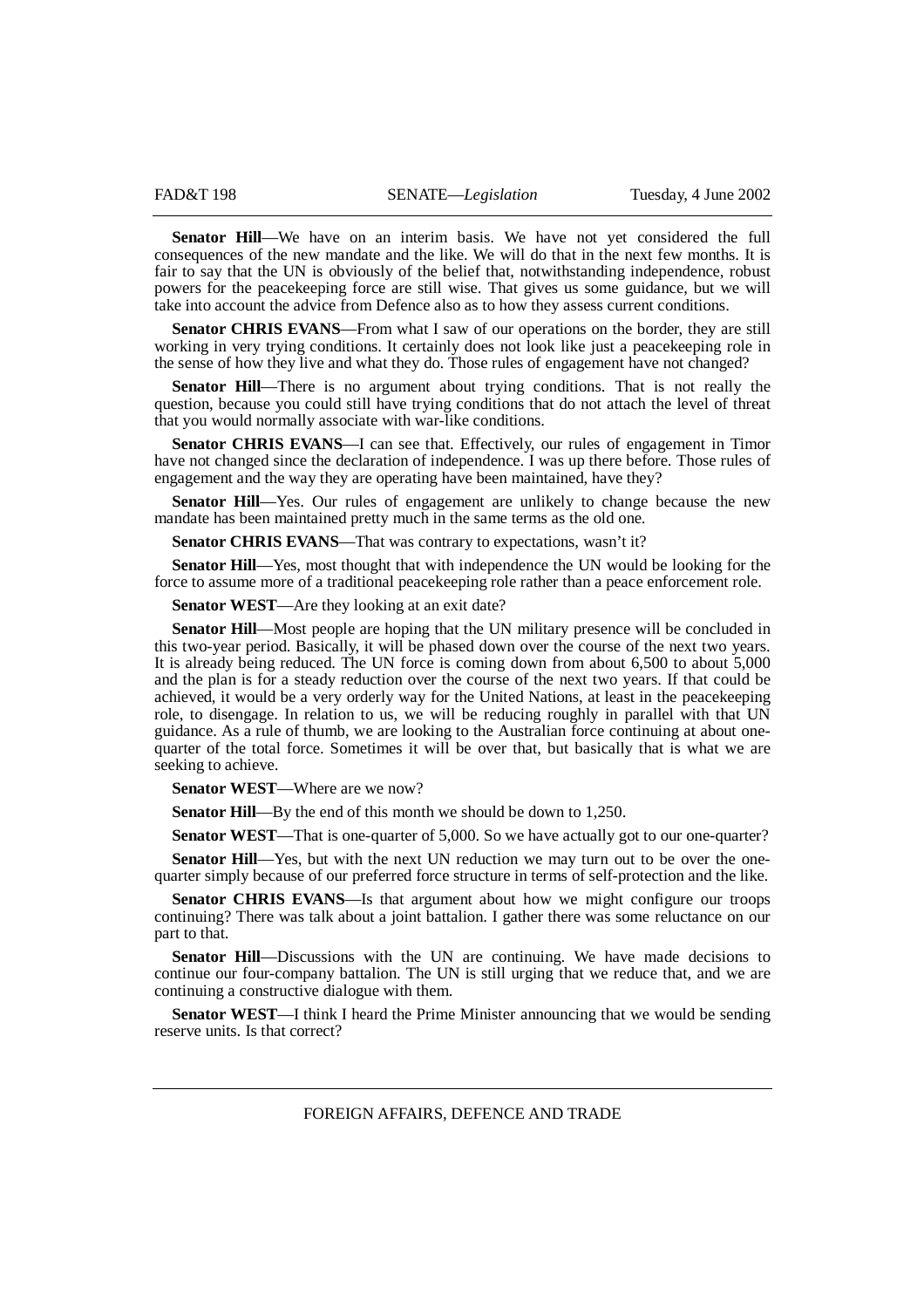**Senator Hill**—We have on an interim basis. We have not yet considered the full consequences of the new mandate and the like. We will do that in the next few months. It is fair to say that the UN is obviously of the belief that, notwithstanding independence, robust powers for the peacekeeping force are still wise. That gives us some guidance, but we will take into account the advice from Defence also as to how they assess current conditions.

**Senator CHRIS EVANS**—From what I saw of our operations on the border, they are still working in very trying conditions. It certainly does not look like just a peacekeeping role in the sense of how they live and what they do. Those rules of engagement have not changed?

**Senator Hill**—There is no argument about trying conditions. That is not really the question, because you could still have trying conditions that do not attach the level of threat that you would normally associate with war-like conditions.

**Senator CHRIS EVANS**—I can see that. Effectively, our rules of engagement in Timor have not changed since the declaration of independence. I was up there before. Those rules of engagement and the way they are operating have been maintained, have they?

**Senator Hill**—Yes. Our rules of engagement are unlikely to change because the new mandate has been maintained pretty much in the same terms as the old one.

**Senator CHRIS EVANS**—That was contrary to expectations, wasn't it?

**Senator Hill**—Yes, most thought that with independence the UN would be looking for the force to assume more of a traditional peacekeeping role rather than a peace enforcement role.

**Senator WEST**—Are they looking at an exit date?

**Senator Hill**—Most people are hoping that the UN military presence will be concluded in this two-year period. Basically, it will be phased down over the course of the next two years. It is already being reduced. The UN force is coming down from about 6,500 to about 5,000 and the plan is for a steady reduction over the course of the next two years. If that could be achieved, it would be a very orderly way for the United Nations, at least in the peacekeeping role, to disengage. In relation to us, we will be reducing roughly in parallel with that UN guidance. As a rule of thumb, we are looking to the Australian force continuing at about one-quarter of the total force. Sometimes it will be over that, but basically that is what we are seeking to achieve.

**Senator WEST**—Where are we now?

**Senator Hill**—By the end of this month we should be down to 1,250.

**Senator WEST**—That is one-quarter of 5,000. So we have actually got to our one-quarter?

**Senator Hill**—Yes, but with the next UN reduction we may turn out to be over the one-quarter simply because of our preferred force structure in terms of self-protection and the like.

**Senator CHRIS EVANS**—Is that argument about how we might configure our troops continuing? There was talk about a joint battalion. I gather there was some reluctance on our part to that.

**Senator Hill**—Discussions with the UN are continuing. We have made decisions to continue our four-company battalion. The UN is still urging that we reduce that, and we are continuing a constructive dialogue with them.

**Senator WEST**—I think I heard the Prime Minister announcing that we would be sending reserve units. Is that correct?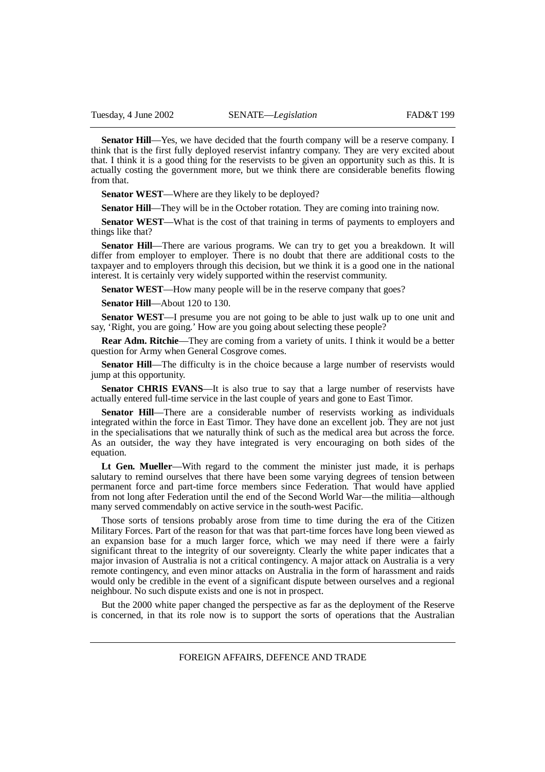**Senator Hill**—Yes, we have decided that the fourth company will be a reserve company. I think that is the first fully deployed reservist infantry company. They are very excited about that. I think it is a good thing for the reservists to be given an opportunity such as this. It is actually costing the government more, but we think there are considerable benefits flowing from that.

**Senator WEST**—Where are they likely to be deployed?

**Senator Hill**—They will be in the October rotation. They are coming into training now.

**Senator WEST**—What is the cost of that training in terms of payments to employers and things like that?

**Senator Hill**—There are various programs. We can try to get you a breakdown. It will differ from employer to employer. There is no doubt that there are additional costs to the taxpayer and to employers through this decision, but we think it is a good one in the national interest. It is certainly very widely supported within the reservist community.

**Senator WEST**—How many people will be in the reserve company that goes?

**Senator Hill**—About 120 to 130.

**Senator WEST**—I presume you are not going to be able to just walk up to one unit and say, 'Right, you are going.' How are you going about selecting these people?

**Rear Adm. Ritchie**—They are coming from a variety of units. I think it would be a better question for Army when General Cosgrove comes.

**Senator Hill**—The difficulty is in the choice because a large number of reservists would jump at this opportunity.

**Senator CHRIS EVANS**—It is also true to say that a large number of reservists have actually entered full-time service in the last couple of years and gone to East Timor.

**Senator Hill**—There are a considerable number of reservists working as individuals integrated within the force in East Timor. They have done an excellent job. They are not just in the specialisations that we naturally think of such as the medical area but across the force. As an outsider, the way they have integrated is very encouraging on both sides of the equation.

**Lt Gen. Mueller**—With regard to the comment the minister just made, it is perhaps salutary to remind ourselves that there have been some varying degrees of tension between permanent force and part-time force members since Federation. That would have applied from not long after Federation until the end of the Second World War—the militia—although many served commendably on active service in the south-west Pacific.

Those sorts of tensions probably arose from time to time during the era of the Citizen Military Forces. Part of the reason for that was that part-time forces have long been viewed as an expansion base for a much larger force, which we may need if there were a fairly significant threat to the integrity of our sovereignty. Clearly the white paper indicates that a major invasion of Australia is not a critical contingency. A major attack on Australia is a very remote contingency, and even minor attacks on Australia in the form of harassment and raids would only be credible in the event of a significant dispute between ourselves and a regional neighbour. No such dispute exists and one is not in prospect.

But the 2000 white paper changed the perspective as far as the deployment of the Reserve is concerned, in that its role now is to support the sorts of operations that the Australian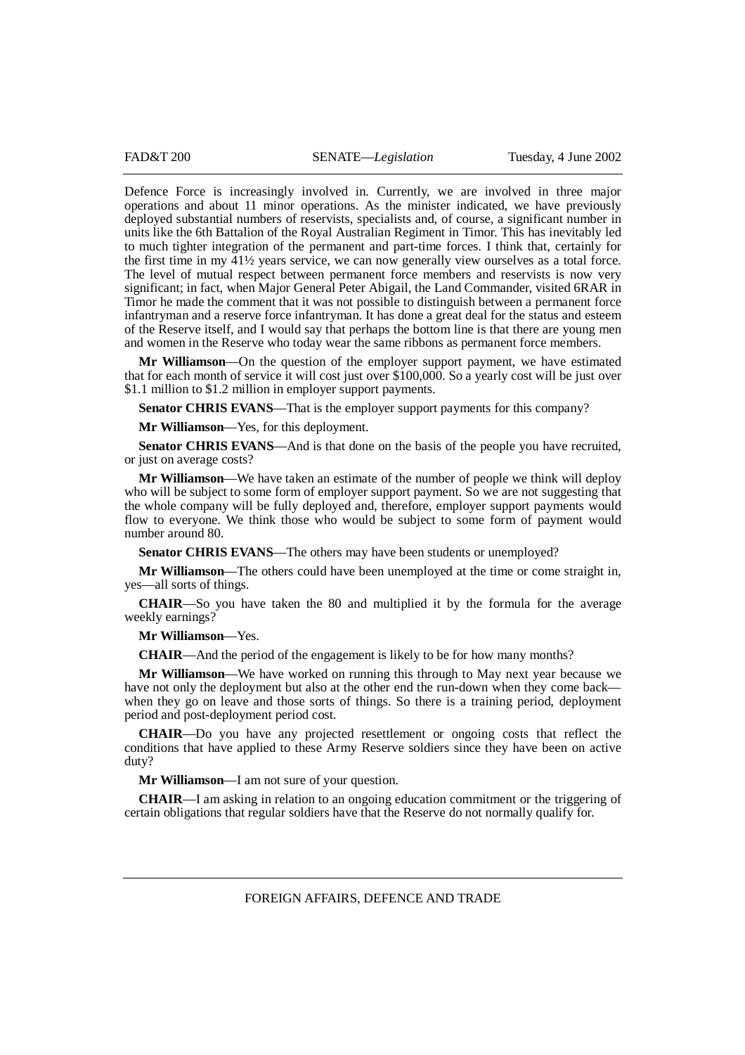Defence Force is increasingly involved in. Currently, we are involved in three major operations and about 11 minor operations. As the minister indicated, we have previously deployed substantial numbers of reservists, specialists and, of course, a significant number in units like the 6th Battalion of the Royal Australian Regiment in Timor. This has inevitably led to much tighter integration of the permanent and part-time forces. I think that, certainly for the first time in my 41½ years service, we can now generally view ourselves as a total force. The level of mutual respect between permanent force members and reservists is now very significant; in fact, when Major General Peter Abigail, the Land Commander, visited 6RAR in Timor he made the comment that it was not possible to distinguish between a permanent force infantryman and a reserve force infantryman. It has done a great deal for the status and esteem of the Reserve itself, and I would say that perhaps the bottom line is that there are young men and women in the Reserve who today wear the same ribbons as permanent force members.

**Mr Williamson**—On the question of the employer support payment, we have estimated that for each month of service it will cost just over $100,000. So a yearly cost will be just over $1.1 million to $1.2 million in employer support payments.

**Senator CHRIS EVANS**—That is the employer support payments for this company?

**Mr Williamson**—Yes, for this deployment.

**Senator CHRIS EVANS**—And is that done on the basis of the people you have recruited, or just on average costs?

**Mr Williamson**—We have taken an estimate of the number of people we think will deploy who will be subject to some form of employer support payment. So we are not suggesting that the whole company will be fully deployed and, therefore, employer support payments would flow to everyone. We think those who would be subject to some form of payment would number around 80.

**Senator CHRIS EVANS**—The others may have been students or unemployed?

**Mr Williamson**—The others could have been unemployed at the time or come straight in, yes—all sorts of things.

**CHAIR**—So you have taken the 80 and multiplied it by the formula for the average weekly earnings?

**Mr Williamson**—Yes.

**CHAIR**—And the period of the engagement is likely to be for how many months?

**Mr Williamson**—We have worked on running this through to May next year because we have not only the deployment but also at the other end the run-down when they come back—when they go on leave and those sorts of things. So there is a training period, deployment period and post-deployment period cost.

**CHAIR**—Do you have any projected resettlement or ongoing costs that reflect the conditions that have applied to these Army Reserve soldiers since they have been on active duty?

**Mr Williamson**—I am not sure of your question.

**CHAIR**—I am asking in relation to an ongoing education commitment or the triggering of certain obligations that regular soldiers have that the Reserve do not normally qualify for.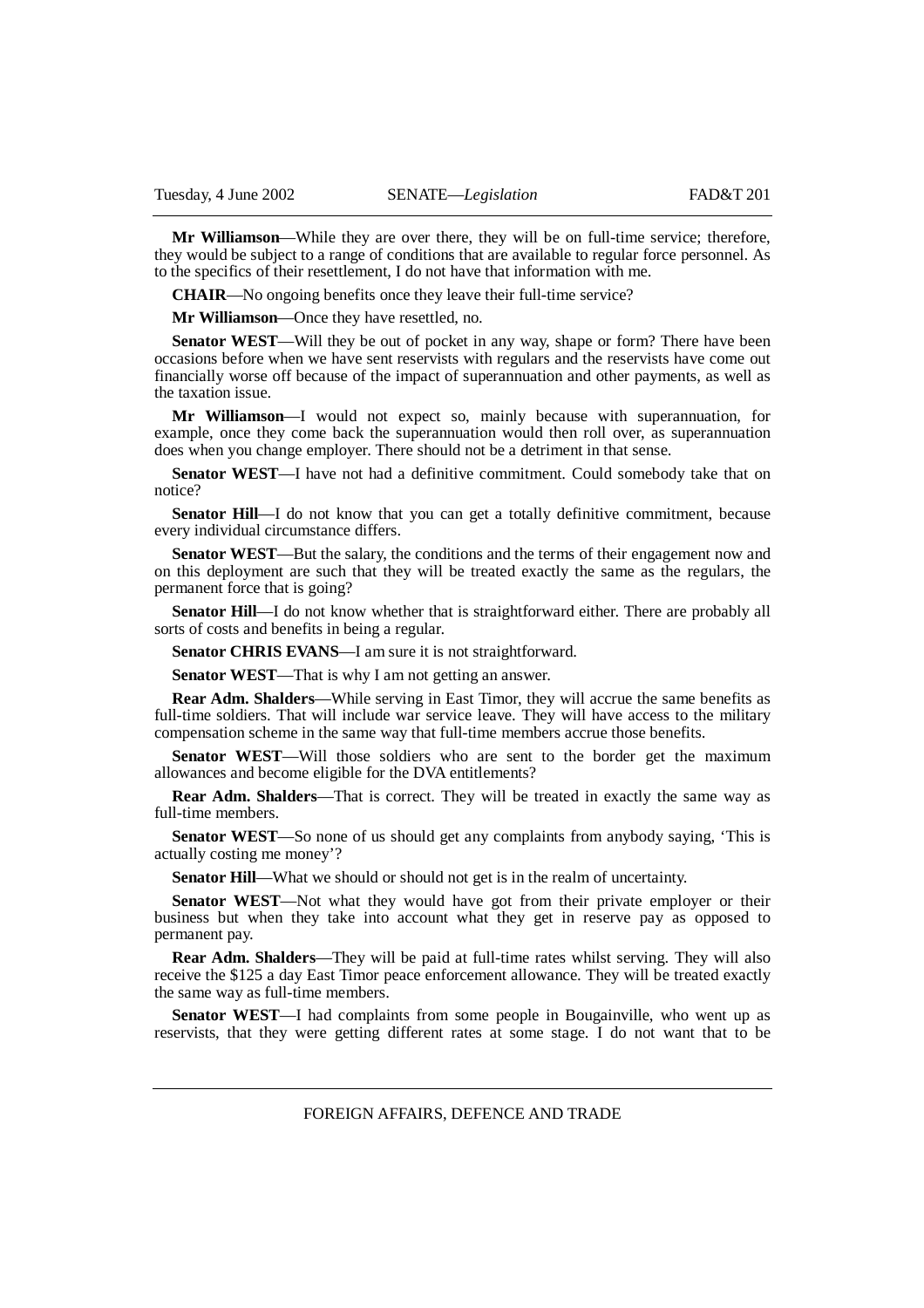**Mr Williamson**—While they are over there, they will be on full-time service; therefore, they would be subject to a range of conditions that are available to regular force personnel. As to the specifics of their resettlement, I do not have that information with me.

**CHAIR**—No ongoing benefits once they leave their full-time service?

**Mr Williamson**—Once they have resettled, no.

**Senator WEST**—Will they be out of pocket in any way, shape or form? There have been occasions before when we have sent reservists with regulars and the reservists have come out financially worse off because of the impact of superannuation and other payments, as well as the taxation issue.

**Mr Williamson**—I would not expect so, mainly because with superannuation, for example, once they come back the superannuation would then roll over, as superannuation does when you change employer. There should not be a detriment in that sense.

**Senator WEST**—I have not had a definitive commitment. Could somebody take that on notice?

**Senator Hill**—I do not know that you can get a totally definitive commitment, because every individual circumstance differs.

**Senator WEST**—But the salary, the conditions and the terms of their engagement now and on this deployment are such that they will be treated exactly the same as the regulars, the permanent force that is going?

**Senator Hill**—I do not know whether that is straightforward either. There are probably all sorts of costs and benefits in being a regular.

**Senator CHRIS EVANS**—I am sure it is not straightforward.

**Senator WEST**—That is why I am not getting an answer.

**Rear Adm. Shalders**—While serving in East Timor, they will accrue the same benefits as full-time soldiers. That will include war service leave. They will have access to the military compensation scheme in the same way that full-time members accrue those benefits.

**Senator WEST**—Will those soldiers who are sent to the border get the maximum allowances and become eligible for the DVA entitlements?

**Rear Adm. Shalders**—That is correct. They will be treated in exactly the same way as full-time members.

**Senator WEST**—So none of us should get any complaints from anybody saying, 'This is actually costing me money'?

**Senator Hill**—What we should or should not get is in the realm of uncertainty.

**Senator WEST**—Not what they would have got from their private employer or their business but when they take into account what they get in reserve pay as opposed to permanent pay.

**Rear Adm. Shalders**—They will be paid at full-time rates whilst serving. They will also receive the $125 a day East Timor peace enforcement allowance. They will be treated exactly the same way as full-time members.

**Senator WEST**—I had complaints from some people in Bougainville, who went up as reservists, that they were getting different rates at some stage. I do not want that to be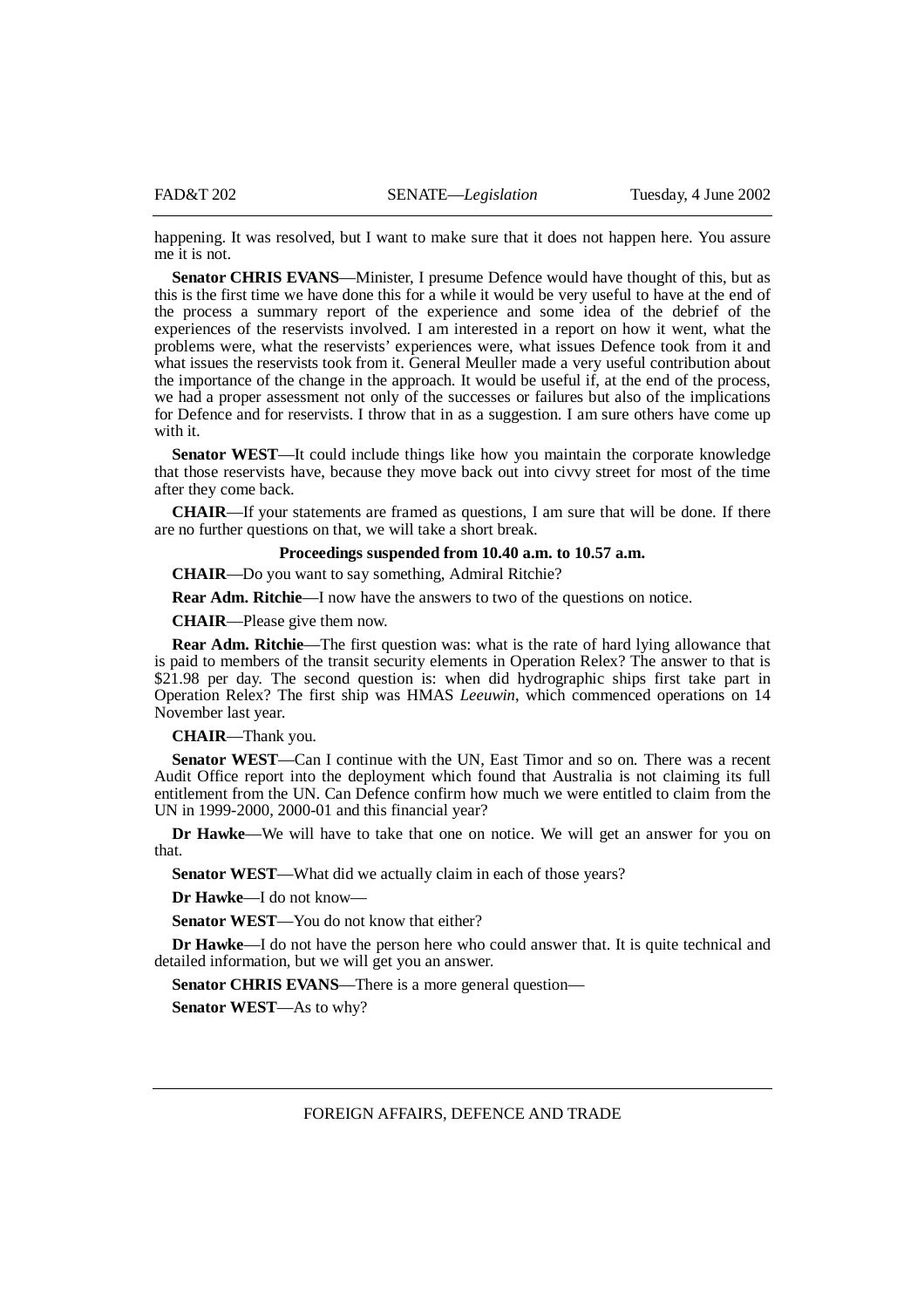happening. It was resolved, but I want to make sure that it does not happen here. You assure me it is not.

**Senator CHRIS EVANS**—Minister, I presume Defence would have thought of this, but as this is the first time we have done this for a while it would be very useful to have at the end of the process a summary report of the experience and some idea of the debrief of the experiences of the reservists involved. I am interested in a report on how it went, what the problems were, what the reservists' experiences were, what issues Defence took from it and what issues the reservists took from it. General Meuller made a very useful contribution about the importance of the change in the approach. It would be useful if, at the end of the process, we had a proper assessment not only of the successes or failures but also of the implications for Defence and for reservists. I throw that in as a suggestion. I am sure others have come up with it.

**Senator WEST**—It could include things like how you maintain the corporate knowledge that those reservists have, because they move back out into civvy street for most of the time after they come back.

**CHAIR**—If your statements are framed as questions, I am sure that will be done. If there are no further questions on that, we will take a short break.

**Proceedings suspended from 10.40 a.m. to 10.57 a.m.**

**CHAIR**—Do you want to say something, Admiral Ritchie?

**Rear Adm. Ritchie**—I now have the answers to two of the questions on notice.

**CHAIR**—Please give them now.

**Rear Adm. Ritchie**—The first question was: what is the rate of hard lying allowance that is paid to members of the transit security elements in Operation Relex? The answer to that is $21.98 per day. The second question is: when did hydrographic ships first take part in Operation Relex? The first ship was HMAS *Leeuwin*, which commenced operations on 14 November last year.

**CHAIR**—Thank you.

**Senator WEST**—Can I continue with the UN, East Timor and so on. There was a recent Audit Office report into the deployment which found that Australia is not claiming its full entitlement from the UN. Can Defence confirm how much we were entitled to claim from the UN in 1999-2000, 2000-01 and this financial year?

**Dr Hawke**—We will have to take that one on notice. We will get an answer for you on that.

**Senator WEST**—What did we actually claim in each of those years?

**Dr Hawke**—I do not know—

**Senator WEST**—You do not know that either?

**Dr Hawke**—I do not have the person here who could answer that. It is quite technical and detailed information, but we will get you an answer.

**Senator CHRIS EVANS**—There is a more general question—

**Senator WEST**—As to why?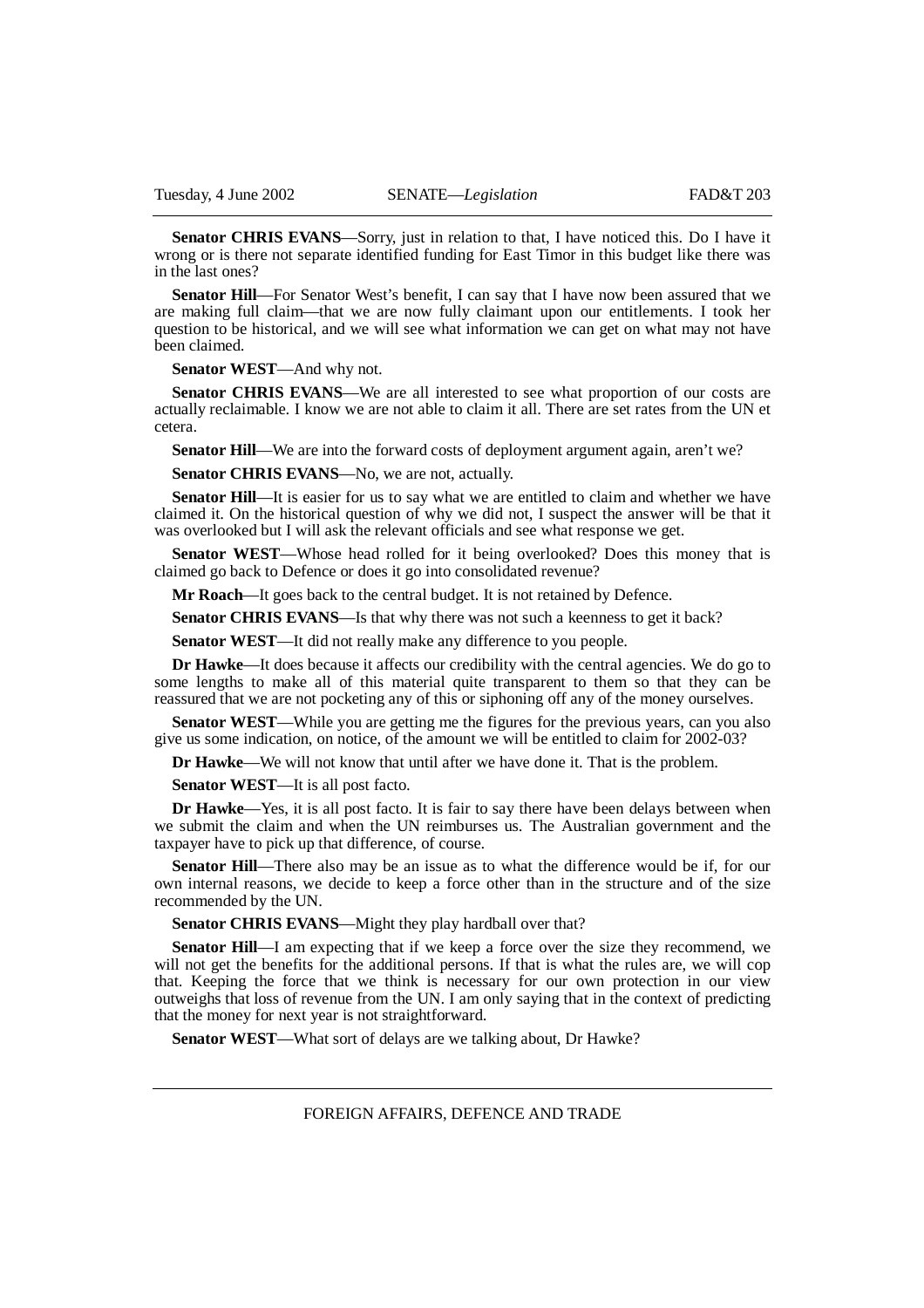**Senator CHRIS EVANS**—Sorry, just in relation to that, I have noticed this. Do I have it wrong or is there not separate identified funding for East Timor in this budget like there was in the last ones?

**Senator Hill**—For Senator West's benefit, I can say that I have now been assured that we are making full claim—that we are now fully claimant upon our entitlements. I took her question to be historical, and we will see what information we can get on what may not have been claimed.

**Senator WEST**—And why not.

**Senator CHRIS EVANS**—We are all interested to see what proportion of our costs are actually reclaimable. I know we are not able to claim it all. There are set rates from the UN et cetera.

**Senator Hill**—We are into the forward costs of deployment argument again, aren't we?

**Senator CHRIS EVANS**—No, we are not, actually.

**Senator Hill**—It is easier for us to say what we are entitled to claim and whether we have claimed it. On the historical question of why we did not, I suspect the answer will be that it was overlooked but I will ask the relevant officials and see what response we get.

**Senator WEST**—Whose head rolled for it being overlooked? Does this money that is claimed go back to Defence or does it go into consolidated revenue?

**Mr Roach**—It goes back to the central budget. It is not retained by Defence.

**Senator CHRIS EVANS**—Is that why there was not such a keenness to get it back?

**Senator WEST**—It did not really make any difference to you people.

**Dr Hawke**—It does because it affects our credibility with the central agencies. We do go to some lengths to make all of this material quite transparent to them so that they can be reassured that we are not pocketing any of this or siphoning off any of the money ourselves.

**Senator WEST**—While you are getting me the figures for the previous years, can you also give us some indication, on notice, of the amount we will be entitled to claim for 2002-03?

**Dr Hawke**—We will not know that until after we have done it. That is the problem.

**Senator WEST**—It is all post facto.

**Dr Hawke**—Yes, it is all post facto. It is fair to say there have been delays between when we submit the claim and when the UN reimburses us. The Australian government and the taxpayer have to pick up that difference, of course.

**Senator Hill**—There also may be an issue as to what the difference would be if, for our own internal reasons, we decide to keep a force other than in the structure and of the size recommended by the UN.

**Senator CHRIS EVANS**—Might they play hardball over that?

**Senator Hill**—I am expecting that if we keep a force over the size they recommend, we will not get the benefits for the additional persons. If that is what the rules are, we will cop that. Keeping the force that we think is necessary for our own protection in our view outweighs that loss of revenue from the UN. I am only saying that in the context of predicting that the money for next year is not straightforward.

**Senator WEST**—What sort of delays are we talking about, Dr Hawke?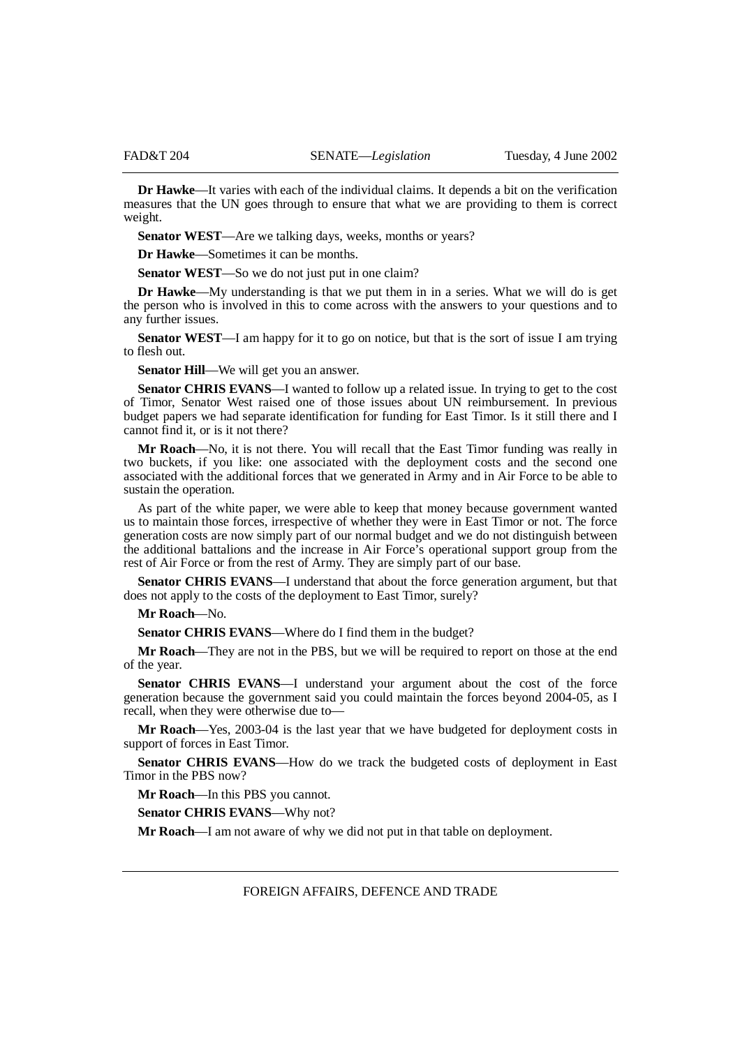**Dr Hawke**—It varies with each of the individual claims. It depends a bit on the verification measures that the UN goes through to ensure that what we are providing to them is correct weight.

**Senator WEST**—Are we talking days, weeks, months or years?

**Dr Hawke**—Sometimes it can be months.

**Senator WEST**—So we do not just put in one claim?

**Dr Hawke**—My understanding is that we put them in in a series. What we will do is get the person who is involved in this to come across with the answers to your questions and to any further issues.

**Senator WEST**—I am happy for it to go on notice, but that is the sort of issue I am trying to flesh out.

**Senator Hill**—We will get you an answer.

**Senator CHRIS EVANS**—I wanted to follow up a related issue. In trying to get to the cost of Timor, Senator West raised one of those issues about UN reimbursement. In previous budget papers we had separate identification for funding for East Timor. Is it still there and I cannot find it, or is it not there?

**Mr Roach**—No, it is not there. You will recall that the East Timor funding was really in two buckets, if you like: one associated with the deployment costs and the second one associated with the additional forces that we generated in Army and in Air Force to be able to sustain the operation.

As part of the white paper, we were able to keep that money because government wanted us to maintain those forces, irrespective of whether they were in East Timor or not. The force generation costs are now simply part of our normal budget and we do not distinguish between the additional battalions and the increase in Air Force's operational support group from the rest of Air Force or from the rest of Army. They are simply part of our base.

**Senator CHRIS EVANS**—I understand that about the force generation argument, but that does not apply to the costs of the deployment to East Timor, surely?

**Mr Roach**—No.

**Senator CHRIS EVANS**—Where do I find them in the budget?

**Mr Roach**—They are not in the PBS, but we will be required to report on those at the end of the year.

**Senator CHRIS EVANS**—I understand your argument about the cost of the force generation because the government said you could maintain the forces beyond 2004-05, as I recall, when they were otherwise due to—

**Mr Roach**—Yes, 2003-04 is the last year that we have budgeted for deployment costs in support of forces in East Timor.

**Senator CHRIS EVANS**—How do we track the budgeted costs of deployment in East Timor in the PBS now?

**Mr Roach**—In this PBS you cannot.

**Senator CHRIS EVANS**—Why not?

**Mr Roach**—I am not aware of why we did not put in that table on deployment.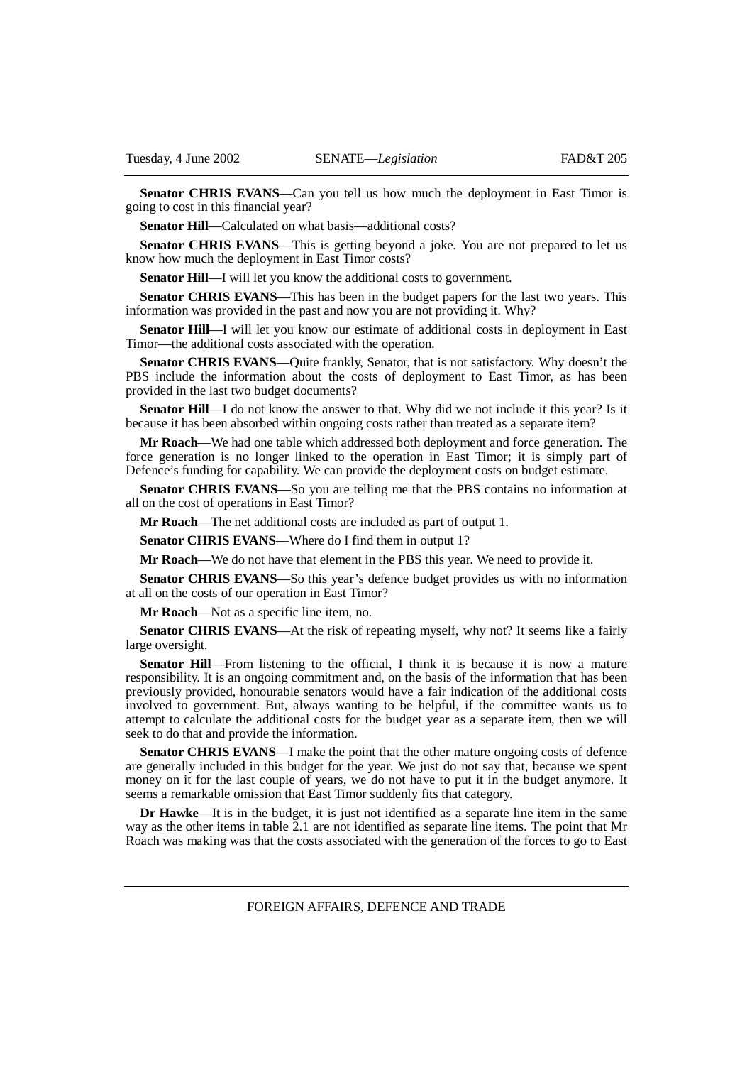**Senator CHRIS EVANS**—Can you tell us how much the deployment in East Timor is going to cost in this financial year?

**Senator Hill**—Calculated on what basis—additional costs?

**Senator CHRIS EVANS**—This is getting beyond a joke. You are not prepared to let us know how much the deployment in East Timor costs?

**Senator Hill**—I will let you know the additional costs to government.

**Senator CHRIS EVANS**—This has been in the budget papers for the last two years. This information was provided in the past and now you are not providing it. Why?

**Senator Hill**—I will let you know our estimate of additional costs in deployment in East Timor—the additional costs associated with the operation.

**Senator CHRIS EVANS**—Quite frankly, Senator, that is not satisfactory. Why doesn't the PBS include the information about the costs of deployment to East Timor, as has been provided in the last two budget documents?

**Senator Hill**—I do not know the answer to that. Why did we not include it this year? Is it because it has been absorbed within ongoing costs rather than treated as a separate item?

**Mr Roach**—We had one table which addressed both deployment and force generation. The force generation is no longer linked to the operation in East Timor; it is simply part of Defence's funding for capability. We can provide the deployment costs on budget estimate.

**Senator CHRIS EVANS**—So you are telling me that the PBS contains no information at all on the cost of operations in East Timor?

**Mr Roach**—The net additional costs are included as part of output 1.

**Senator CHRIS EVANS**—Where do I find them in output 1?

**Mr Roach**—We do not have that element in the PBS this year. We need to provide it.

**Senator CHRIS EVANS**—So this year's defence budget provides us with no information at all on the costs of our operation in East Timor?

**Mr Roach**—Not as a specific line item, no.

**Senator CHRIS EVANS**—At the risk of repeating myself, why not? It seems like a fairly large oversight.

**Senator Hill**—From listening to the official, I think it is because it is now a mature responsibility. It is an ongoing commitment and, on the basis of the information that has been previously provided, honourable senators would have a fair indication of the additional costs involved to government. But, always wanting to be helpful, if the committee wants us to attempt to calculate the additional costs for the budget year as a separate item, then we will seek to do that and provide the information.

**Senator CHRIS EVANS**—I make the point that the other mature ongoing costs of defence are generally included in this budget for the year. We just do not say that, because we spent money on it for the last couple of years, we do not have to put it in the budget anymore. It seems a remarkable omission that East Timor suddenly fits that category.

**Dr Hawke**—It is in the budget, it is just not identified as a separate line item in the same way as the other items in table 2.1 are not identified as separate line items. The point that Mr Roach was making was that the costs associated with the generation of the forces to go to East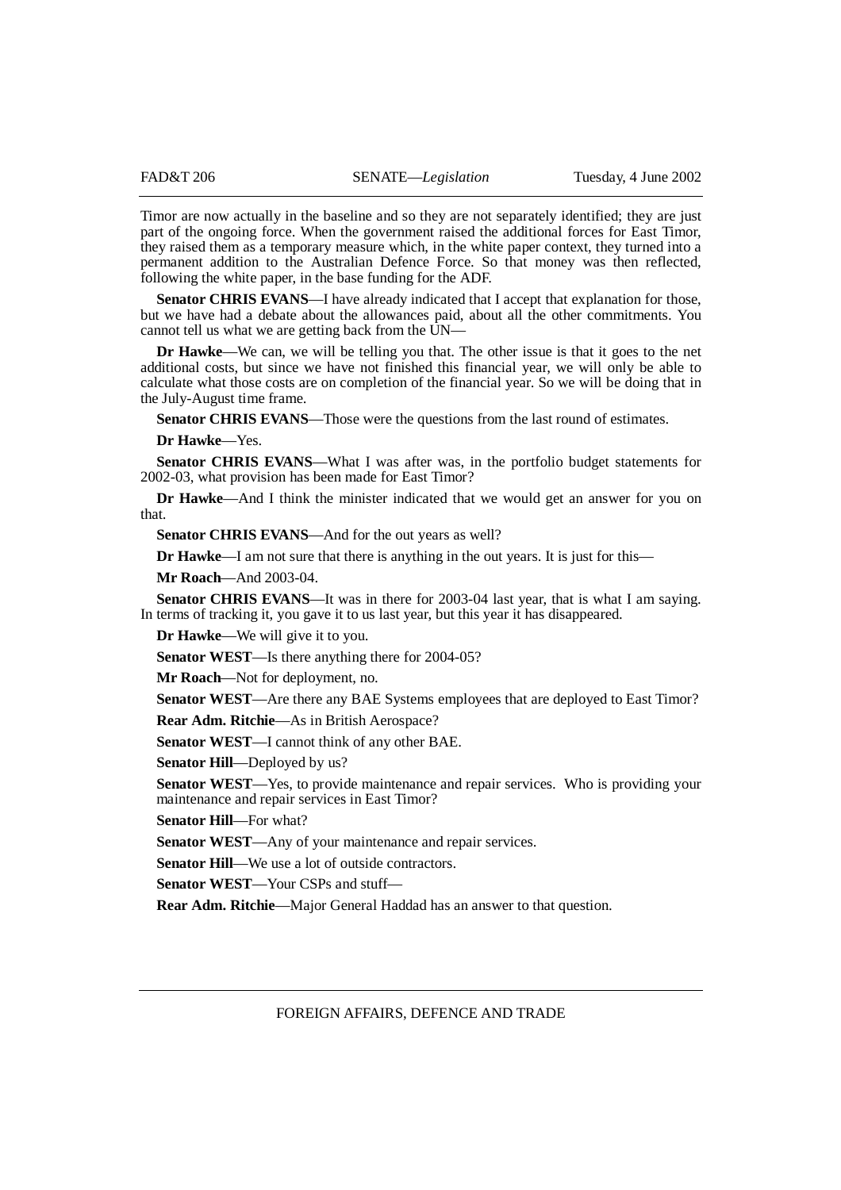Timor are now actually in the baseline and so they are not separately identified; they are just part of the ongoing force. When the government raised the additional forces for East Timor, they raised them as a temporary measure which, in the white paper context, they turned into a permanent addition to the Australian Defence Force. So that money was then reflected, following the white paper, in the base funding for the ADF.

**Senator CHRIS EVANS**—I have already indicated that I accept that explanation for those, but we have had a debate about the allowances paid, about all the other commitments. You cannot tell us what we are getting back from the UN—

**Dr Hawke**—We can, we will be telling you that. The other issue is that it goes to the net additional costs, but since we have not finished this financial year, we will only be able to calculate what those costs are on completion of the financial year. So we will be doing that in the July-August time frame.

**Senator CHRIS EVANS**—Those were the questions from the last round of estimates.

**Dr Hawke**—Yes.

**Senator CHRIS EVANS**—What I was after was, in the portfolio budget statements for 2002-03, what provision has been made for East Timor?

**Dr Hawke**—And I think the minister indicated that we would get an answer for you on that.

**Senator CHRIS EVANS**—And for the out years as well?

**Dr Hawke**—I am not sure that there is anything in the out years. It is just for this—

**Mr Roach**—And 2003-04.

**Senator CHRIS EVANS**—It was in there for 2003-04 last year, that is what I am saying. In terms of tracking it, you gave it to us last year, but this year it has disappeared.

**Dr Hawke**—We will give it to you.

**Senator WEST**—Is there anything there for 2004-05?

**Mr Roach**—Not for deployment, no.

**Senator WEST**—Are there any BAE Systems employees that are deployed to East Timor?

**Rear Adm. Ritchie**—As in British Aerospace?

**Senator WEST**—I cannot think of any other BAE.

**Senator Hill**—Deployed by us?

**Senator WEST**—Yes, to provide maintenance and repair services. Who is providing your maintenance and repair services in East Timor?

**Senator Hill**—For what?

**Senator WEST**—Any of your maintenance and repair services.

**Senator Hill**—We use a lot of outside contractors.

**Senator WEST**—Your CSPs and stuff—

**Rear Adm. Ritchie**—Major General Haddad has an answer to that question.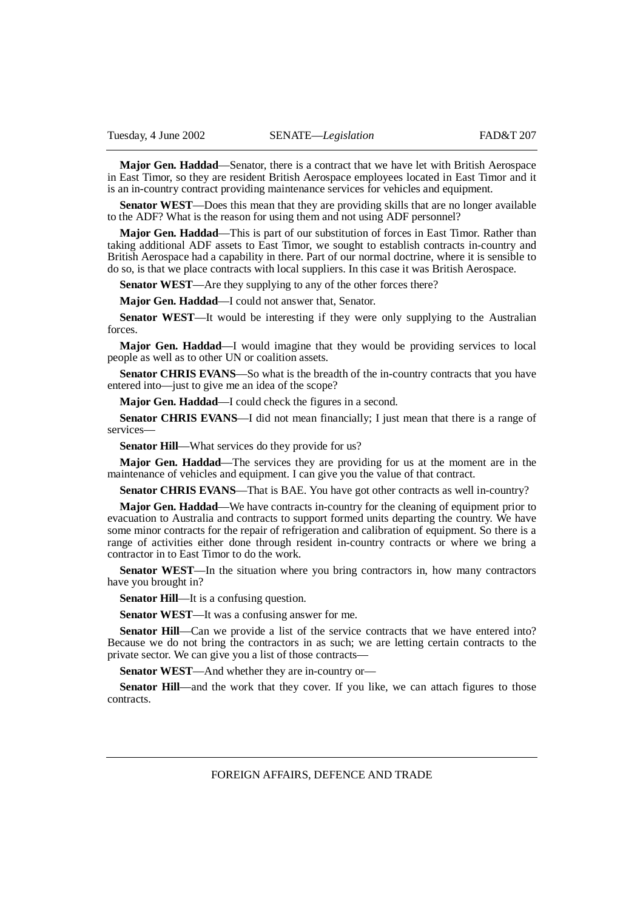**Major Gen. Haddad**—Senator, there is a contract that we have let with British Aerospace in East Timor, so they are resident British Aerospace employees located in East Timor and it is an in-country contract providing maintenance services for vehicles and equipment.

**Senator WEST**—Does this mean that they are providing skills that are no longer available to the ADF? What is the reason for using them and not using ADF personnel?

**Major Gen. Haddad**—This is part of our substitution of forces in East Timor. Rather than taking additional ADF assets to East Timor, we sought to establish contracts in-country and British Aerospace had a capability in there. Part of our normal doctrine, where it is sensible to do so, is that we place contracts with local suppliers. In this case it was British Aerospace.

**Senator WEST**—Are they supplying to any of the other forces there?

**Major Gen. Haddad**—I could not answer that, Senator.

**Senator WEST**—It would be interesting if they were only supplying to the Australian forces.

**Major Gen. Haddad**—I would imagine that they would be providing services to local people as well as to other UN or coalition assets.

**Senator CHRIS EVANS**—So what is the breadth of the in-country contracts that you have entered into—just to give me an idea of the scope?

**Major Gen. Haddad**—I could check the figures in a second.

**Senator CHRIS EVANS**—I did not mean financially; I just mean that there is a range of services—

**Senator Hill**—What services do they provide for us?

**Major Gen. Haddad**—The services they are providing for us at the moment are in the maintenance of vehicles and equipment. I can give you the value of that contract.

**Senator CHRIS EVANS**—That is BAE. You have got other contracts as well in-country?

**Major Gen. Haddad**—We have contracts in-country for the cleaning of equipment prior to evacuation to Australia and contracts to support formed units departing the country. We have some minor contracts for the repair of refrigeration and calibration of equipment. So there is a range of activities either done through resident in-country contracts or where we bring a contractor in to East Timor to do the work.

**Senator WEST**—In the situation where you bring contractors in, how many contractors have you brought in?

**Senator Hill**—It is a confusing question.

**Senator WEST**—It was a confusing answer for me.

**Senator Hill**—Can we provide a list of the service contracts that we have entered into? Because we do not bring the contractors in as such; we are letting certain contracts to the private sector. We can give you a list of those contracts—

**Senator WEST**—And whether they are in-country or—

**Senator Hill**—and the work that they cover. If you like, we can attach figures to those contracts.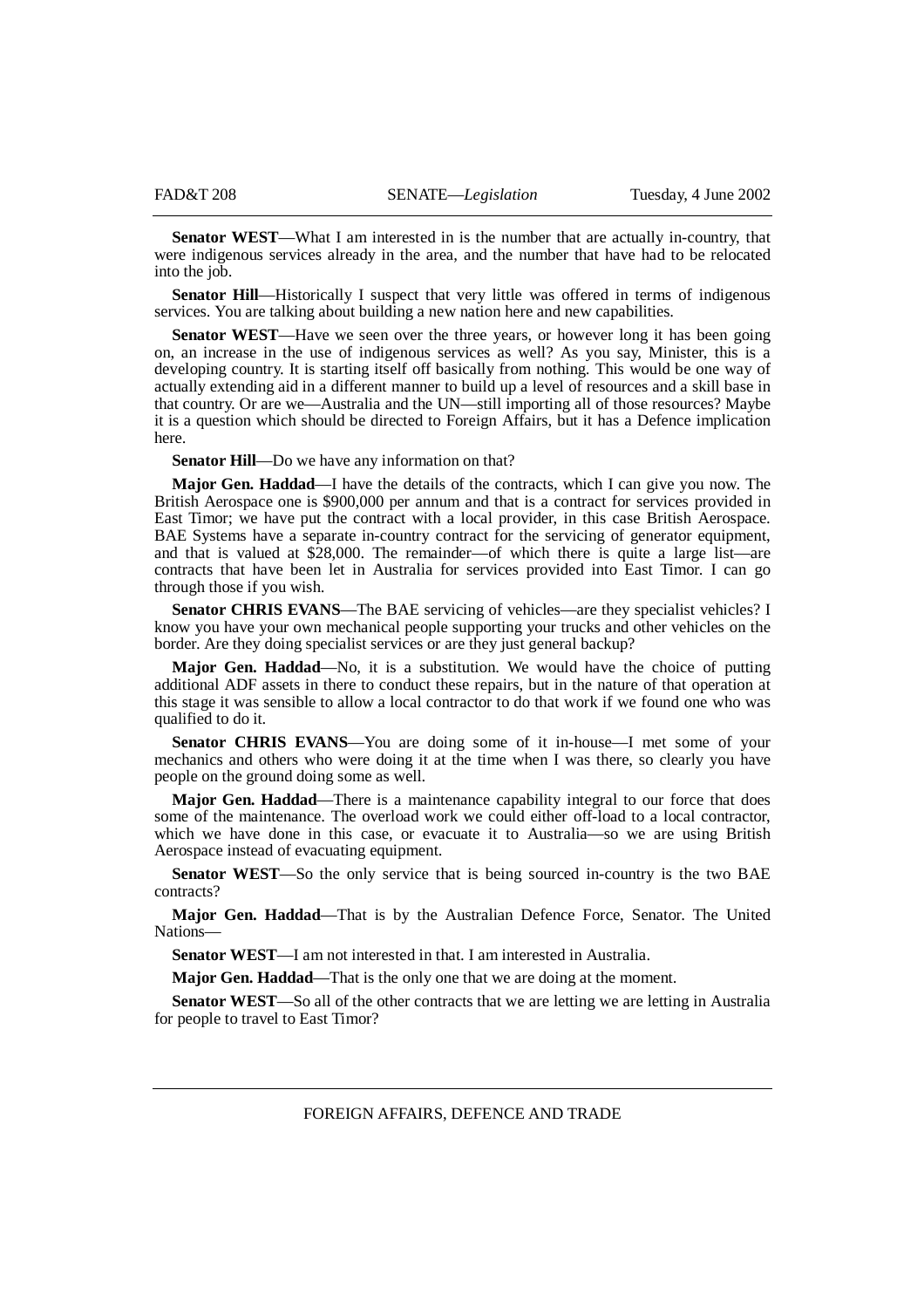**Senator WEST**—What I am interested in is the number that are actually in-country, that were indigenous services already in the area, and the number that have had to be relocated into the job.

**Senator Hill**—Historically I suspect that very little was offered in terms of indigenous services. You are talking about building a new nation here and new capabilities.

**Senator WEST**—Have we seen over the three years, or however long it has been going on, an increase in the use of indigenous services as well? As you say, Minister, this is a developing country. It is starting itself off basically from nothing. This would be one way of actually extending aid in a different manner to build up a level of resources and a skill base in that country. Or are we—Australia and the UN—still importing all of those resources? Maybe it is a question which should be directed to Foreign Affairs, but it has a Defence implication here.

**Senator Hill**—Do we have any information on that?

**Major Gen. Haddad**—I have the details of the contracts, which I can give you now. The British Aerospace one is $900,000 per annum and that is a contract for services provided in East Timor; we have put the contract with a local provider, in this case British Aerospace. BAE Systems have a separate in-country contract for the servicing of generator equipment, and that is valued at $28,000. The remainder—of which there is quite a large list—are contracts that have been let in Australia for services provided into East Timor. I can go through those if you wish.

**Senator CHRIS EVANS**—The BAE servicing of vehicles—are they specialist vehicles? I know you have your own mechanical people supporting your trucks and other vehicles on the border. Are they doing specialist services or are they just general backup?

**Major Gen. Haddad**—No, it is a substitution. We would have the choice of putting additional ADF assets in there to conduct these repairs, but in the nature of that operation at this stage it was sensible to allow a local contractor to do that work if we found one who was qualified to do it.

**Senator CHRIS EVANS**—You are doing some of it in-house—I met some of your mechanics and others who were doing it at the time when I was there, so clearly you have people on the ground doing some as well.

**Major Gen. Haddad**—There is a maintenance capability integral to our force that does some of the maintenance. The overload work we could either off-load to a local contractor, which we have done in this case, or evacuate it to Australia—so we are using British Aerospace instead of evacuating equipment.

**Senator WEST**—So the only service that is being sourced in-country is the two BAE contracts?

**Major Gen. Haddad**—That is by the Australian Defence Force, Senator. The United Nations—

**Senator WEST**—I am not interested in that. I am interested in Australia.

**Major Gen. Haddad**—That is the only one that we are doing at the moment.

**Senator WEST**—So all of the other contracts that we are letting we are letting in Australia for people to travel to East Timor?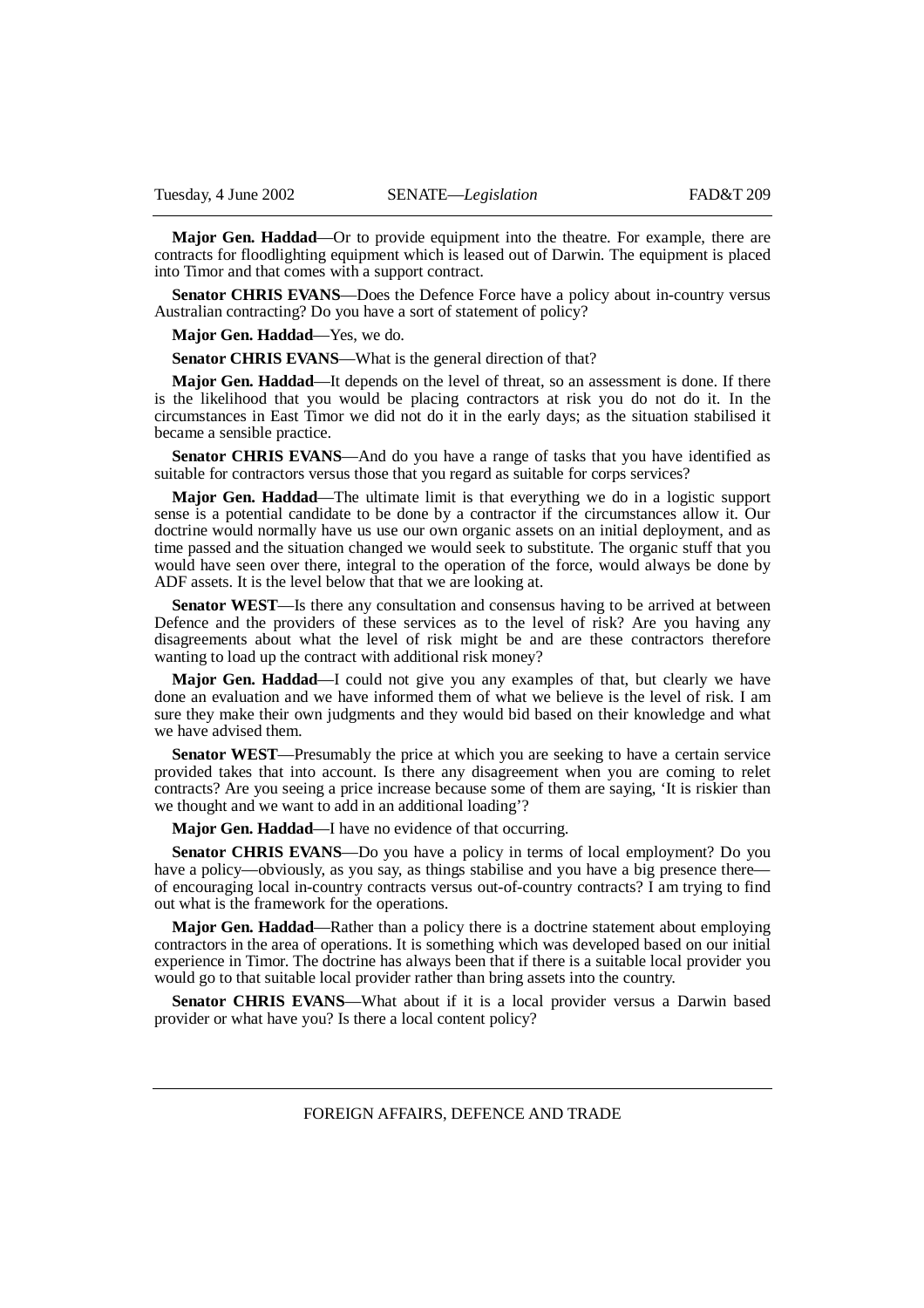**Major Gen. Haddad**—Or to provide equipment into the theatre. For example, there are contracts for floodlighting equipment which is leased out of Darwin. The equipment is placed into Timor and that comes with a support contract.

**Senator CHRIS EVANS**—Does the Defence Force have a policy about in-country versus Australian contracting? Do you have a sort of statement of policy?

**Major Gen. Haddad**—Yes, we do.

**Senator CHRIS EVANS**—What is the general direction of that?

**Major Gen. Haddad**—It depends on the level of threat, so an assessment is done. If there is the likelihood that you would be placing contractors at risk you do not do it. In the circumstances in East Timor we did not do it in the early days; as the situation stabilised it became a sensible practice.

**Senator CHRIS EVANS**—And do you have a range of tasks that you have identified as suitable for contractors versus those that you regard as suitable for corps services?

**Major Gen. Haddad**—The ultimate limit is that everything we do in a logistic support sense is a potential candidate to be done by a contractor if the circumstances allow it. Our doctrine would normally have us use our own organic assets on an initial deployment, and as time passed and the situation changed we would seek to substitute. The organic stuff that you would have seen over there, integral to the operation of the force, would always be done by ADF assets. It is the level below that that we are looking at.

**Senator WEST**—Is there any consultation and consensus having to be arrived at between Defence and the providers of these services as to the level of risk? Are you having any disagreements about what the level of risk might be and are these contractors therefore wanting to load up the contract with additional risk money?

**Major Gen. Haddad**—I could not give you any examples of that, but clearly we have done an evaluation and we have informed them of what we believe is the level of risk. I am sure they make their own judgments and they would bid based on their knowledge and what we have advised them.

**Senator WEST**—Presumably the price at which you are seeking to have a certain service provided takes that into account. Is there any disagreement when you are coming to relet contracts? Are you seeing a price increase because some of them are saying, 'It is riskier than we thought and we want to add in an additional loading'?

**Major Gen. Haddad**—I have no evidence of that occurring.

**Senator CHRIS EVANS**—Do you have a policy in terms of local employment? Do you have a policy—obviously, as you say, as things stabilise and you have a big presence there—of encouraging local in-country contracts versus out-of-country contracts? I am trying to find out what is the framework for the operations.

**Major Gen. Haddad**—Rather than a policy there is a doctrine statement about employing contractors in the area of operations. It is something which was developed based on our initial experience in Timor. The doctrine has always been that if there is a suitable local provider you would go to that suitable local provider rather than bring assets into the country.

**Senator CHRIS EVANS**—What about if it is a local provider versus a Darwin based provider or what have you? Is there a local content policy?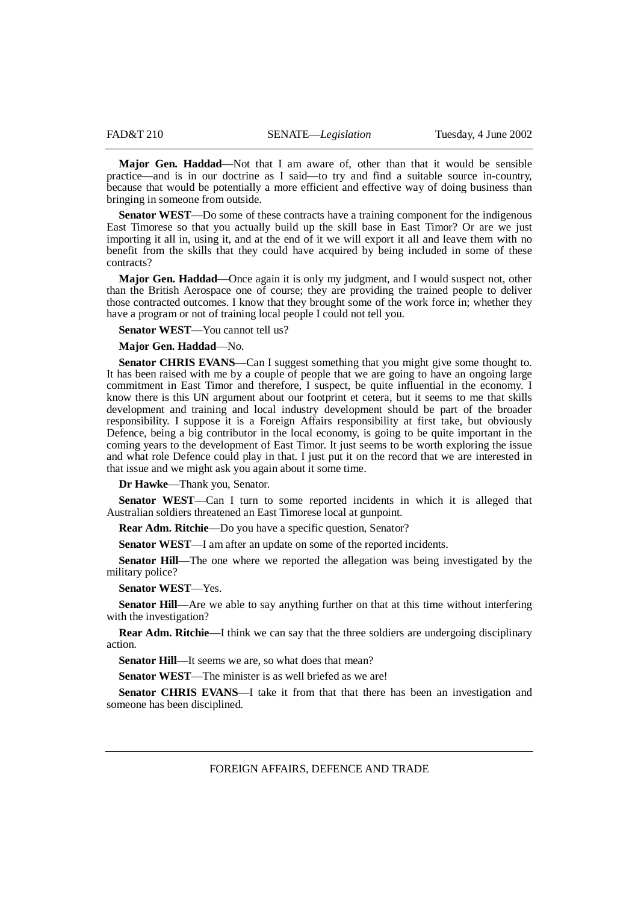**Major Gen. Haddad**—Not that I am aware of, other than that it would be sensible practice—and is in our doctrine as I said—to try and find a suitable source in-country, because that would be potentially a more efficient and effective way of doing business than bringing in someone from outside.

**Senator WEST**—Do some of these contracts have a training component for the indigenous East Timorese so that you actually build up the skill base in East Timor? Or are we just importing it all in, using it, and at the end of it we will export it all and leave them with no benefit from the skills that they could have acquired by being included in some of these contracts?

**Major Gen. Haddad**—Once again it is only my judgment, and I would suspect not, other than the British Aerospace one of course; they are providing the trained people to deliver those contracted outcomes. I know that they brought some of the work force in; whether they have a program or not of training local people I could not tell you.

**Senator WEST**—You cannot tell us?

**Major Gen. Haddad**—No.

**Senator CHRIS EVANS**—Can I suggest something that you might give some thought to. It has been raised with me by a couple of people that we are going to have an ongoing large commitment in East Timor and therefore, I suspect, be quite influential in the economy. I know there is this UN argument about our footprint et cetera, but it seems to me that skills development and training and local industry development should be part of the broader responsibility. I suppose it is a Foreign Affairs responsibility at first take, but obviously Defence, being a big contributor in the local economy, is going to be quite important in the coming years to the development of East Timor. It just seems to be worth exploring the issue and what role Defence could play in that. I just put it on the record that we are interested in that issue and we might ask you again about it some time.

**Dr Hawke**—Thank you, Senator.

**Senator WEST**—Can I turn to some reported incidents in which it is alleged that Australian soldiers threatened an East Timorese local at gunpoint.

**Rear Adm. Ritchie**—Do you have a specific question, Senator?

**Senator WEST**—I am after an update on some of the reported incidents.

**Senator Hill**—The one where we reported the allegation was being investigated by the military police?

**Senator WEST**—Yes.

**Senator Hill**—Are we able to say anything further on that at this time without interfering with the investigation?

**Rear Adm. Ritchie**—I think we can say that the three soldiers are undergoing disciplinary action.

**Senator Hill**—It seems we are, so what does that mean?

**Senator WEST**—The minister is as well briefed as we are!

**Senator CHRIS EVANS**—I take it from that that there has been an investigation and someone has been disciplined.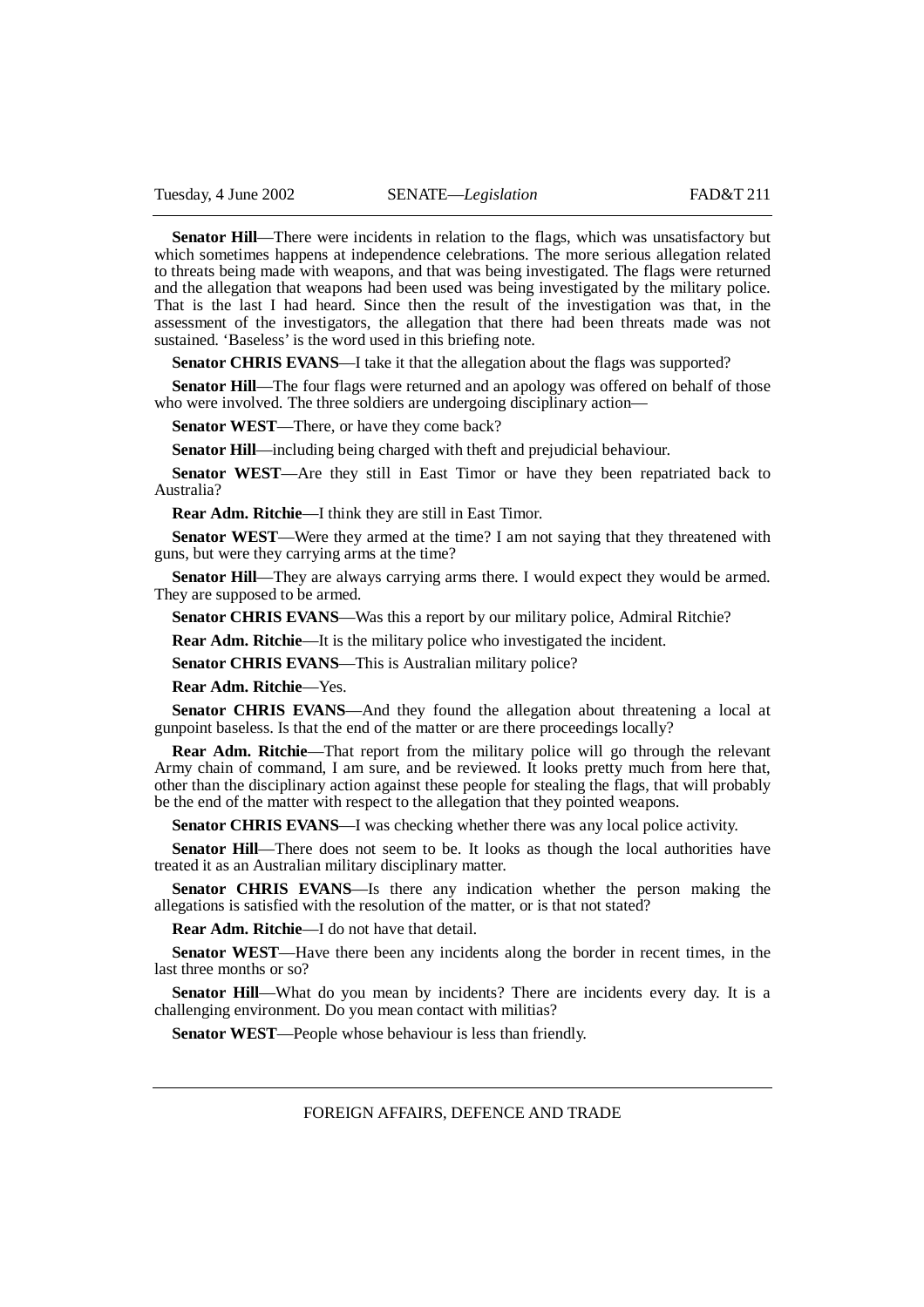**Senator Hill**—There were incidents in relation to the flags, which was unsatisfactory but which sometimes happens at independence celebrations. The more serious allegation related to threats being made with weapons, and that was being investigated. The flags were returned and the allegation that weapons had been used was being investigated by the military police. That is the last I had heard. Since then the result of the investigation was that, in the assessment of the investigators, the allegation that there had been threats made was not sustained. 'Baseless' is the word used in this briefing note.

**Senator CHRIS EVANS**—I take it that the allegation about the flags was supported?

**Senator Hill**—The four flags were returned and an apology was offered on behalf of those who were involved. The three soldiers are undergoing disciplinary action—

**Senator WEST**—There, or have they come back?

**Senator Hill**—including being charged with theft and prejudicial behaviour.

**Senator WEST**—Are they still in East Timor or have they been repatriated back to Australia?

**Rear Adm. Ritchie**—I think they are still in East Timor.

**Senator WEST**—Were they armed at the time? I am not saying that they threatened with guns, but were they carrying arms at the time?

**Senator Hill**—They are always carrying arms there. I would expect they would be armed. They are supposed to be armed.

**Senator CHRIS EVANS**—Was this a report by our military police, Admiral Ritchie?

**Rear Adm. Ritchie**—It is the military police who investigated the incident.

**Senator CHRIS EVANS**—This is Australian military police?

**Rear Adm. Ritchie**—Yes.

**Senator CHRIS EVANS**—And they found the allegation about threatening a local at gunpoint baseless. Is that the end of the matter or are there proceedings locally?

**Rear Adm. Ritchie**—That report from the military police will go through the relevant Army chain of command, I am sure, and be reviewed. It looks pretty much from here that, other than the disciplinary action against these people for stealing the flags, that will probably be the end of the matter with respect to the allegation that they pointed weapons.

**Senator CHRIS EVANS**—I was checking whether there was any local police activity.

**Senator Hill**—There does not seem to be. It looks as though the local authorities have treated it as an Australian military disciplinary matter.

**Senator CHRIS EVANS**—Is there any indication whether the person making the allegations is satisfied with the resolution of the matter, or is that not stated?

**Rear Adm. Ritchie**—I do not have that detail.

**Senator WEST**—Have there been any incidents along the border in recent times, in the last three months or so?

**Senator Hill**—What do you mean by incidents? There are incidents every day. It is a challenging environment. Do you mean contact with militias?

**Senator WEST**—People whose behaviour is less than friendly.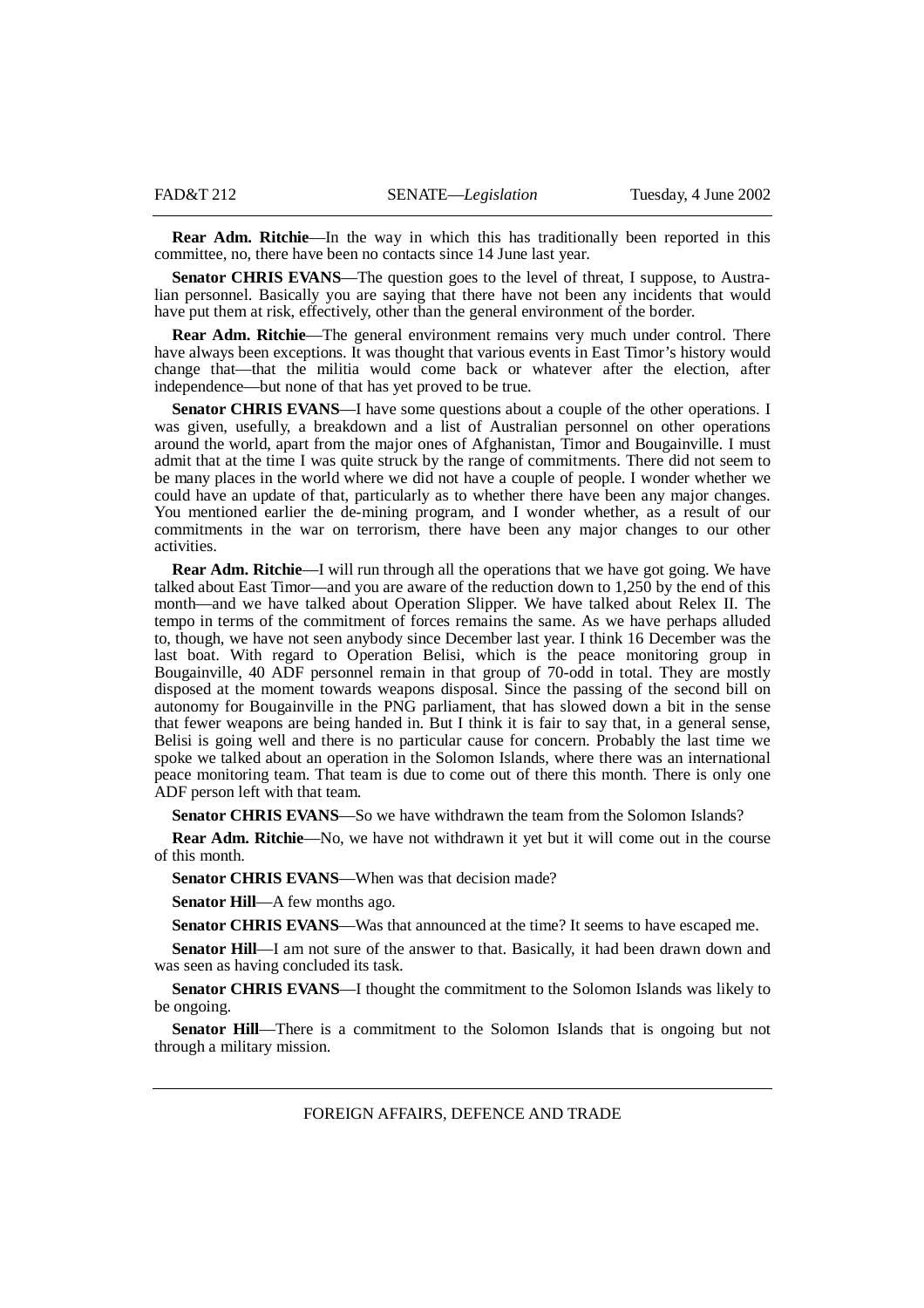**Rear Adm. Ritchie**—In the way in which this has traditionally been reported in this committee, no, there have been no contacts since 14 June last year.

**Senator CHRIS EVANS**—The question goes to the level of threat, I suppose, to Australian personnel. Basically you are saying that there have not been any incidents that would have put them at risk, effectively, other than the general environment of the border.

**Rear Adm. Ritchie**—The general environment remains very much under control. There have always been exceptions. It was thought that various events in East Timor's history would change that—that the militia would come back or whatever after the election, after independence—but none of that has yet proved to be true.

**Senator CHRIS EVANS**—I have some questions about a couple of the other operations. I was given, usefully, a breakdown and a list of Australian personnel on other operations around the world, apart from the major ones of Afghanistan, Timor and Bougainville. I must admit that at the time I was quite struck by the range of commitments. There did not seem to be many places in the world where we did not have a couple of people. I wonder whether we could have an update of that, particularly as to whether there have been any major changes. You mentioned earlier the de-mining program, and I wonder whether, as a result of our commitments in the war on terrorism, there have been any major changes to our other activities.

**Rear Adm. Ritchie**—I will run through all the operations that we have got going. We have talked about East Timor—and you are aware of the reduction down to 1,250 by the end of this month—and we have talked about Operation Slipper. We have talked about Relex II. The tempo in terms of the commitment of forces remains the same. As we have perhaps alluded to, though, we have not seen anybody since December last year. I think 16 December was the last boat. With regard to Operation Belisi, which is the peace monitoring group in Bougainville, 40 ADF personnel remain in that group of 70-odd in total. They are mostly disposed at the moment towards weapons disposal. Since the passing of the second bill on autonomy for Bougainville in the PNG parliament, that has slowed down a bit in the sense that fewer weapons are being handed in. But I think it is fair to say that, in a general sense, Belisi is going well and there is no particular cause for concern. Probably the last time we spoke we talked about an operation in the Solomon Islands, where there was an international peace monitoring team. That team is due to come out of there this month. There is only one ADF person left with that team.

**Senator CHRIS EVANS**—So we have withdrawn the team from the Solomon Islands?

**Rear Adm. Ritchie**—No, we have not withdrawn it yet but it will come out in the course of this month.

**Senator CHRIS EVANS**—When was that decision made?

**Senator Hill**—A few months ago.

**Senator CHRIS EVANS**—Was that announced at the time? It seems to have escaped me.

**Senator Hill**—I am not sure of the answer to that. Basically, it had been drawn down and was seen as having concluded its task.

**Senator CHRIS EVANS**—I thought the commitment to the Solomon Islands was likely to be ongoing.

**Senator Hill**—There is a commitment to the Solomon Islands that is ongoing but not through a military mission.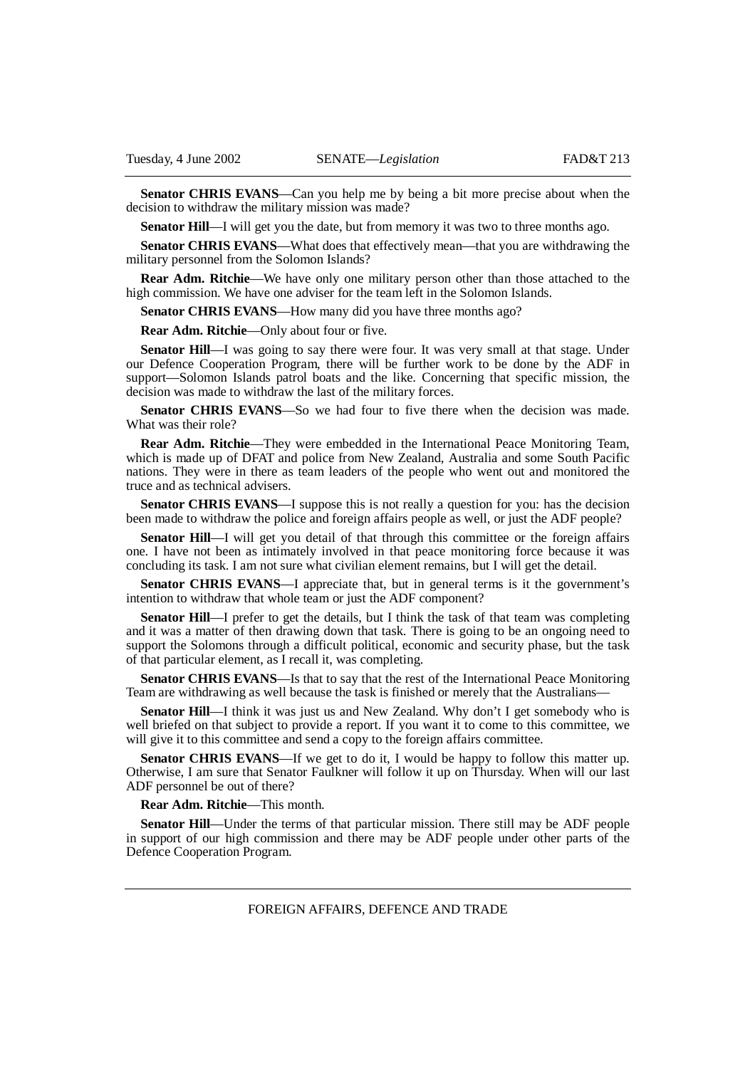**Senator CHRIS EVANS**—Can you help me by being a bit more precise about when the decision to withdraw the military mission was made?

**Senator Hill**—I will get you the date, but from memory it was two to three months ago.

**Senator CHRIS EVANS**—What does that effectively mean—that you are withdrawing the military personnel from the Solomon Islands?

**Rear Adm. Ritchie**—We have only one military person other than those attached to the high commission. We have one adviser for the team left in the Solomon Islands.

**Senator CHRIS EVANS**—How many did you have three months ago?

**Rear Adm. Ritchie**—Only about four or five.

**Senator Hill**—I was going to say there were four. It was very small at that stage. Under our Defence Cooperation Program, there will be further work to be done by the ADF in support—Solomon Islands patrol boats and the like. Concerning that specific mission, the decision was made to withdraw the last of the military forces.

**Senator CHRIS EVANS**—So we had four to five there when the decision was made. What was their role?

**Rear Adm. Ritchie**—They were embedded in the International Peace Monitoring Team, which is made up of DFAT and police from New Zealand, Australia and some South Pacific nations. They were in there as team leaders of the people who went out and monitored the truce and as technical advisers.

**Senator CHRIS EVANS**—I suppose this is not really a question for you: has the decision been made to withdraw the police and foreign affairs people as well, or just the ADF people?

**Senator Hill**—I will get you detail of that through this committee or the foreign affairs one. I have not been as intimately involved in that peace monitoring force because it was concluding its task. I am not sure what civilian element remains, but I will get the detail.

**Senator CHRIS EVANS**—I appreciate that, but in general terms is it the government's intention to withdraw that whole team or just the ADF component?

**Senator Hill**—I prefer to get the details, but I think the task of that team was completing and it was a matter of then drawing down that task. There is going to be an ongoing need to support the Solomons through a difficult political, economic and security phase, but the task of that particular element, as I recall it, was completing.

**Senator CHRIS EVANS**—Is that to say that the rest of the International Peace Monitoring Team are withdrawing as well because the task is finished or merely that the Australians—

**Senator Hill**—I think it was just us and New Zealand. Why don't I get somebody who is well briefed on that subject to provide a report. If you want it to come to this committee, we will give it to this committee and send a copy to the foreign affairs committee.

**Senator CHRIS EVANS**—If we get to do it, I would be happy to follow this matter up. Otherwise, I am sure that Senator Faulkner will follow it up on Thursday. When will our last ADF personnel be out of there?

**Rear Adm. Ritchie**—This month.

**Senator Hill**—Under the terms of that particular mission. There still may be ADF people in support of our high commission and there may be ADF people under other parts of the Defence Cooperation Program.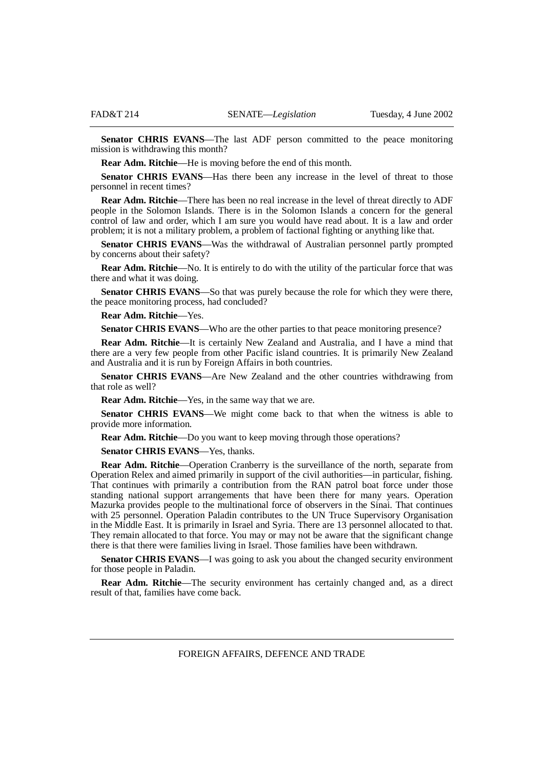**Senator CHRIS EVANS**—The last ADF person committed to the peace monitoring mission is withdrawing this month?

**Rear Adm. Ritchie**—He is moving before the end of this month.

**Senator CHRIS EVANS**—Has there been any increase in the level of threat to those personnel in recent times?

**Rear Adm. Ritchie**—There has been no real increase in the level of threat directly to ADF people in the Solomon Islands. There is in the Solomon Islands a concern for the general control of law and order, which I am sure you would have read about. It is a law and order problem; it is not a military problem, a problem of factional fighting or anything like that.

**Senator CHRIS EVANS**—Was the withdrawal of Australian personnel partly prompted by concerns about their safety?

**Rear Adm. Ritchie**—No. It is entirely to do with the utility of the particular force that was there and what it was doing.

**Senator CHRIS EVANS**—So that was purely because the role for which they were there, the peace monitoring process, had concluded?

**Rear Adm. Ritchie**—Yes.

**Senator CHRIS EVANS**—Who are the other parties to that peace monitoring presence?

**Rear Adm. Ritchie**—It is certainly New Zealand and Australia, and I have a mind that there are a very few people from other Pacific island countries. It is primarily New Zealand and Australia and it is run by Foreign Affairs in both countries.

**Senator CHRIS EVANS**—Are New Zealand and the other countries withdrawing from that role as well?

**Rear Adm. Ritchie**—Yes, in the same way that we are.

**Senator CHRIS EVANS**—We might come back to that when the witness is able to provide more information.

**Rear Adm. Ritchie**—Do you want to keep moving through those operations?

**Senator CHRIS EVANS**—Yes, thanks.

**Rear Adm. Ritchie**—Operation Cranberry is the surveillance of the north, separate from Operation Relex and aimed primarily in support of the civil authorities—in particular, fishing. That continues with primarily a contribution from the RAN patrol boat force under those standing national support arrangements that have been there for many years. Operation Mazurka provides people to the multinational force of observers in the Sinai. That continues with 25 personnel. Operation Paladin contributes to the UN Truce Supervisory Organisation in the Middle East. It is primarily in Israel and Syria. There are 13 personnel allocated to that. They remain allocated to that force. You may or may not be aware that the significant change there is that there were families living in Israel. Those families have been withdrawn.

**Senator CHRIS EVANS**—I was going to ask you about the changed security environment for those people in Paladin.

**Rear Adm. Ritchie**—The security environment has certainly changed and, as a direct result of that, families have come back.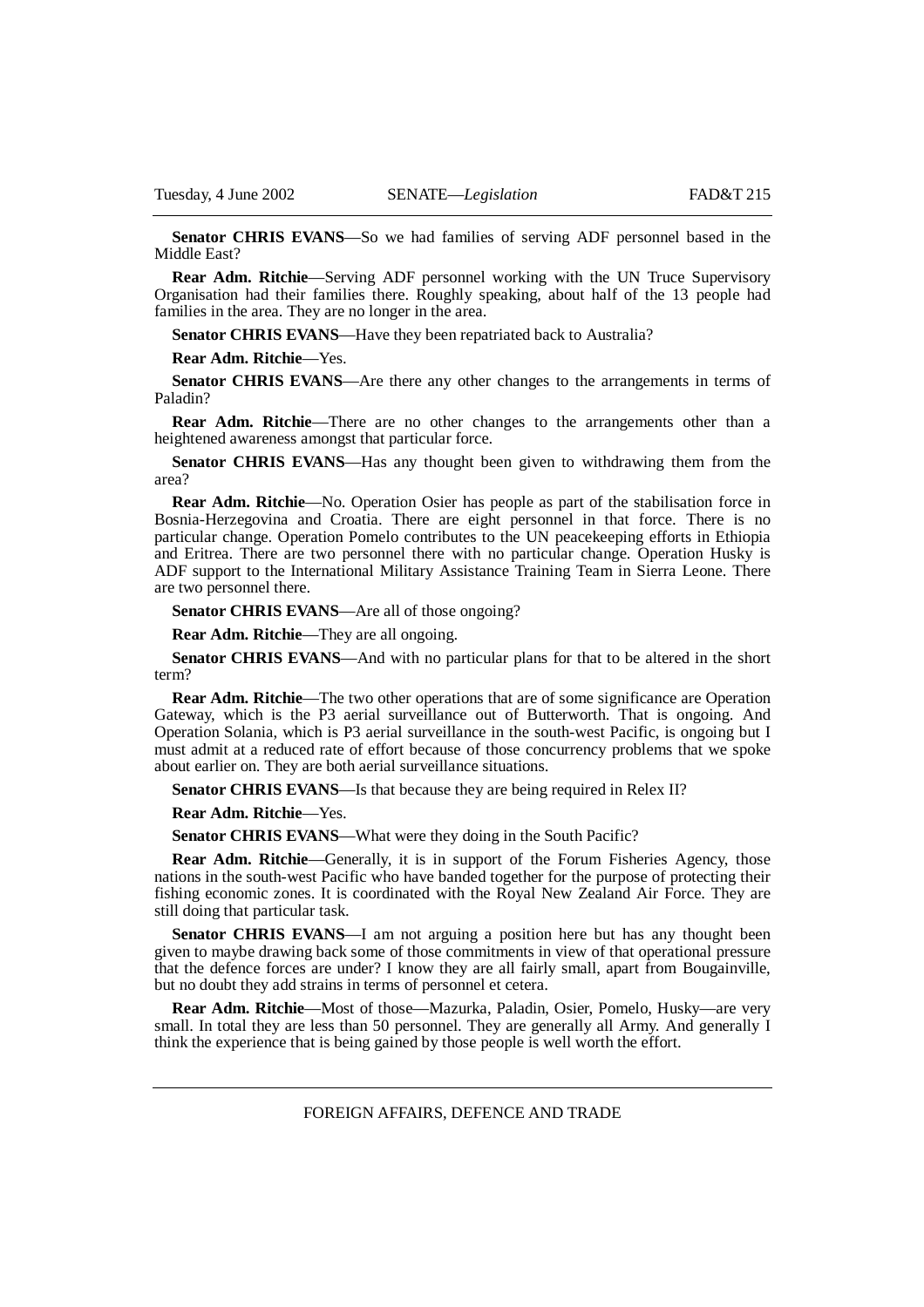**Senator CHRIS EVANS**—So we had families of serving ADF personnel based in the Middle East?

**Rear Adm. Ritchie**—Serving ADF personnel working with the UN Truce Supervisory Organisation had their families there. Roughly speaking, about half of the 13 people had families in the area. They are no longer in the area.

**Senator CHRIS EVANS**—Have they been repatriated back to Australia?

**Rear Adm. Ritchie**—Yes.

**Senator CHRIS EVANS**—Are there any other changes to the arrangements in terms of Paladin?

**Rear Adm. Ritchie**—There are no other changes to the arrangements other than a heightened awareness amongst that particular force.

**Senator CHRIS EVANS**—Has any thought been given to withdrawing them from the area?

**Rear Adm. Ritchie**—No. Operation Osier has people as part of the stabilisation force in Bosnia-Herzegovina and Croatia. There are eight personnel in that force. There is no particular change. Operation Pomelo contributes to the UN peacekeeping efforts in Ethiopia and Eritrea. There are two personnel there with no particular change. Operation Husky is ADF support to the International Military Assistance Training Team in Sierra Leone. There are two personnel there.

**Senator CHRIS EVANS**—Are all of those ongoing?

**Rear Adm. Ritchie**—They are all ongoing.

**Senator CHRIS EVANS**—And with no particular plans for that to be altered in the short term?

**Rear Adm. Ritchie**—The two other operations that are of some significance are Operation Gateway, which is the P3 aerial surveillance out of Butterworth. That is ongoing. And Operation Solania, which is P3 aerial surveillance in the south-west Pacific, is ongoing but I must admit at a reduced rate of effort because of those concurrency problems that we spoke about earlier on. They are both aerial surveillance situations.

**Senator CHRIS EVANS**—Is that because they are being required in Relex II?

**Rear Adm. Ritchie**—Yes.

**Senator CHRIS EVANS**—What were they doing in the South Pacific?

**Rear Adm. Ritchie**—Generally, it is in support of the Forum Fisheries Agency, those nations in the south-west Pacific who have banded together for the purpose of protecting their fishing economic zones. It is coordinated with the Royal New Zealand Air Force. They are still doing that particular task.

**Senator CHRIS EVANS**—I am not arguing a position here but has any thought been given to maybe drawing back some of those commitments in view of that operational pressure that the defence forces are under? I know they are all fairly small, apart from Bougainville, but no doubt they add strains in terms of personnel et cetera.

**Rear Adm. Ritchie**—Most of those—Mazurka, Paladin, Osier, Pomelo, Husky—are very small. In total they are less than 50 personnel. They are generally all Army. And generally I think the experience that is being gained by those people is well worth the effort.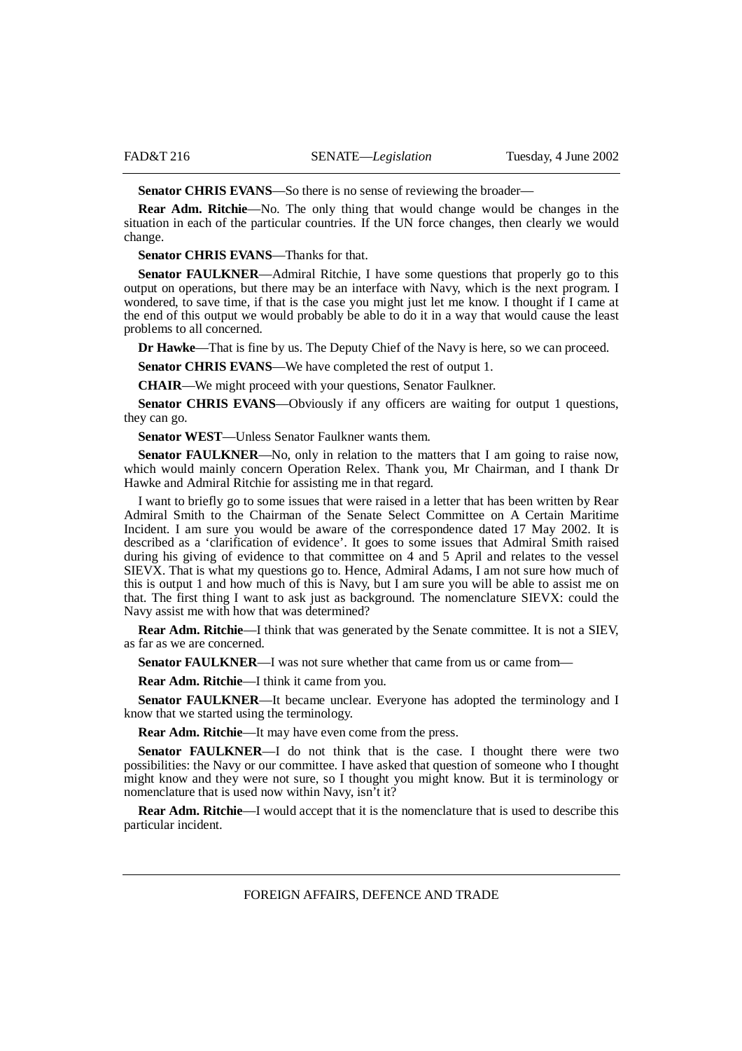**Senator CHRIS EVANS**—So there is no sense of reviewing the broader—

**Rear Adm. Ritchie**—No. The only thing that would change would be changes in the situation in each of the particular countries. If the UN force changes, then clearly we would change.

**Senator CHRIS EVANS**—Thanks for that.

**Senator FAULKNER**—Admiral Ritchie, I have some questions that properly go to this output on operations, but there may be an interface with Navy, which is the next program. I wondered, to save time, if that is the case you might just let me know. I thought if I came at the end of this output we would probably be able to do it in a way that would cause the least problems to all concerned.

**Dr Hawke**—That is fine by us. The Deputy Chief of the Navy is here, so we can proceed.

**Senator CHRIS EVANS**—We have completed the rest of output 1.

**CHAIR**—We might proceed with your questions, Senator Faulkner.

**Senator CHRIS EVANS**—Obviously if any officers are waiting for output 1 questions, they can go.

**Senator WEST**—Unless Senator Faulkner wants them.

**Senator FAULKNER**—No, only in relation to the matters that I am going to raise now, which would mainly concern Operation Relex. Thank you, Mr Chairman, and I thank Dr Hawke and Admiral Ritchie for assisting me in that regard.

I want to briefly go to some issues that were raised in a letter that has been written by Rear Admiral Smith to the Chairman of the Senate Select Committee on A Certain Maritime Incident. I am sure you would be aware of the correspondence dated 17 May 2002. It is described as a 'clarification of evidence'. It goes to some issues that Admiral Smith raised during his giving of evidence to that committee on 4 and 5 April and relates to the vessel SIEVX. That is what my questions go to. Hence, Admiral Adams, I am not sure how much of this is output 1 and how much of this is Navy, but I am sure you will be able to assist me on that. The first thing I want to ask just as background. The nomenclature SIEVX: could the Navy assist me with how that was determined?

**Rear Adm. Ritchie**—I think that was generated by the Senate committee. It is not a SIEV, as far as we are concerned.

**Senator FAULKNER**—I was not sure whether that came from us or came from—

**Rear Adm. Ritchie**—I think it came from you.

**Senator FAULKNER**—It became unclear. Everyone has adopted the terminology and I know that we started using the terminology.

**Rear Adm. Ritchie**—It may have even come from the press.

**Senator FAULKNER**—I do not think that is the case. I thought there were two possibilities: the Navy or our committee. I have asked that question of someone who I thought might know and they were not sure, so I thought you might know. But it is terminology or nomenclature that is used now within Navy, isn't it?

**Rear Adm. Ritchie**—I would accept that it is the nomenclature that is used to describe this particular incident.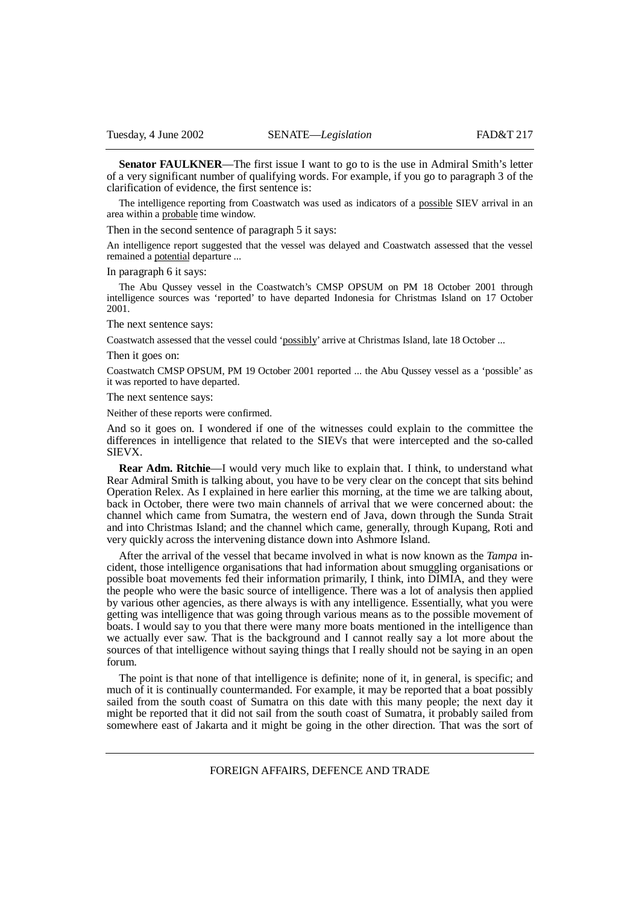**Senator FAULKNER**—The first issue I want to go to is the use in Admiral Smith's letter of a very significant number of qualifying words. For example, if you go to paragraph 3 of the clarification of evidence, the first sentence is:

> The intelligence reporting from Coastwatch was used as indicators of a <u>possible</u> SIEV arrival in an area within a <u>probable</u> time window.

Then in the second sentence of paragraph 5 it says:

> An intelligence report suggested that the vessel was delayed and Coastwatch assessed that the vessel remained a <u>potential</u> departure ...

In paragraph 6 it says:

> The Abu Qussey vessel in the Coastwatch's CMSP OPSUM on PM 18 October 2001 through intelligence sources was 'reported' to have departed Indonesia for Christmas Island on 17 October 2001.

The next sentence says:

> Coastwatch assessed that the vessel could '<u>possibly</u>' arrive at Christmas Island, late 18 October ...

Then it goes on:

> Coastwatch CMSP OPSUM, PM 19 October 2001 reported ... the Abu Qussey vessel as a 'possible' as it was reported to have departed.

The next sentence says:

> Neither of these reports were confirmed.

And so it goes on. I wondered if one of the witnesses could explain to the committee the differences in intelligence that related to the SIEVs that were intercepted and the so-called SIEVX.

**Rear Adm. Ritchie**—I would very much like to explain that. I think, to understand what Rear Admiral Smith is talking about, you have to be very clear on the concept that sits behind Operation Relex. As I explained in here earlier this morning, at the time we are talking about, back in October, there were two main channels of arrival that we were concerned about: the channel which came from Sumatra, the western end of Java, down through the Sunda Strait and into Christmas Island; and the channel which came, generally, through Kupang, Roti and very quickly across the intervening distance down into Ashmore Island.

After the arrival of the vessel that became involved in what is now known as the *Tampa* incident, those intelligence organisations that had information about smuggling organisations or possible boat movements fed their information primarily, I think, into DIMIA, and they were the people who were the basic source of intelligence. There was a lot of analysis then applied by various other agencies, as there always is with any intelligence. Essentially, what you were getting was intelligence that was going through various means as to the possible movement of boats. I would say to you that there were many more boats mentioned in the intelligence than we actually ever saw. That is the background and I cannot really say a lot more about the sources of that intelligence without saying things that I really should not be saying in an open forum.

The point is that none of that intelligence is definite; none of it, in general, is specific; and much of it is continually countermanded. For example, it may be reported that a boat possibly sailed from the south coast of Sumatra on this date with this many people; the next day it might be reported that it did not sail from the south coast of Sumatra, it probably sailed from somewhere east of Jakarta and it might be going in the other direction. That was the sort of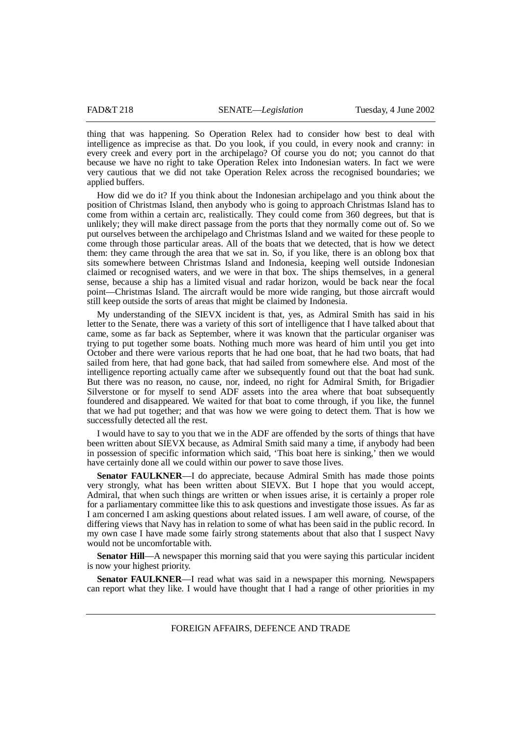thing that was happening. So Operation Relex had to consider how best to deal with intelligence as imprecise as that. Do you look, if you could, in every nook and cranny: in every creek and every port in the archipelago? Of course you do not; you cannot do that because we have no right to take Operation Relex into Indonesian waters. In fact we were very cautious that we did not take Operation Relex across the recognised boundaries; we applied buffers.

How did we do it? If you think about the Indonesian archipelago and you think about the position of Christmas Island, then anybody who is going to approach Christmas Island has to come from within a certain arc, realistically. They could come from 360 degrees, but that is unlikely; they will make direct passage from the ports that they normally come out of. So we put ourselves between the archipelago and Christmas Island and we waited for these people to come through those particular areas. All of the boats that we detected, that is how we detect them: they came through the area that we sat in. So, if you like, there is an oblong box that sits somewhere between Christmas Island and Indonesia, keeping well outside Indonesian claimed or recognised waters, and we were in that box. The ships themselves, in a general sense, because a ship has a limited visual and radar horizon, would be back near the focal point—Christmas Island. The aircraft would be more wide ranging, but those aircraft would still keep outside the sorts of areas that might be claimed by Indonesia.

My understanding of the SIEVX incident is that, yes, as Admiral Smith has said in his letter to the Senate, there was a variety of this sort of intelligence that I have talked about that came, some as far back as September, where it was known that the particular organiser was trying to put together some boats. Nothing much more was heard of him until you get into October and there were various reports that he had one boat, that he had two boats, that had sailed from here, that had gone back, that had sailed from somewhere else. And most of the intelligence reporting actually came after we subsequently found out that the boat had sunk. But there was no reason, no cause, nor, indeed, no right for Admiral Smith, for Brigadier Silverstone or for myself to send ADF assets into the area where that boat subsequently foundered and disappeared. We waited for that boat to come through, if you like, the funnel that we had put together; and that was how we were going to detect them. That is how we successfully detected all the rest.

I would have to say to you that we in the ADF are offended by the sorts of things that have been written about SIEVX because, as Admiral Smith said many a time, if anybody had been in possession of specific information which said, 'This boat here is sinking,' then we would have certainly done all we could within our power to save those lives.

**Senator FAULKNER**—I do appreciate, because Admiral Smith has made those points very strongly, what has been written about SIEVX. But I hope that you would accept, Admiral, that when such things are written or when issues arise, it is certainly a proper role for a parliamentary committee like this to ask questions and investigate those issues. As far as I am concerned I am asking questions about related issues. I am well aware, of course, of the differing views that Navy has in relation to some of what has been said in the public record. In my own case I have made some fairly strong statements about that also that I suspect Navy would not be uncomfortable with.

**Senator Hill**—A newspaper this morning said that you were saying this particular incident is now your highest priority.

**Senator FAULKNER**—I read what was said in a newspaper this morning. Newspapers can report what they like. I would have thought that I had a range of other priorities in my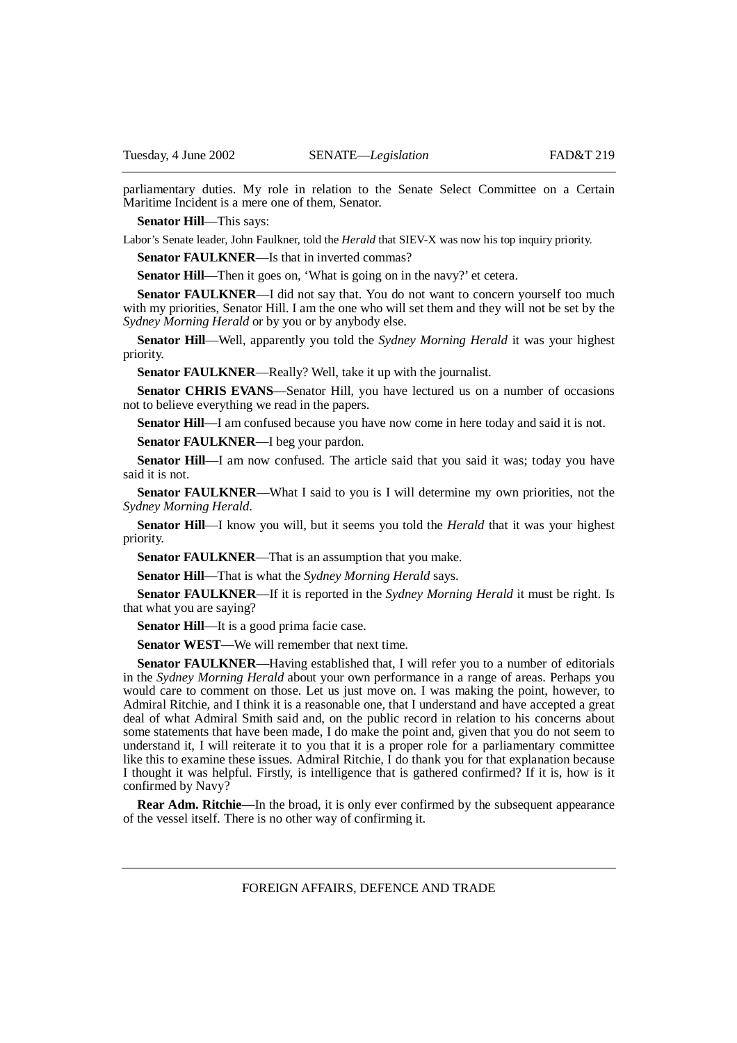parliamentary duties. My role in relation to the Senate Select Committee on a Certain Maritime Incident is a mere one of them, Senator.

**Senator Hill**—This says:

Labor's Senate leader, John Faulkner, told the *Herald* that SIEV-X was now his top inquiry priority.

**Senator FAULKNER**—Is that in inverted commas?

**Senator Hill**—Then it goes on, 'What is going on in the navy?' et cetera.

**Senator FAULKNER**—I did not say that. You do not want to concern yourself too much with my priorities, Senator Hill. I am the one who will set them and they will not be set by the *Sydney Morning Herald* or by you or by anybody else.

**Senator Hill**—Well, apparently you told the *Sydney Morning Herald* it was your highest priority.

**Senator FAULKNER**—Really? Well, take it up with the journalist.

**Senator CHRIS EVANS**—Senator Hill, you have lectured us on a number of occasions not to believe everything we read in the papers.

**Senator Hill**—I am confused because you have now come in here today and said it is not.

**Senator FAULKNER**—I beg your pardon.

**Senator Hill**—I am now confused. The article said that you said it was; today you have said it is not.

**Senator FAULKNER**—What I said to you is I will determine my own priorities, not the *Sydney Morning Herald*.

**Senator Hill**—I know you will, but it seems you told the *Herald* that it was your highest priority.

**Senator FAULKNER**—That is an assumption that you make.

**Senator Hill**—That is what the *Sydney Morning Herald* says.

**Senator FAULKNER**—If it is reported in the *Sydney Morning Herald* it must be right. Is that what you are saying?

**Senator Hill**—It is a good prima facie case.

**Senator WEST**—We will remember that next time.

**Senator FAULKNER**—Having established that, I will refer you to a number of editorials in the *Sydney Morning Herald* about your own performance in a range of areas. Perhaps you would care to comment on those. Let us just move on. I was making the point, however, to Admiral Ritchie, and I think it is a reasonable one, that I understand and have accepted a great deal of what Admiral Smith said and, on the public record in relation to his concerns about some statements that have been made, I do make the point and, given that you do not seem to understand it, I will reiterate it to you that it is a proper role for a parliamentary committee like this to examine these issues. Admiral Ritchie, I do thank you for that explanation because I thought it was helpful. Firstly, is intelligence that is gathered confirmed? If it is, how is it confirmed by Navy?

**Rear Adm. Ritchie**—In the broad, it is only ever confirmed by the subsequent appearance of the vessel itself. There is no other way of confirming it.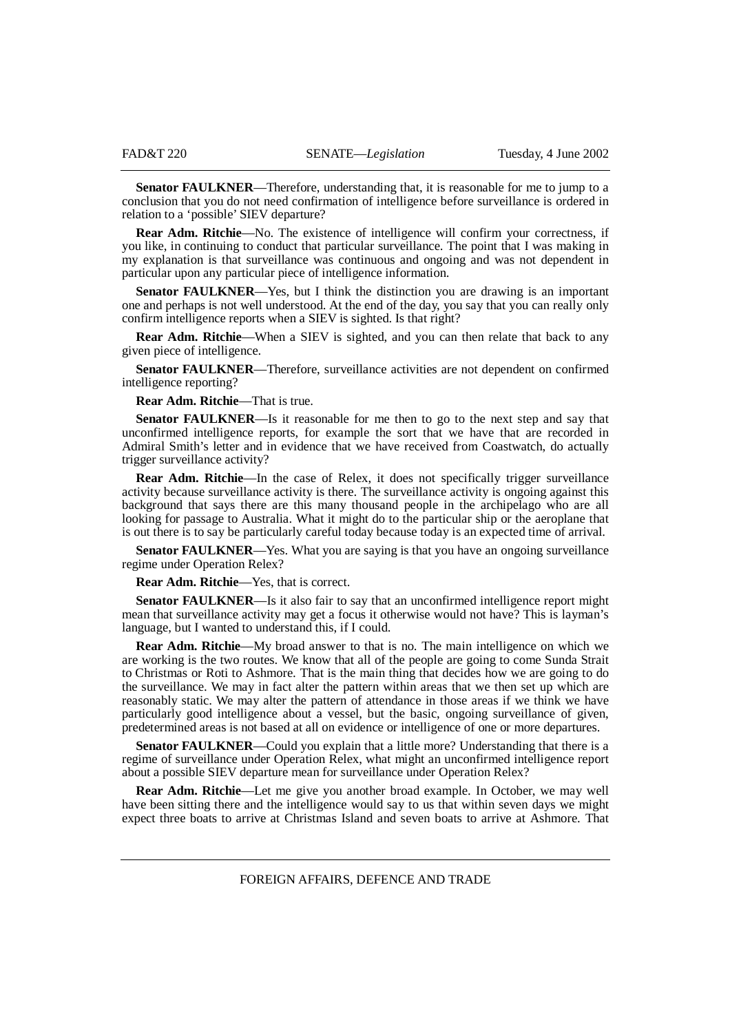**Senator FAULKNER**—Therefore, understanding that, it is reasonable for me to jump to a conclusion that you do not need confirmation of intelligence before surveillance is ordered in relation to a 'possible' SIEV departure?

**Rear Adm. Ritchie**—No. The existence of intelligence will confirm your correctness, if you like, in continuing to conduct that particular surveillance. The point that I was making in my explanation is that surveillance was continuous and ongoing and was not dependent in particular upon any particular piece of intelligence information.

**Senator FAULKNER**—Yes, but I think the distinction you are drawing is an important one and perhaps is not well understood. At the end of the day, you say that you can really only confirm intelligence reports when a SIEV is sighted. Is that right?

**Rear Adm. Ritchie**—When a SIEV is sighted, and you can then relate that back to any given piece of intelligence.

**Senator FAULKNER**—Therefore, surveillance activities are not dependent on confirmed intelligence reporting?

**Rear Adm. Ritchie**—That is true.

**Senator FAULKNER**—Is it reasonable for me then to go to the next step and say that unconfirmed intelligence reports, for example the sort that we have that are recorded in Admiral Smith's letter and in evidence that we have received from Coastwatch, do actually trigger surveillance activity?

**Rear Adm. Ritchie**—In the case of Relex, it does not specifically trigger surveillance activity because surveillance activity is there. The surveillance activity is ongoing against this background that says there are this many thousand people in the archipelago who are all looking for passage to Australia. What it might do to the particular ship or the aeroplane that is out there is to say be particularly careful today because today is an expected time of arrival.

**Senator FAULKNER**—Yes. What you are saying is that you have an ongoing surveillance regime under Operation Relex?

**Rear Adm. Ritchie**—Yes, that is correct.

**Senator FAULKNER**—Is it also fair to say that an unconfirmed intelligence report might mean that surveillance activity may get a focus it otherwise would not have? This is layman's language, but I wanted to understand this, if I could.

**Rear Adm. Ritchie**—My broad answer to that is no. The main intelligence on which we are working is the two routes. We know that all of the people are going to come Sunda Strait to Christmas or Roti to Ashmore. That is the main thing that decides how we are going to do the surveillance. We may in fact alter the pattern within areas that we then set up which are reasonably static. We may alter the pattern of attendance in those areas if we think we have particularly good intelligence about a vessel, but the basic, ongoing surveillance of given, predetermined areas is not based at all on evidence or intelligence of one or more departures.

**Senator FAULKNER**—Could you explain that a little more? Understanding that there is a regime of surveillance under Operation Relex, what might an unconfirmed intelligence report about a possible SIEV departure mean for surveillance under Operation Relex?

**Rear Adm. Ritchie**—Let me give you another broad example. In October, we may well have been sitting there and the intelligence would say to us that within seven days we might expect three boats to arrive at Christmas Island and seven boats to arrive at Ashmore. That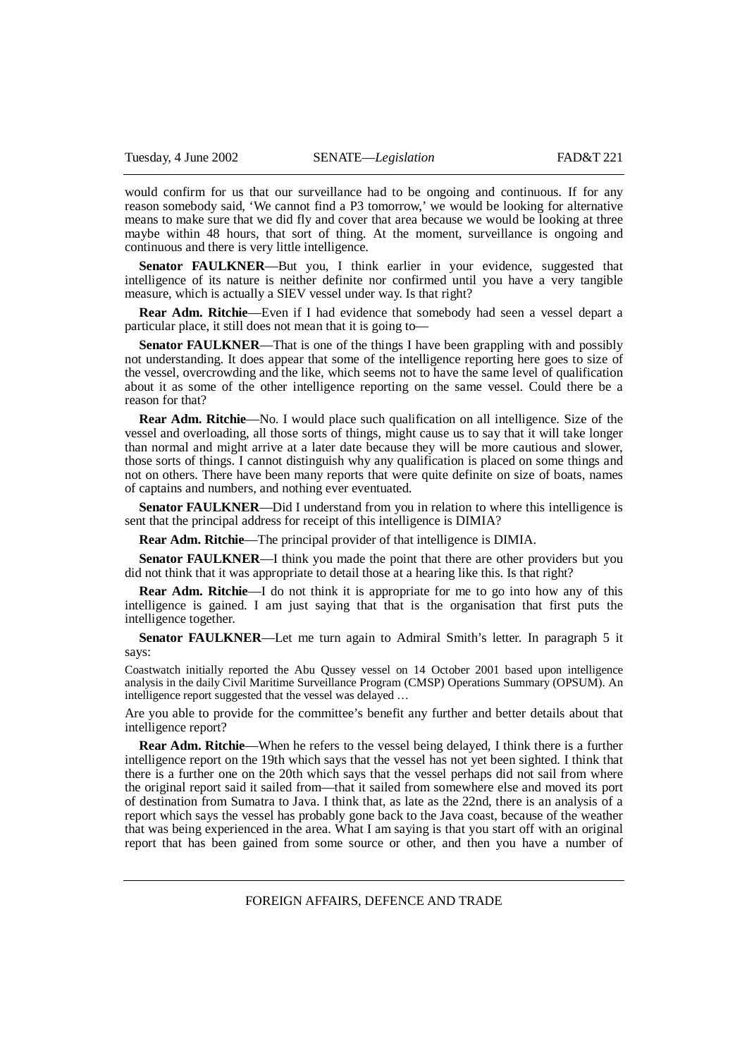would confirm for us that our surveillance had to be ongoing and continuous. If for any reason somebody said, 'We cannot find a P3 tomorrow,' we would be looking for alternative means to make sure that we did fly and cover that area because we would be looking at three maybe within 48 hours, that sort of thing. At the moment, surveillance is ongoing and continuous and there is very little intelligence.

**Senator FAULKNER**—But you, I think earlier in your evidence, suggested that intelligence of its nature is neither definite nor confirmed until you have a very tangible measure, which is actually a SIEV vessel under way. Is that right?

**Rear Adm. Ritchie**—Even if I had evidence that somebody had seen a vessel depart a particular place, it still does not mean that it is going to—

**Senator FAULKNER**—That is one of the things I have been grappling with and possibly not understanding. It does appear that some of the intelligence reporting here goes to size of the vessel, overcrowding and the like, which seems not to have the same level of qualification about it as some of the other intelligence reporting on the same vessel. Could there be a reason for that?

**Rear Adm. Ritchie**—No. I would place such qualification on all intelligence. Size of the vessel and overloading, all those sorts of things, might cause us to say that it will take longer than normal and might arrive at a later date because they will be more cautious and slower, those sorts of things. I cannot distinguish why any qualification is placed on some things and not on others. There have been many reports that were quite definite on size of boats, names of captains and numbers, and nothing ever eventuated.

**Senator FAULKNER**—Did I understand from you in relation to where this intelligence is sent that the principal address for receipt of this intelligence is DIMIA?

**Rear Adm. Ritchie**—The principal provider of that intelligence is DIMIA.

**Senator FAULKNER**—I think you made the point that there are other providers but you did not think that it was appropriate to detail those at a hearing like this. Is that right?

**Rear Adm. Ritchie**—I do not think it is appropriate for me to go into how any of this intelligence is gained. I am just saying that that is the organisation that first puts the intelligence together.

**Senator FAULKNER**—Let me turn again to Admiral Smith's letter. In paragraph 5 it says:

> Coastwatch initially reported the Abu Qussey vessel on 14 October 2001 based upon intelligence analysis in the daily Civil Maritime Surveillance Program (CMSP) Operations Summary (OPSUM). An intelligence report suggested that the vessel was delayed …

Are you able to provide for the committee's benefit any further and better details about that intelligence report?

**Rear Adm. Ritchie**—When he refers to the vessel being delayed, I think there is a further intelligence report on the 19th which says that the vessel has not yet been sighted. I think that there is a further one on the 20th which says that the vessel perhaps did not sail from where the original report said it sailed from—that it sailed from somewhere else and moved its port of destination from Sumatra to Java. I think that, as late as the 22nd, there is an analysis of a report which says the vessel has probably gone back to the Java coast, because of the weather that was being experienced in the area. What I am saying is that you start off with an original report that has been gained from some source or other, and then you have a number of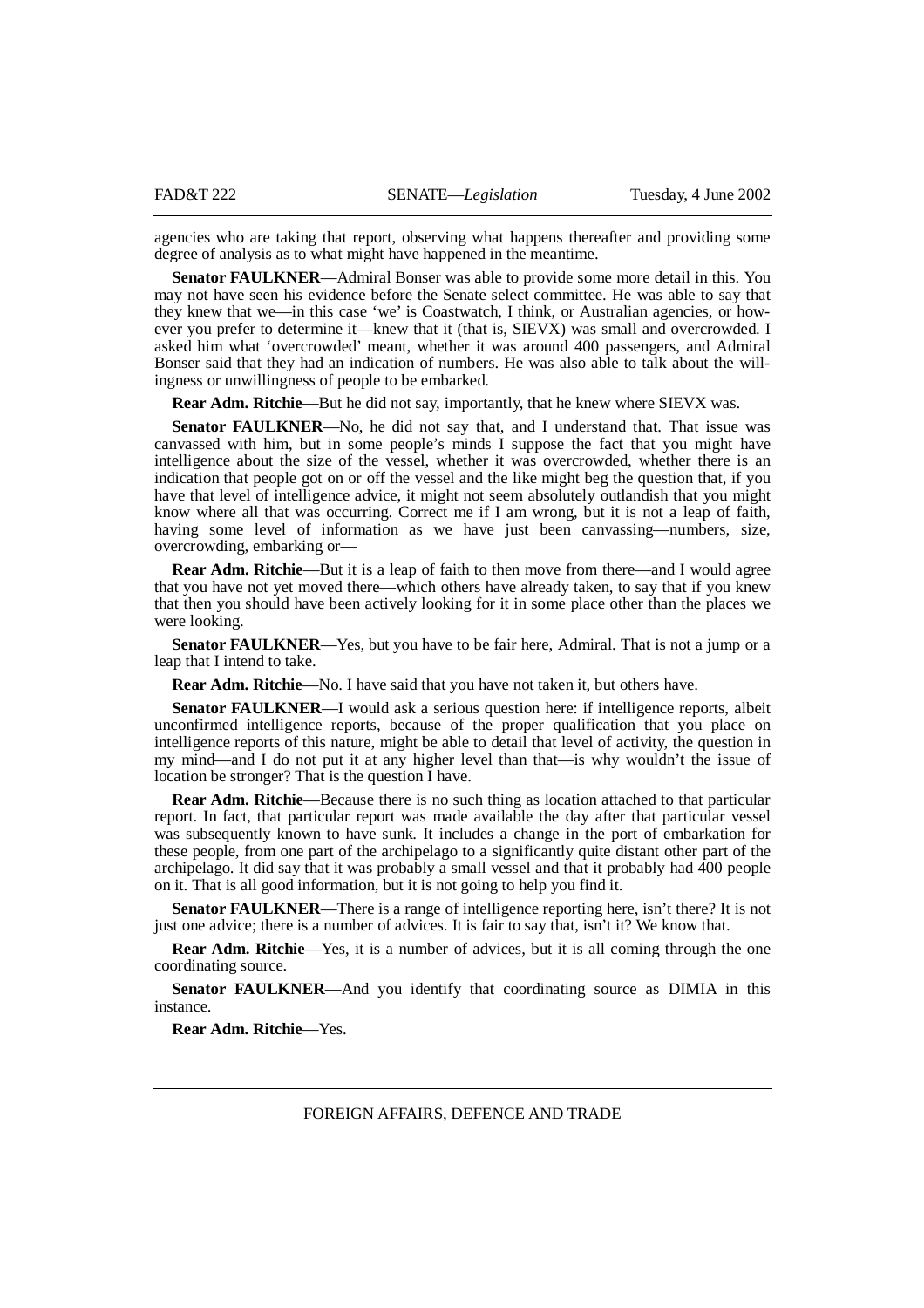agencies who are taking that report, observing what happens thereafter and providing some degree of analysis as to what might have happened in the meantime.

**Senator FAULKNER**—Admiral Bonser was able to provide some more detail in this. You may not have seen his evidence before the Senate select committee. He was able to say that they knew that we—in this case 'we' is Coastwatch, I think, or Australian agencies, or however you prefer to determine it—knew that it (that is, SIEVX) was small and overcrowded. I asked him what 'overcrowded' meant, whether it was around 400 passengers, and Admiral Bonser said that they had an indication of numbers. He was also able to talk about the willingness or unwillingness of people to be embarked.

**Rear Adm. Ritchie**—But he did not say, importantly, that he knew where SIEVX was.

**Senator FAULKNER**—No, he did not say that, and I understand that. That issue was canvassed with him, but in some people's minds I suppose the fact that you might have intelligence about the size of the vessel, whether it was overcrowded, whether there is an indication that people got on or off the vessel and the like might beg the question that, if you have that level of intelligence advice, it might not seem absolutely outlandish that you might know where all that was occurring. Correct me if I am wrong, but it is not a leap of faith, having some level of information as we have just been canvassing—numbers, size, overcrowding, embarking or—

**Rear Adm. Ritchie**—But it is a leap of faith to then move from there—and I would agree that you have not yet moved there—which others have already taken, to say that if you knew that then you should have been actively looking for it in some place other than the places we were looking.

**Senator FAULKNER**—Yes, but you have to be fair here, Admiral. That is not a jump or a leap that I intend to take.

**Rear Adm. Ritchie**—No. I have said that you have not taken it, but others have.

**Senator FAULKNER**—I would ask a serious question here: if intelligence reports, albeit unconfirmed intelligence reports, because of the proper qualification that you place on intelligence reports of this nature, might be able to detail that level of activity, the question in my mind—and I do not put it at any higher level than that—is why wouldn't the issue of location be stronger? That is the question I have.

**Rear Adm. Ritchie**—Because there is no such thing as location attached to that particular report. In fact, that particular report was made available the day after that particular vessel was subsequently known to have sunk. It includes a change in the port of embarkation for these people, from one part of the archipelago to a significantly quite distant other part of the archipelago. It did say that it was probably a small vessel and that it probably had 400 people on it. That is all good information, but it is not going to help you find it.

**Senator FAULKNER**—There is a range of intelligence reporting here, isn't there? It is not just one advice; there is a number of advices. It is fair to say that, isn't it? We know that.

**Rear Adm. Ritchie**—Yes, it is a number of advices, but it is all coming through the one coordinating source.

**Senator FAULKNER**—And you identify that coordinating source as DIMIA in this instance.

**Rear Adm. Ritchie**—Yes.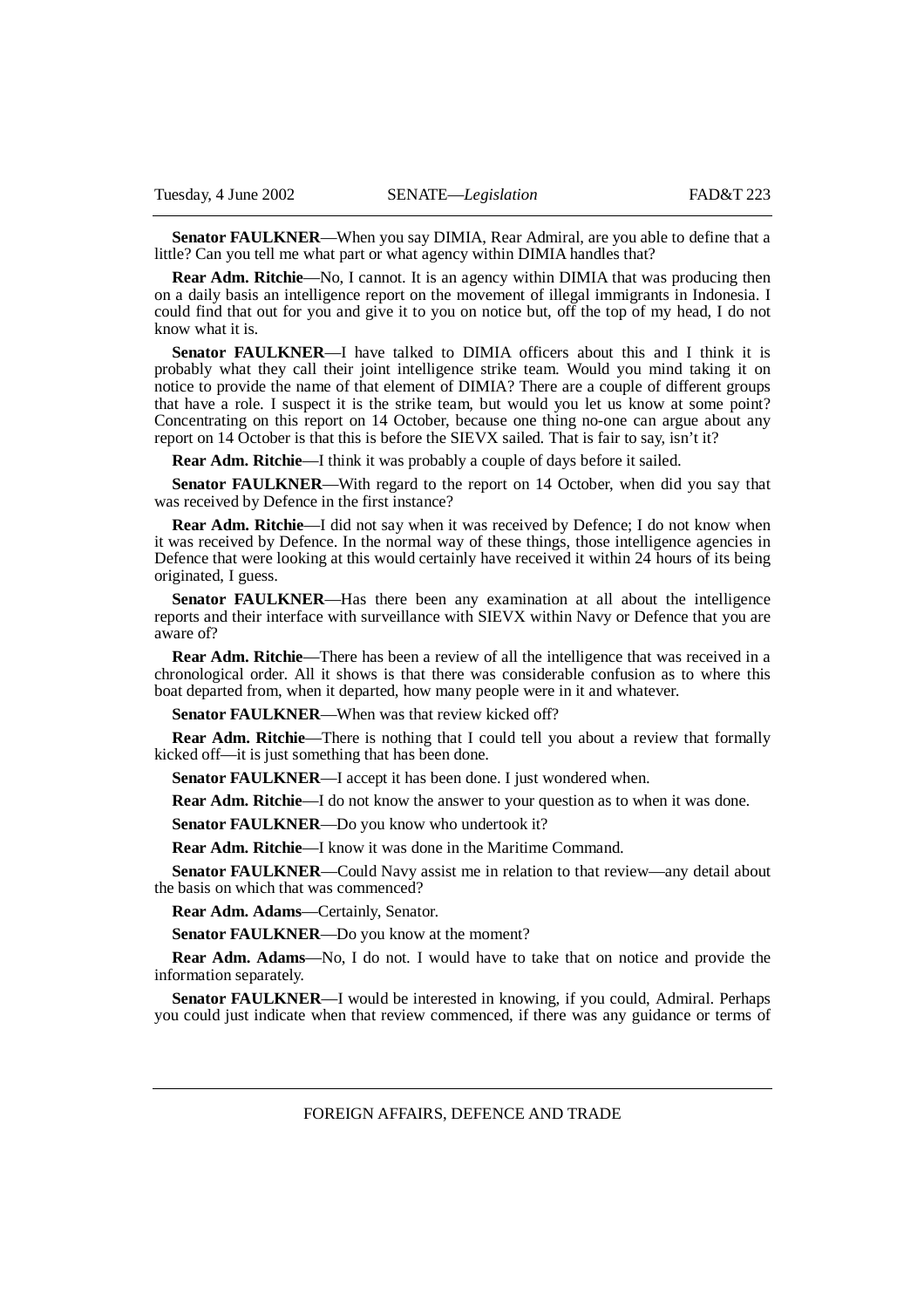**Senator FAULKNER**—When you say DIMIA, Rear Admiral, are you able to define that a little? Can you tell me what part or what agency within DIMIA handles that?

**Rear Adm. Ritchie**—No, I cannot. It is an agency within DIMIA that was producing then on a daily basis an intelligence report on the movement of illegal immigrants in Indonesia. I could find that out for you and give it to you on notice but, off the top of my head, I do not know what it is.

**Senator FAULKNER**—I have talked to DIMIA officers about this and I think it is probably what they call their joint intelligence strike team. Would you mind taking it on notice to provide the name of that element of DIMIA? There are a couple of different groups that have a role. I suspect it is the strike team, but would you let us know at some point? Concentrating on this report on 14 October, because one thing no-one can argue about any report on 14 October is that this is before the SIEVX sailed. That is fair to say, isn't it?

**Rear Adm. Ritchie**—I think it was probably a couple of days before it sailed.

**Senator FAULKNER**—With regard to the report on 14 October, when did you say that was received by Defence in the first instance?

**Rear Adm. Ritchie**—I did not say when it was received by Defence; I do not know when it was received by Defence. In the normal way of these things, those intelligence agencies in Defence that were looking at this would certainly have received it within 24 hours of its being originated, I guess.

**Senator FAULKNER**—Has there been any examination at all about the intelligence reports and their interface with surveillance with SIEVX within Navy or Defence that you are aware of?

**Rear Adm. Ritchie**—There has been a review of all the intelligence that was received in a chronological order. All it shows is that there was considerable confusion as to where this boat departed from, when it departed, how many people were in it and whatever.

**Senator FAULKNER**—When was that review kicked off?

**Rear Adm. Ritchie**—There is nothing that I could tell you about a review that formally kicked off—it is just something that has been done.

**Senator FAULKNER**—I accept it has been done. I just wondered when.

**Rear Adm. Ritchie**—I do not know the answer to your question as to when it was done.

**Senator FAULKNER**—Do you know who undertook it?

**Rear Adm. Ritchie**—I know it was done in the Maritime Command.

**Senator FAULKNER**—Could Navy assist me in relation to that review—any detail about the basis on which that was commenced?

**Rear Adm. Adams**—Certainly, Senator.

**Senator FAULKNER**—Do you know at the moment?

**Rear Adm. Adams**—No, I do not. I would have to take that on notice and provide the information separately.

**Senator FAULKNER**—I would be interested in knowing, if you could, Admiral. Perhaps you could just indicate when that review commenced, if there was any guidance or terms of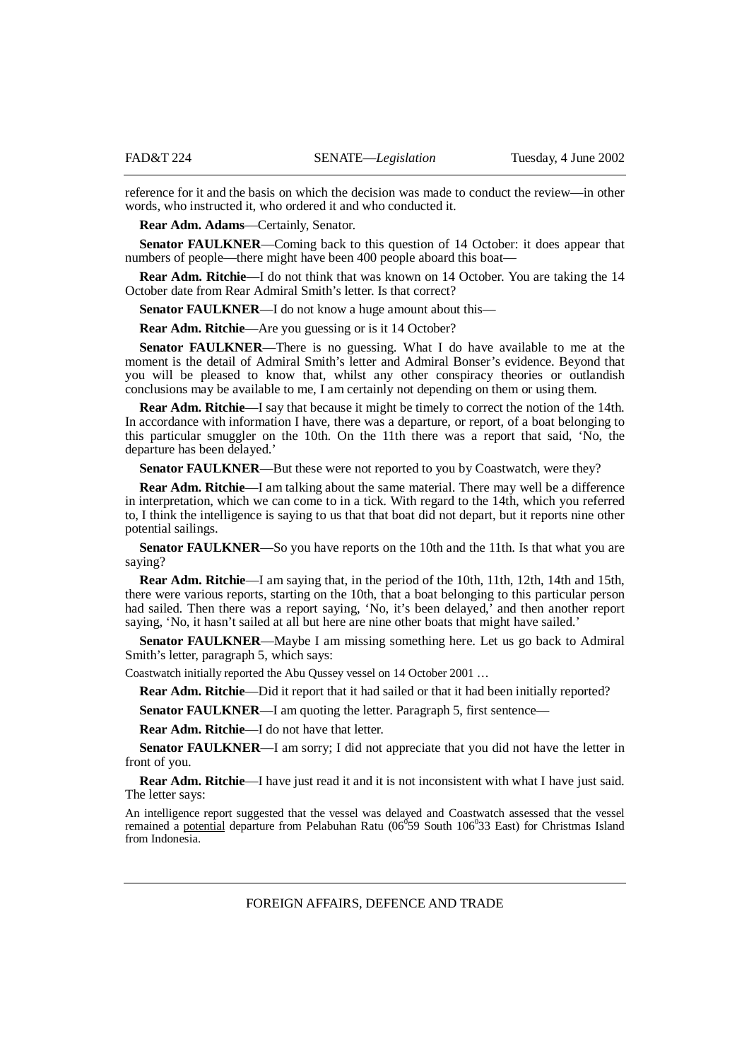reference for it and the basis on which the decision was made to conduct the review—in other words, who instructed it, who ordered it and who conducted it.

**Rear Adm. Adams**—Certainly, Senator.

**Senator FAULKNER**—Coming back to this question of 14 October: it does appear that numbers of people—there might have been 400 people aboard this boat—

**Rear Adm. Ritchie**—I do not think that was known on 14 October. You are taking the 14 October date from Rear Admiral Smith's letter. Is that correct?

**Senator FAULKNER**—I do not know a huge amount about this—

**Rear Adm. Ritchie**—Are you guessing or is it 14 October?

**Senator FAULKNER**—There is no guessing. What I do have available to me at the moment is the detail of Admiral Smith's letter and Admiral Bonser's evidence. Beyond that you will be pleased to know that, whilst any other conspiracy theories or outlandish conclusions may be available to me, I am certainly not depending on them or using them.

**Rear Adm. Ritchie**—I say that because it might be timely to correct the notion of the 14th. In accordance with information I have, there was a departure, or report, of a boat belonging to this particular smuggler on the 10th. On the 11th there was a report that said, 'No, the departure has been delayed.'

**Senator FAULKNER**—But these were not reported to you by Coastwatch, were they?

**Rear Adm. Ritchie**—I am talking about the same material. There may well be a difference in interpretation, which we can come to in a tick. With regard to the 14th, which you referred to, I think the intelligence is saying to us that that boat did not depart, but it reports nine other potential sailings.

**Senator FAULKNER**—So you have reports on the 10th and the 11th. Is that what you are saying?

**Rear Adm. Ritchie**—I am saying that, in the period of the 10th, 11th, 12th, 14th and 15th, there were various reports, starting on the 10th, that a boat belonging to this particular person had sailed. Then there was a report saying, 'No, it's been delayed,' and then another report saying, 'No, it hasn't sailed at all but here are nine other boats that might have sailed.'

**Senator FAULKNER**—Maybe I am missing something here. Let us go back to Admiral Smith's letter, paragraph 5, which says:

Coastwatch initially reported the Abu Qussey vessel on 14 October 2001 …

**Rear Adm. Ritchie**—Did it report that it had sailed or that it had been initially reported?

**Senator FAULKNER**—I am quoting the letter. Paragraph 5, first sentence—

**Rear Adm. Ritchie**—I do not have that letter.

**Senator FAULKNER**—I am sorry; I did not appreciate that you did not have the letter in front of you.

**Rear Adm. Ritchie**—I have just read it and it is not inconsistent with what I have just said. The letter says:

An intelligence report suggested that the vessel was delayed and Coastwatch assessed that the vessel remained a potential departure from Pelabuhan Ratu (06°59 South 106°33 East) for Christmas Island from Indonesia.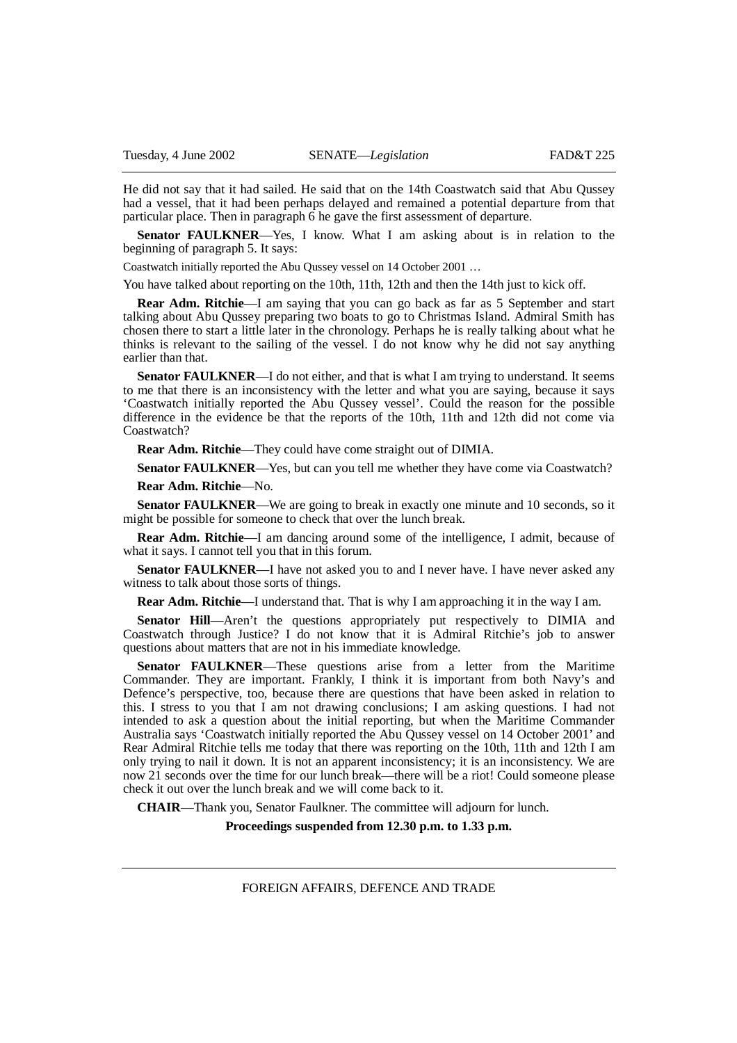He did not say that it had sailed. He said that on the 14th Coastwatch said that Abu Qussey had a vessel, that it had been perhaps delayed and remained a potential departure from that particular place. Then in paragraph 6 he gave the first assessment of departure.

**Senator FAULKNER**—Yes, I know. What I am asking about is in relation to the beginning of paragraph 5. It says:

Coastwatch initially reported the Abu Qussey vessel on 14 October 2001 …

You have talked about reporting on the 10th, 11th, 12th and then the 14th just to kick off.

**Rear Adm. Ritchie**—I am saying that you can go back as far as 5 September and start talking about Abu Qussey preparing two boats to go to Christmas Island. Admiral Smith has chosen there to start a little later in the chronology. Perhaps he is really talking about what he thinks is relevant to the sailing of the vessel. I do not know why he did not say anything earlier than that.

**Senator FAULKNER**—I do not either, and that is what I am trying to understand. It seems to me that there is an inconsistency with the letter and what you are saying, because it says 'Coastwatch initially reported the Abu Qussey vessel'. Could the reason for the possible difference in the evidence be that the reports of the 10th, 11th and 12th did not come via Coastwatch?

**Rear Adm. Ritchie**—They could have come straight out of DIMIA.

**Senator FAULKNER**—Yes, but can you tell me whether they have come via Coastwatch?

**Rear Adm. Ritchie**—No.

**Senator FAULKNER**—We are going to break in exactly one minute and 10 seconds, so it might be possible for someone to check that over the lunch break.

**Rear Adm. Ritchie**—I am dancing around some of the intelligence, I admit, because of what it says. I cannot tell you that in this forum.

**Senator FAULKNER**—I have not asked you to and I never have. I have never asked any witness to talk about those sorts of things.

**Rear Adm. Ritchie**—I understand that. That is why I am approaching it in the way I am.

**Senator Hill**—Aren't the questions appropriately put respectively to DIMIA and Coastwatch through Justice? I do not know that it is Admiral Ritchie's job to answer questions about matters that are not in his immediate knowledge.

**Senator FAULKNER**—These questions arise from a letter from the Maritime Commander. They are important. Frankly, I think it is important from both Navy's and Defence's perspective, too, because there are questions that have been asked in relation to this. I stress to you that I am not drawing conclusions; I am asking questions. I had not intended to ask a question about the initial reporting, but when the Maritime Commander Australia says 'Coastwatch initially reported the Abu Qussey vessel on 14 October 2001' and Rear Admiral Ritchie tells me today that there was reporting on the 10th, 11th and 12th I am only trying to nail it down. It is not an apparent inconsistency; it is an inconsistency. We are now 21 seconds over the time for our lunch break—there will be a riot! Could someone please check it out over the lunch break and we will come back to it.

**CHAIR**—Thank you, Senator Faulkner. The committee will adjourn for lunch.

**Proceedings suspended from 12.30 p.m. to 1.33 p.m.**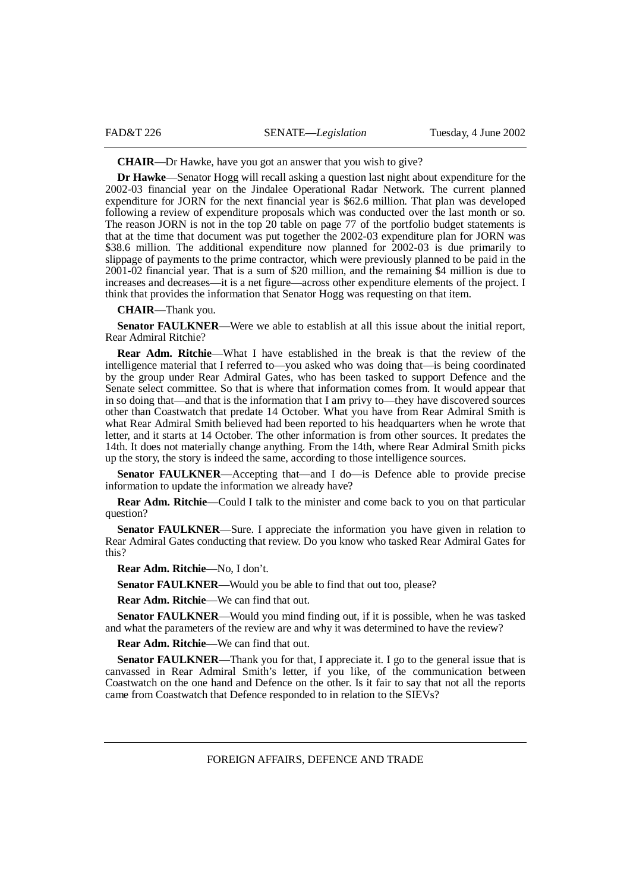**CHAIR**—Dr Hawke, have you got an answer that you wish to give?

**Dr Hawke**—Senator Hogg will recall asking a question last night about expenditure for the 2002-03 financial year on the Jindalee Operational Radar Network. The current planned expenditure for JORN for the next financial year is $62.6 million. That plan was developed following a review of expenditure proposals which was conducted over the last month or so. The reason JORN is not in the top 20 table on page 77 of the portfolio budget statements is that at the time that document was put together the 2002-03 expenditure plan for JORN was $38.6 million. The additional expenditure now planned for 2002-03 is due primarily to slippage of payments to the prime contractor, which were previously planned to be paid in the 2001-02 financial year. That is a sum of $20 million, and the remaining $4 million is due to increases and decreases—it is a net figure—across other expenditure elements of the project. I think that provides the information that Senator Hogg was requesting on that item.

**CHAIR**—Thank you.

**Senator FAULKNER**—Were we able to establish at all this issue about the initial report, Rear Admiral Ritchie?

**Rear Adm. Ritchie**—What I have established in the break is that the review of the intelligence material that I referred to—you asked who was doing that—is being coordinated by the group under Rear Admiral Gates, who has been tasked to support Defence and the Senate select committee. So that is where that information comes from. It would appear that in so doing that—and that is the information that I am privy to—they have discovered sources other than Coastwatch that predate 14 October. What you have from Rear Admiral Smith is what Rear Admiral Smith believed had been reported to his headquarters when he wrote that letter, and it starts at 14 October. The other information is from other sources. It predates the 14th. It does not materially change anything. From the 14th, where Rear Admiral Smith picks up the story, the story is indeed the same, according to those intelligence sources.

**Senator FAULKNER**—Accepting that—and I do—is Defence able to provide precise information to update the information we already have?

**Rear Adm. Ritchie**—Could I talk to the minister and come back to you on that particular question?

**Senator FAULKNER**—Sure. I appreciate the information you have given in relation to Rear Admiral Gates conducting that review. Do you know who tasked Rear Admiral Gates for this?

**Rear Adm. Ritchie**—No, I don't.

**Senator FAULKNER**—Would you be able to find that out too, please?

**Rear Adm. Ritchie**—We can find that out.

**Senator FAULKNER**—Would you mind finding out, if it is possible, when he was tasked and what the parameters of the review are and why it was determined to have the review?

**Rear Adm. Ritchie**—We can find that out.

**Senator FAULKNER**—Thank you for that, I appreciate it. I go to the general issue that is canvassed in Rear Admiral Smith's letter, if you like, of the communication between Coastwatch on the one hand and Defence on the other. Is it fair to say that not all the reports came from Coastwatch that Defence responded to in relation to the SIEVs?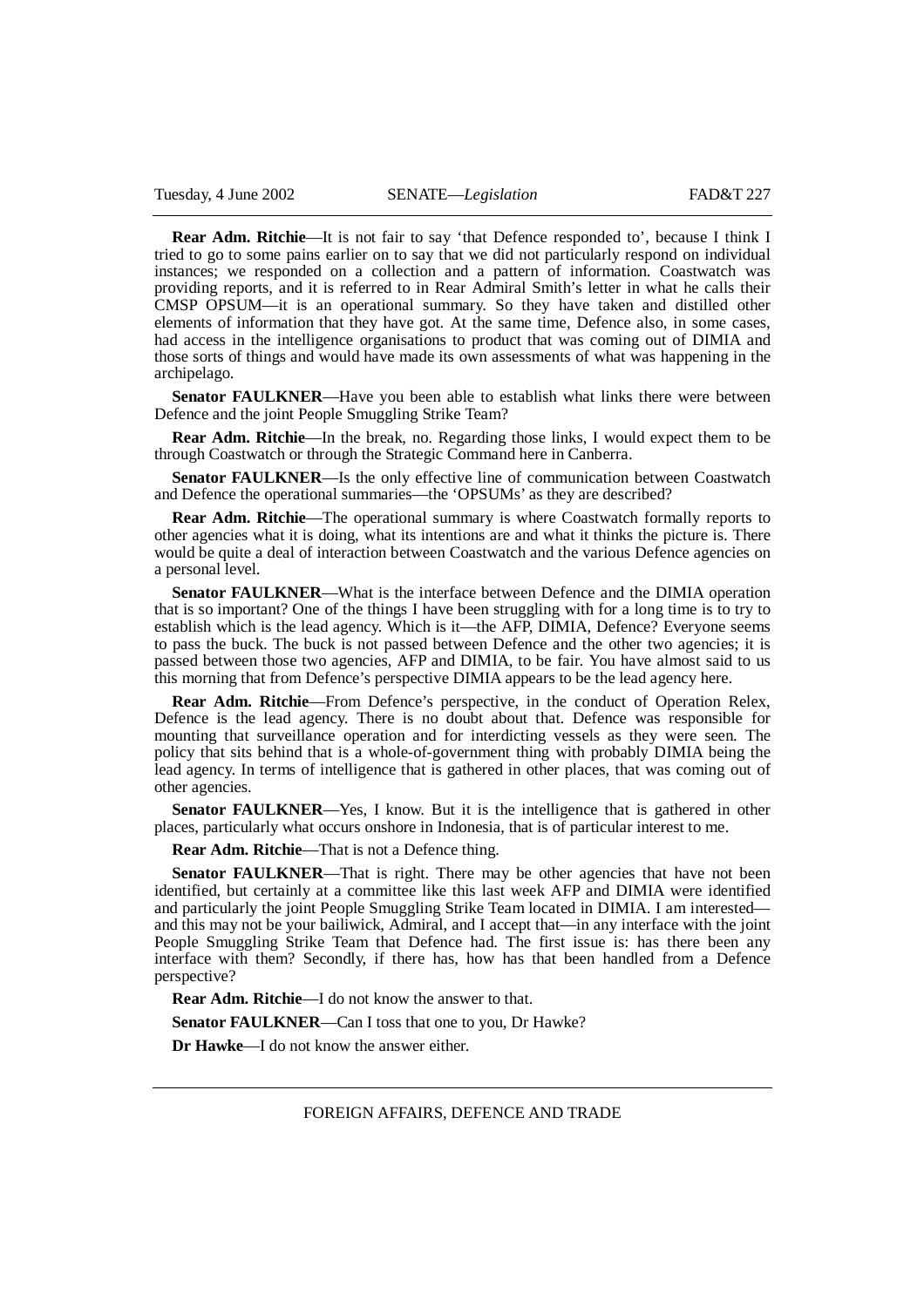**Rear Adm. Ritchie**—It is not fair to say 'that Defence responded to', because I think I tried to go to some pains earlier on to say that we did not particularly respond on individual instances; we responded on a collection and a pattern of information. Coastwatch was providing reports, and it is referred to in Rear Admiral Smith's letter in what he calls their CMSP OPSUM—it is an operational summary. So they have taken and distilled other elements of information that they have got. At the same time, Defence also, in some cases, had access in the intelligence organisations to product that was coming out of DIMIA and those sorts of things and would have made its own assessments of what was happening in the archipelago.

**Senator FAULKNER**—Have you been able to establish what links there were between Defence and the joint People Smuggling Strike Team?

**Rear Adm. Ritchie**—In the break, no. Regarding those links, I would expect them to be through Coastwatch or through the Strategic Command here in Canberra.

**Senator FAULKNER**—Is the only effective line of communication between Coastwatch and Defence the operational summaries—the 'OPSUMs' as they are described?

**Rear Adm. Ritchie**—The operational summary is where Coastwatch formally reports to other agencies what it is doing, what its intentions are and what it thinks the picture is. There would be quite a deal of interaction between Coastwatch and the various Defence agencies on a personal level.

**Senator FAULKNER**—What is the interface between Defence and the DIMIA operation that is so important? One of the things I have been struggling with for a long time is to try to establish which is the lead agency. Which is it—the AFP, DIMIA, Defence? Everyone seems to pass the buck. The buck is not passed between Defence and the other two agencies; it is passed between those two agencies, AFP and DIMIA, to be fair. You have almost said to us this morning that from Defence's perspective DIMIA appears to be the lead agency here.

**Rear Adm. Ritchie**—From Defence's perspective, in the conduct of Operation Relex, Defence is the lead agency. There is no doubt about that. Defence was responsible for mounting that surveillance operation and for interdicting vessels as they were seen. The policy that sits behind that is a whole-of-government thing with probably DIMIA being the lead agency. In terms of intelligence that is gathered in other places, that was coming out of other agencies.

**Senator FAULKNER**—Yes, I know. But it is the intelligence that is gathered in other places, particularly what occurs onshore in Indonesia, that is of particular interest to me.

**Rear Adm. Ritchie**—That is not a Defence thing.

**Senator FAULKNER**—That is right. There may be other agencies that have not been identified, but certainly at a committee like this last week AFP and DIMIA were identified and particularly the joint People Smuggling Strike Team located in DIMIA. I am interested—and this may not be your bailiwick, Admiral, and I accept that—in any interface with the joint People Smuggling Strike Team that Defence had. The first issue is: has there been any interface with them? Secondly, if there has, how has that been handled from a Defence perspective?

**Rear Adm. Ritchie**—I do not know the answer to that.

**Senator FAULKNER**—Can I toss that one to you, Dr Hawke?

**Dr Hawke**—I do not know the answer either.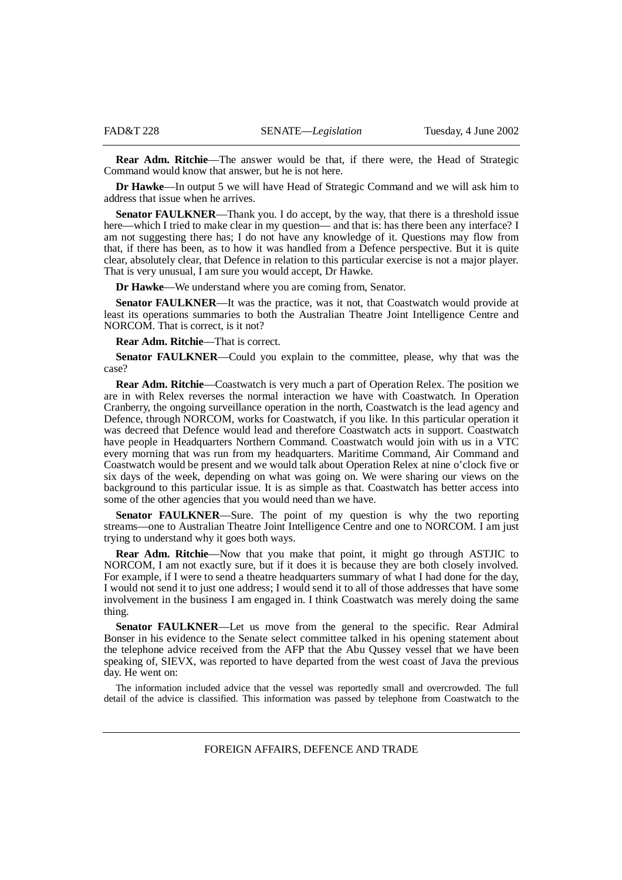**Rear Adm. Ritchie**—The answer would be that, if there were, the Head of Strategic Command would know that answer, but he is not here.

**Dr Hawke**—In output 5 we will have Head of Strategic Command and we will ask him to address that issue when he arrives.

**Senator FAULKNER**—Thank you. I do accept, by the way, that there is a threshold issue here—which I tried to make clear in my question— and that is: has there been any interface? I am not suggesting there has; I do not have any knowledge of it. Questions may flow from that, if there has been, as to how it was handled from a Defence perspective. But it is quite clear, absolutely clear, that Defence in relation to this particular exercise is not a major player. That is very unusual, I am sure you would accept, Dr Hawke.

**Dr Hawke**—We understand where you are coming from, Senator.

**Senator FAULKNER**—It was the practice, was it not, that Coastwatch would provide at least its operations summaries to both the Australian Theatre Joint Intelligence Centre and NORCOM. That is correct, is it not?

**Rear Adm. Ritchie**—That is correct.

**Senator FAULKNER**—Could you explain to the committee, please, why that was the case?

**Rear Adm. Ritchie**—Coastwatch is very much a part of Operation Relex. The position we are in with Relex reverses the normal interaction we have with Coastwatch. In Operation Cranberry, the ongoing surveillance operation in the north, Coastwatch is the lead agency and Defence, through NORCOM, works for Coastwatch, if you like. In this particular operation it was decreed that Defence would lead and therefore Coastwatch acts in support. Coastwatch have people in Headquarters Northern Command. Coastwatch would join with us in a VTC every morning that was run from my headquarters. Maritime Command, Air Command and Coastwatch would be present and we would talk about Operation Relex at nine o'clock five or six days of the week, depending on what was going on. We were sharing our views on the background to this particular issue. It is as simple as that. Coastwatch has better access into some of the other agencies that you would need than we have.

**Senator FAULKNER**—Sure. The point of my question is why the two reporting streams—one to Australian Theatre Joint Intelligence Centre and one to NORCOM. I am just trying to understand why it goes both ways.

**Rear Adm. Ritchie**—Now that you make that point, it might go through ASTJIC to NORCOM, I am not exactly sure, but if it does it is because they are both closely involved. For example, if I were to send a theatre headquarters summary of what I had done for the day, I would not send it to just one address; I would send it to all of those addresses that have some involvement in the business I am engaged in. I think Coastwatch was merely doing the same thing.

**Senator FAULKNER**—Let us move from the general to the specific. Rear Admiral Bonser in his evidence to the Senate select committee talked in his opening statement about the telephone advice received from the AFP that the Abu Qussey vessel that we have been speaking of, SIEVX, was reported to have departed from the west coast of Java the previous day. He went on:

> The information included advice that the vessel was reportedly small and overcrowded. The full detail of the advice is classified. This information was passed by telephone from Coastwatch to the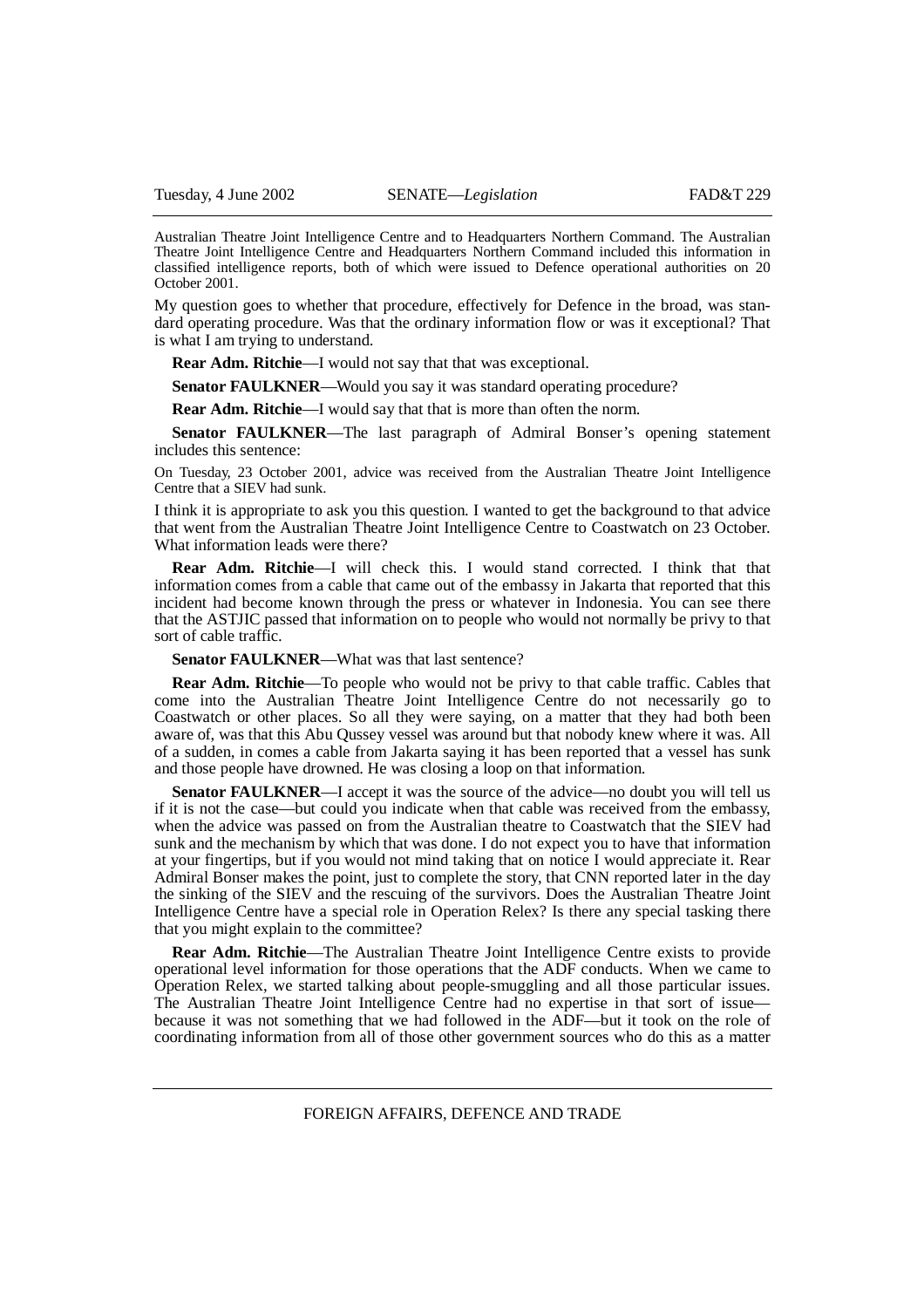Australian Theatre Joint Intelligence Centre and to Headquarters Northern Command. The Australian Theatre Joint Intelligence Centre and Headquarters Northern Command included this information in classified intelligence reports, both of which were issued to Defence operational authorities on 20 October 2001.

My question goes to whether that procedure, effectively for Defence in the broad, was standard operating procedure. Was that the ordinary information flow or was it exceptional? That is what I am trying to understand.

**Rear Adm. Ritchie**—I would not say that that was exceptional.

**Senator FAULKNER**—Would you say it was standard operating procedure?

**Rear Adm. Ritchie**—I would say that that is more than often the norm.

**Senator FAULKNER**—The last paragraph of Admiral Bonser's opening statement includes this sentence:

On Tuesday, 23 October 2001, advice was received from the Australian Theatre Joint Intelligence Centre that a SIEV had sunk.

I think it is appropriate to ask you this question. I wanted to get the background to that advice that went from the Australian Theatre Joint Intelligence Centre to Coastwatch on 23 October. What information leads were there?

**Rear Adm. Ritchie**—I will check this. I would stand corrected. I think that that information comes from a cable that came out of the embassy in Jakarta that reported that this incident had become known through the press or whatever in Indonesia. You can see there that the ASTJIC passed that information on to people who would not normally be privy to that sort of cable traffic.

**Senator FAULKNER**—What was that last sentence?

**Rear Adm. Ritchie**—To people who would not be privy to that cable traffic. Cables that come into the Australian Theatre Joint Intelligence Centre do not necessarily go to Coastwatch or other places. So all they were saying, on a matter that they had both been aware of, was that this Abu Qussey vessel was around but that nobody knew where it was. All of a sudden, in comes a cable from Jakarta saying it has been reported that a vessel has sunk and those people have drowned. He was closing a loop on that information.

**Senator FAULKNER**—I accept it was the source of the advice—no doubt you will tell us if it is not the case—but could you indicate when that cable was received from the embassy, when the advice was passed on from the Australian theatre to Coastwatch that the SIEV had sunk and the mechanism by which that was done. I do not expect you to have that information at your fingertips, but if you would not mind taking that on notice I would appreciate it. Rear Admiral Bonser makes the point, just to complete the story, that CNN reported later in the day the sinking of the SIEV and the rescuing of the survivors. Does the Australian Theatre Joint Intelligence Centre have a special role in Operation Relex? Is there any special tasking there that you might explain to the committee?

**Rear Adm. Ritchie**—The Australian Theatre Joint Intelligence Centre exists to provide operational level information for those operations that the ADF conducts. When we came to Operation Relex, we started talking about people-smuggling and all those particular issues. The Australian Theatre Joint Intelligence Centre had no expertise in that sort of issue—because it was not something that we had followed in the ADF—but it took on the role of coordinating information from all of those other government sources who do this as a matter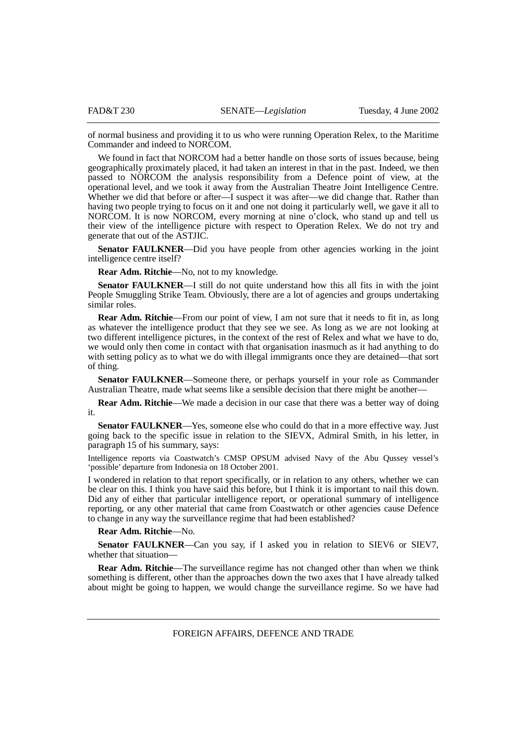of normal business and providing it to us who were running Operation Relex, to the Maritime Commander and indeed to NORCOM.

We found in fact that NORCOM had a better handle on those sorts of issues because, being geographically proximately placed, it had taken an interest in that in the past. Indeed, we then passed to NORCOM the analysis responsibility from a Defence point of view, at the operational level, and we took it away from the Australian Theatre Joint Intelligence Centre. Whether we did that before or after—I suspect it was after—we did change that. Rather than having two people trying to focus on it and one not doing it particularly well, we gave it all to NORCOM. It is now NORCOM, every morning at nine o'clock, who stand up and tell us their view of the intelligence picture with respect to Operation Relex. We do not try and generate that out of the ASTJIC.

**Senator FAULKNER**—Did you have people from other agencies working in the joint intelligence centre itself?

**Rear Adm. Ritchie**—No, not to my knowledge.

**Senator FAULKNER**—I still do not quite understand how this all fits in with the joint People Smuggling Strike Team. Obviously, there are a lot of agencies and groups undertaking similar roles.

**Rear Adm. Ritchie**—From our point of view, I am not sure that it needs to fit in, as long as whatever the intelligence product that they see we see. As long as we are not looking at two different intelligence pictures, in the context of the rest of Relex and what we have to do, we would only then come in contact with that organisation inasmuch as it had anything to do with setting policy as to what we do with illegal immigrants once they are detained—that sort of thing.

**Senator FAULKNER**—Someone there, or perhaps yourself in your role as Commander Australian Theatre, made what seems like a sensible decision that there might be another—

**Rear Adm. Ritchie**—We made a decision in our case that there was a better way of doing it.

**Senator FAULKNER**—Yes, someone else who could do that in a more effective way. Just going back to the specific issue in relation to the SIEVX, Admiral Smith, in his letter, in paragraph 15 of his summary, says:

> Intelligence reports via Coastwatch's CMSP OPSUM advised Navy of the Abu Qussey vessel's 'possible' departure from Indonesia on 18 October 2001.

I wondered in relation to that report specifically, or in relation to any others, whether we can be clear on this. I think you have said this before, but I think it is important to nail this down. Did any of either that particular intelligence report, or operational summary of intelligence reporting, or any other material that came from Coastwatch or other agencies cause Defence to change in any way the surveillance regime that had been established?

**Rear Adm. Ritchie**—No.

**Senator FAULKNER**—Can you say, if I asked you in relation to SIEV6 or SIEV7, whether that situation—

**Rear Adm. Ritchie**—The surveillance regime has not changed other than when we think something is different, other than the approaches down the two axes that I have already talked about might be going to happen, we would change the surveillance regime. So we have had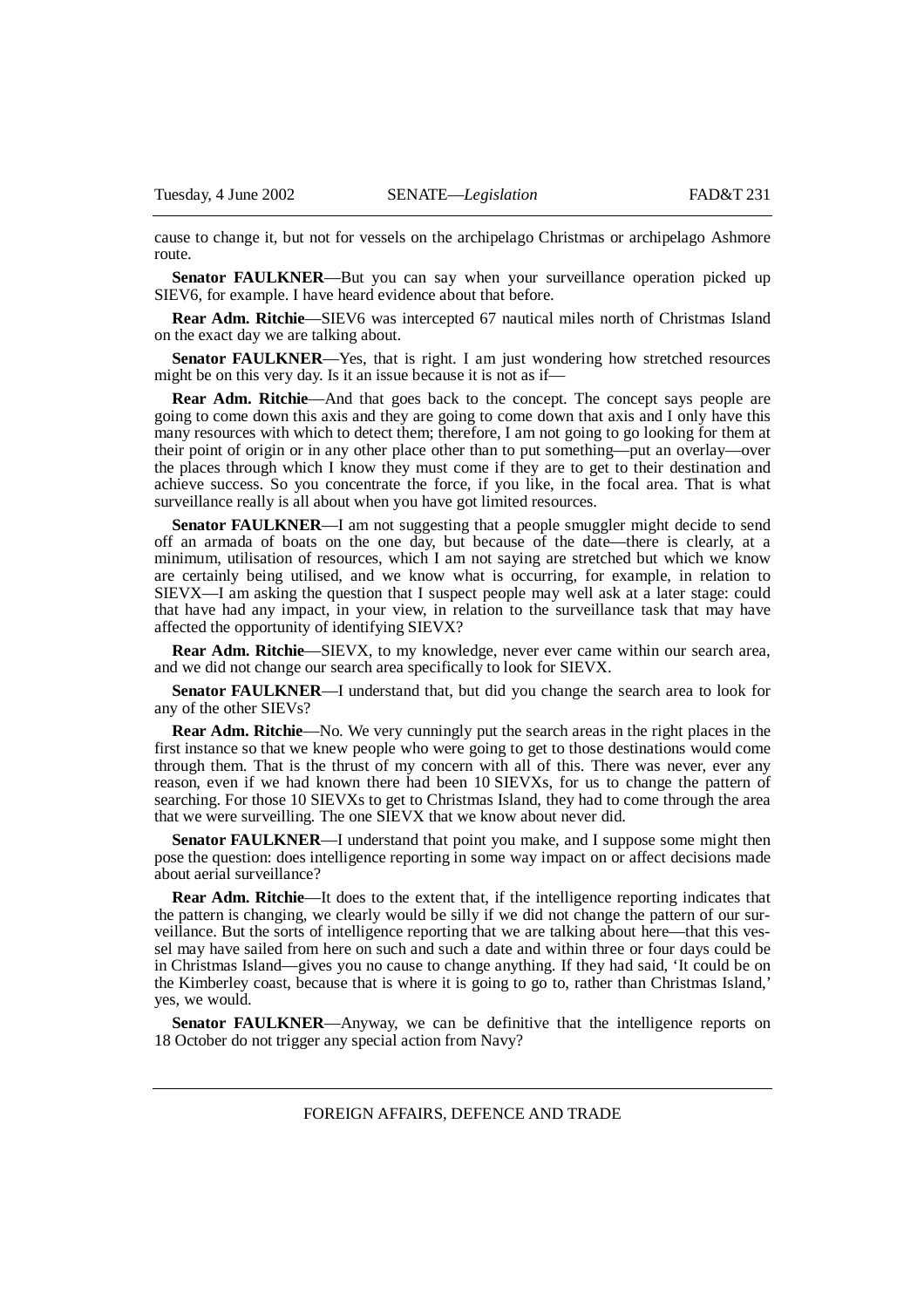cause to change it, but not for vessels on the archipelago Christmas or archipelago Ashmore route.

**Senator FAULKNER**—But you can say when your surveillance operation picked up SIEV6, for example. I have heard evidence about that before.

**Rear Adm. Ritchie**—SIEV6 was intercepted 67 nautical miles north of Christmas Island on the exact day we are talking about.

**Senator FAULKNER**—Yes, that is right. I am just wondering how stretched resources might be on this very day. Is it an issue because it is not as if—

**Rear Adm. Ritchie**—And that goes back to the concept. The concept says people are going to come down this axis and they are going to come down that axis and I only have this many resources with which to detect them; therefore, I am not going to go looking for them at their point of origin or in any other place other than to put something—put an overlay—over the places through which I know they must come if they are to get to their destination and achieve success. So you concentrate the force, if you like, in the focal area. That is what surveillance really is all about when you have got limited resources.

**Senator FAULKNER**—I am not suggesting that a people smuggler might decide to send off an armada of boats on the one day, but because of the date—there is clearly, at a minimum, utilisation of resources, which I am not saying are stretched but which we know are certainly being utilised, and we know what is occurring, for example, in relation to SIEVX—I am asking the question that I suspect people may well ask at a later stage: could that have had any impact, in your view, in relation to the surveillance task that may have affected the opportunity of identifying SIEVX?

**Rear Adm. Ritchie**—SIEVX, to my knowledge, never ever came within our search area, and we did not change our search area specifically to look for SIEVX.

**Senator FAULKNER**—I understand that, but did you change the search area to look for any of the other SIEVs?

**Rear Adm. Ritchie**—No. We very cunningly put the search areas in the right places in the first instance so that we knew people who were going to get to those destinations would come through them. That is the thrust of my concern with all of this. There was never, ever any reason, even if we had known there had been 10 SIEVXs, for us to change the pattern of searching. For those 10 SIEVXs to get to Christmas Island, they had to come through the area that we were surveilling. The one SIEVX that we know about never did.

**Senator FAULKNER**—I understand that point you make, and I suppose some might then pose the question: does intelligence reporting in some way impact on or affect decisions made about aerial surveillance?

**Rear Adm. Ritchie**—It does to the extent that, if the intelligence reporting indicates that the pattern is changing, we clearly would be silly if we did not change the pattern of our surveillance. But the sorts of intelligence reporting that we are talking about here—that this vessel may have sailed from here on such and such a date and within three or four days could be in Christmas Island—gives you no cause to change anything. If they had said, 'It could be on the Kimberley coast, because that is where it is going to go to, rather than Christmas Island,' yes, we would.

**Senator FAULKNER**—Anyway, we can be definitive that the intelligence reports on 18 October do not trigger any special action from Navy?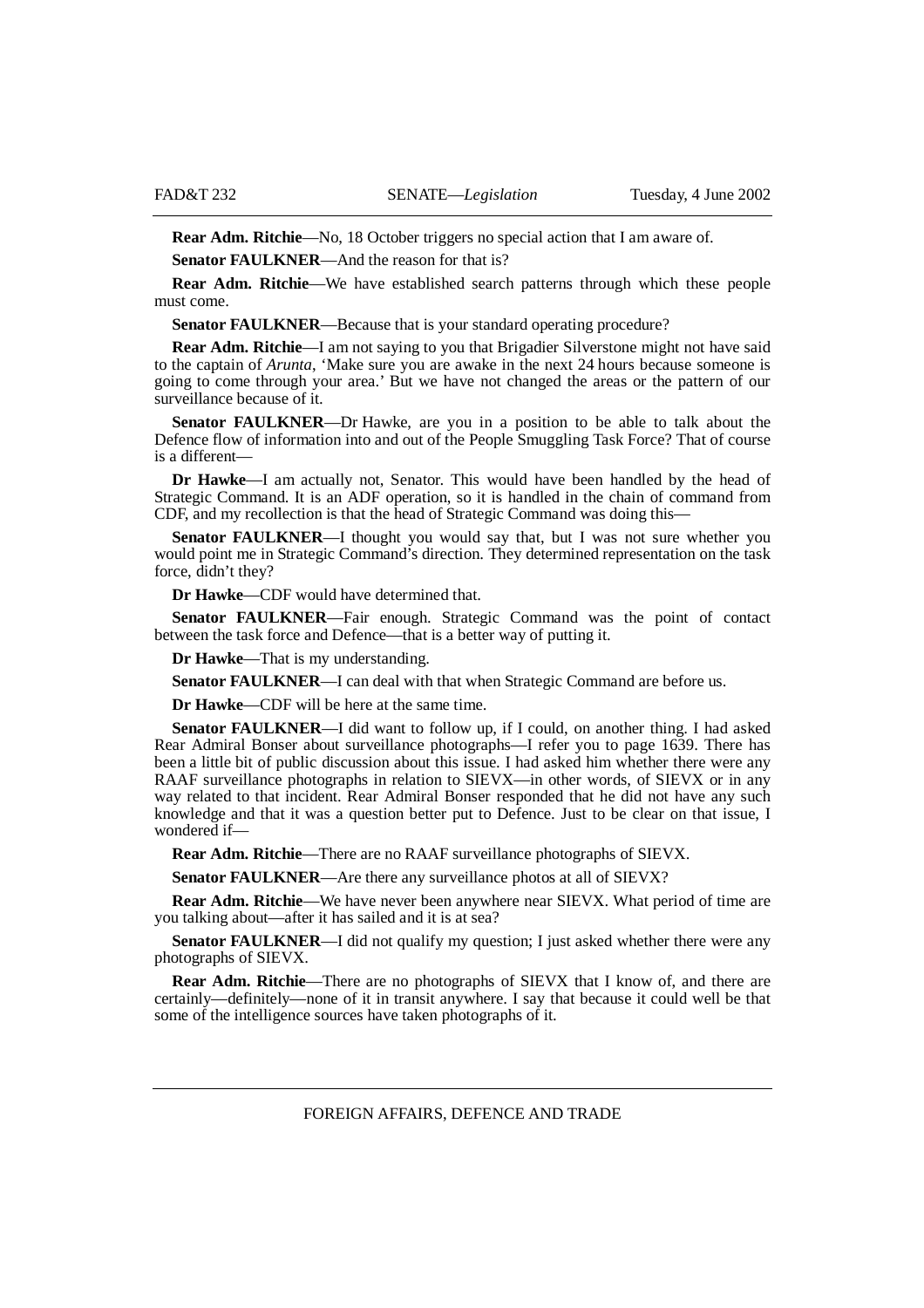**Rear Adm. Ritchie**—No, 18 October triggers no special action that I am aware of.

**Senator FAULKNER**—And the reason for that is?

**Rear Adm. Ritchie**—We have established search patterns through which these people must come.

**Senator FAULKNER**—Because that is your standard operating procedure?

**Rear Adm. Ritchie**—I am not saying to you that Brigadier Silverstone might not have said to the captain of *Arunta*, 'Make sure you are awake in the next 24 hours because someone is going to come through your area.' But we have not changed the areas or the pattern of our surveillance because of it.

**Senator FAULKNER**—Dr Hawke, are you in a position to be able to talk about the Defence flow of information into and out of the People Smuggling Task Force? That of course is a different—

**Dr Hawke**—I am actually not, Senator. This would have been handled by the head of Strategic Command. It is an ADF operation, so it is handled in the chain of command from CDF, and my recollection is that the head of Strategic Command was doing this—

**Senator FAULKNER**—I thought you would say that, but I was not sure whether you would point me in Strategic Command's direction. They determined representation on the task force, didn't they?

**Dr Hawke**—CDF would have determined that.

**Senator FAULKNER**—Fair enough. Strategic Command was the point of contact between the task force and Defence—that is a better way of putting it.

**Dr Hawke**—That is my understanding.

**Senator FAULKNER**—I can deal with that when Strategic Command are before us.

**Dr Hawke**—CDF will be here at the same time.

**Senator FAULKNER**—I did want to follow up, if I could, on another thing. I had asked Rear Admiral Bonser about surveillance photographs—I refer you to page 1639. There has been a little bit of public discussion about this issue. I had asked him whether there were any RAAF surveillance photographs in relation to SIEVX—in other words, of SIEVX or in any way related to that incident. Rear Admiral Bonser responded that he did not have any such knowledge and that it was a question better put to Defence. Just to be clear on that issue, I wondered if—

**Rear Adm. Ritchie**—There are no RAAF surveillance photographs of SIEVX.

**Senator FAULKNER**—Are there any surveillance photos at all of SIEVX?

**Rear Adm. Ritchie**—We have never been anywhere near SIEVX. What period of time are you talking about—after it has sailed and it is at sea?

**Senator FAULKNER**—I did not qualify my question; I just asked whether there were any photographs of SIEVX.

**Rear Adm. Ritchie**—There are no photographs of SIEVX that I know of, and there are certainly—definitely—none of it in transit anywhere. I say that because it could well be that some of the intelligence sources have taken photographs of it.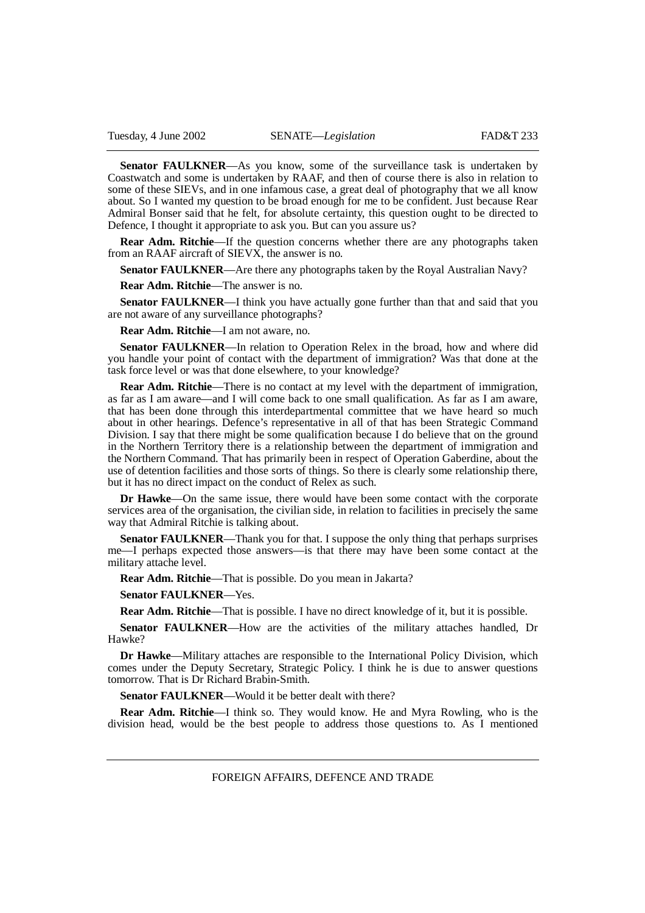**Senator FAULKNER**—As you know, some of the surveillance task is undertaken by Coastwatch and some is undertaken by RAAF, and then of course there is also in relation to some of these SIEVs, and in one infamous case, a great deal of photography that we all know about. So I wanted my question to be broad enough for me to be confident. Just because Rear Admiral Bonser said that he felt, for absolute certainty, this question ought to be directed to Defence, I thought it appropriate to ask you. But can you assure us?

**Rear Adm. Ritchie**—If the question concerns whether there are any photographs taken from an RAAF aircraft of SIEVX, the answer is no.

**Senator FAULKNER**—Are there any photographs taken by the Royal Australian Navy?

**Rear Adm. Ritchie**—The answer is no.

**Senator FAULKNER**—I think you have actually gone further than that and said that you are not aware of any surveillance photographs?

**Rear Adm. Ritchie**—I am not aware, no.

**Senator FAULKNER**—In relation to Operation Relex in the broad, how and where did you handle your point of contact with the department of immigration? Was that done at the task force level or was that done elsewhere, to your knowledge?

**Rear Adm. Ritchie**—There is no contact at my level with the department of immigration, as far as I am aware—and I will come back to one small qualification. As far as I am aware, that has been done through this interdepartmental committee that we have heard so much about in other hearings. Defence's representative in all of that has been Strategic Command Division. I say that there might be some qualification because I do believe that on the ground in the Northern Territory there is a relationship between the department of immigration and the Northern Command. That has primarily been in respect of Operation Gaberdine, about the use of detention facilities and those sorts of things. So there is clearly some relationship there, but it has no direct impact on the conduct of Relex as such.

**Dr Hawke**—On the same issue, there would have been some contact with the corporate services area of the organisation, the civilian side, in relation to facilities in precisely the same way that Admiral Ritchie is talking about.

**Senator FAULKNER**—Thank you for that. I suppose the only thing that perhaps surprises me—I perhaps expected those answers—is that there may have been some contact at the military attache level.

**Rear Adm. Ritchie**—That is possible. Do you mean in Jakarta?

**Senator FAULKNER**—Yes.

**Rear Adm. Ritchie**—That is possible. I have no direct knowledge of it, but it is possible.

**Senator FAULKNER**—How are the activities of the military attaches handled, Dr Hawke?

**Dr Hawke**—Military attaches are responsible to the International Policy Division, which comes under the Deputy Secretary, Strategic Policy. I think he is due to answer questions tomorrow. That is Dr Richard Brabin-Smith.

**Senator FAULKNER**—Would it be better dealt with there?

**Rear Adm. Ritchie**—I think so. They would know. He and Myra Rowling, who is the division head, would be the best people to address those questions to. As I mentioned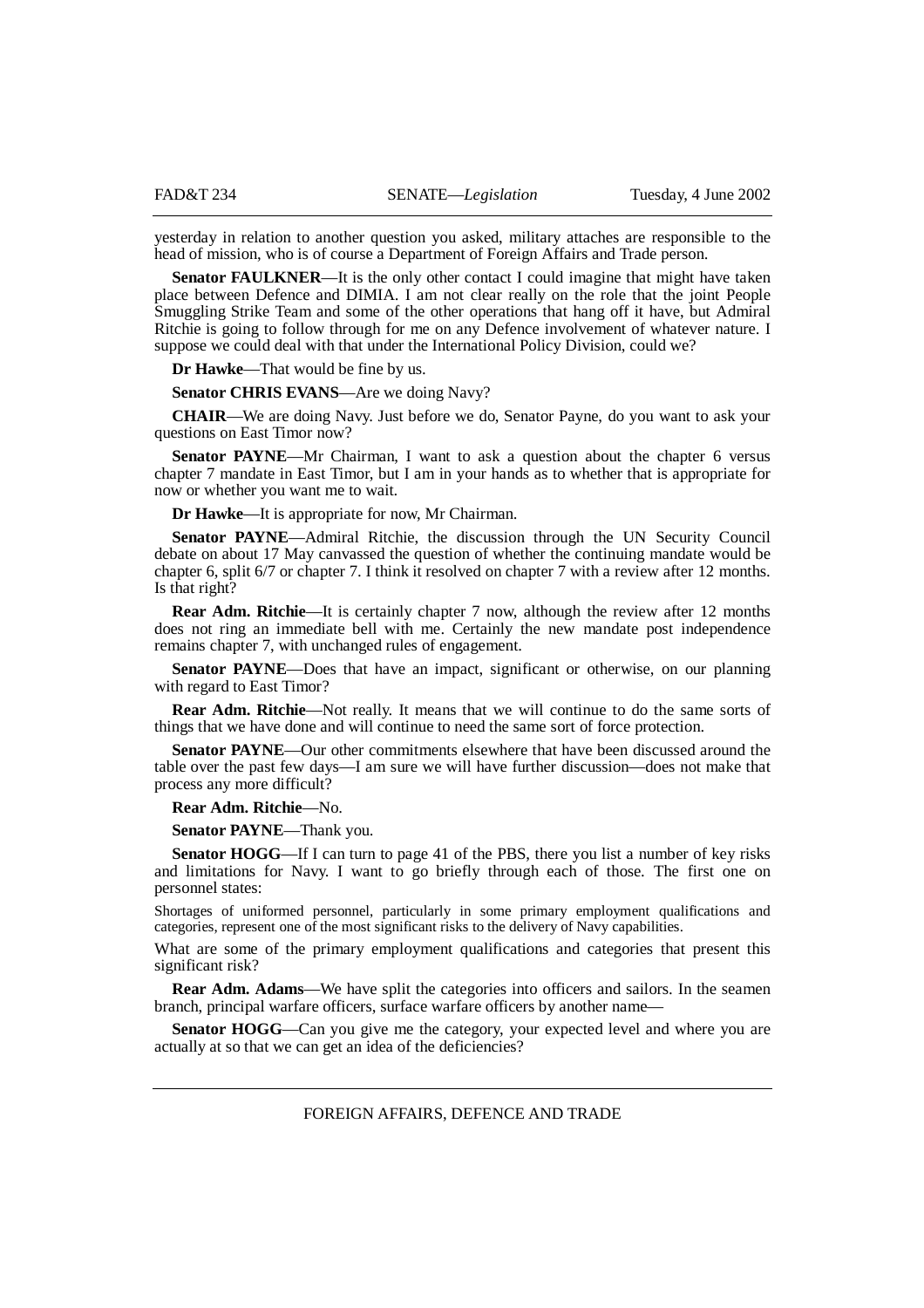yesterday in relation to another question you asked, military attaches are responsible to the head of mission, who is of course a Department of Foreign Affairs and Trade person.

**Senator FAULKNER**—It is the only other contact I could imagine that might have taken place between Defence and DIMIA. I am not clear really on the role that the joint People Smuggling Strike Team and some of the other operations that hang off it have, but Admiral Ritchie is going to follow through for me on any Defence involvement of whatever nature. I suppose we could deal with that under the International Policy Division, could we?

**Dr Hawke**—That would be fine by us.

**Senator CHRIS EVANS**—Are we doing Navy?

**CHAIR**—We are doing Navy. Just before we do, Senator Payne, do you want to ask your questions on East Timor now?

**Senator PAYNE**—Mr Chairman, I want to ask a question about the chapter 6 versus chapter 7 mandate in East Timor, but I am in your hands as to whether that is appropriate for now or whether you want me to wait.

**Dr Hawke**—It is appropriate for now, Mr Chairman.

**Senator PAYNE**—Admiral Ritchie, the discussion through the UN Security Council debate on about 17 May canvassed the question of whether the continuing mandate would be chapter 6, split 6/7 or chapter 7. I think it resolved on chapter 7 with a review after 12 months. Is that right?

**Rear Adm. Ritchie**—It is certainly chapter 7 now, although the review after 12 months does not ring an immediate bell with me. Certainly the new mandate post independence remains chapter 7, with unchanged rules of engagement.

**Senator PAYNE**—Does that have an impact, significant or otherwise, on our planning with regard to East Timor?

**Rear Adm. Ritchie**—Not really. It means that we will continue to do the same sorts of things that we have done and will continue to need the same sort of force protection.

**Senator PAYNE**—Our other commitments elsewhere that have been discussed around the table over the past few days—I am sure we will have further discussion—does not make that process any more difficult?

**Rear Adm. Ritchie**—No.

**Senator PAYNE**—Thank you.

**Senator HOGG**—If I can turn to page 41 of the PBS, there you list a number of key risks and limitations for Navy. I want to go briefly through each of those. The first one on personnel states:

Shortages of uniformed personnel, particularly in some primary employment qualifications and categories, represent one of the most significant risks to the delivery of Navy capabilities.

What are some of the primary employment qualifications and categories that present this significant risk?

**Rear Adm. Adams**—We have split the categories into officers and sailors. In the seamen branch, principal warfare officers, surface warfare officers by another name—

**Senator HOGG**—Can you give me the category, your expected level and where you are actually at so that we can get an idea of the deficiencies?